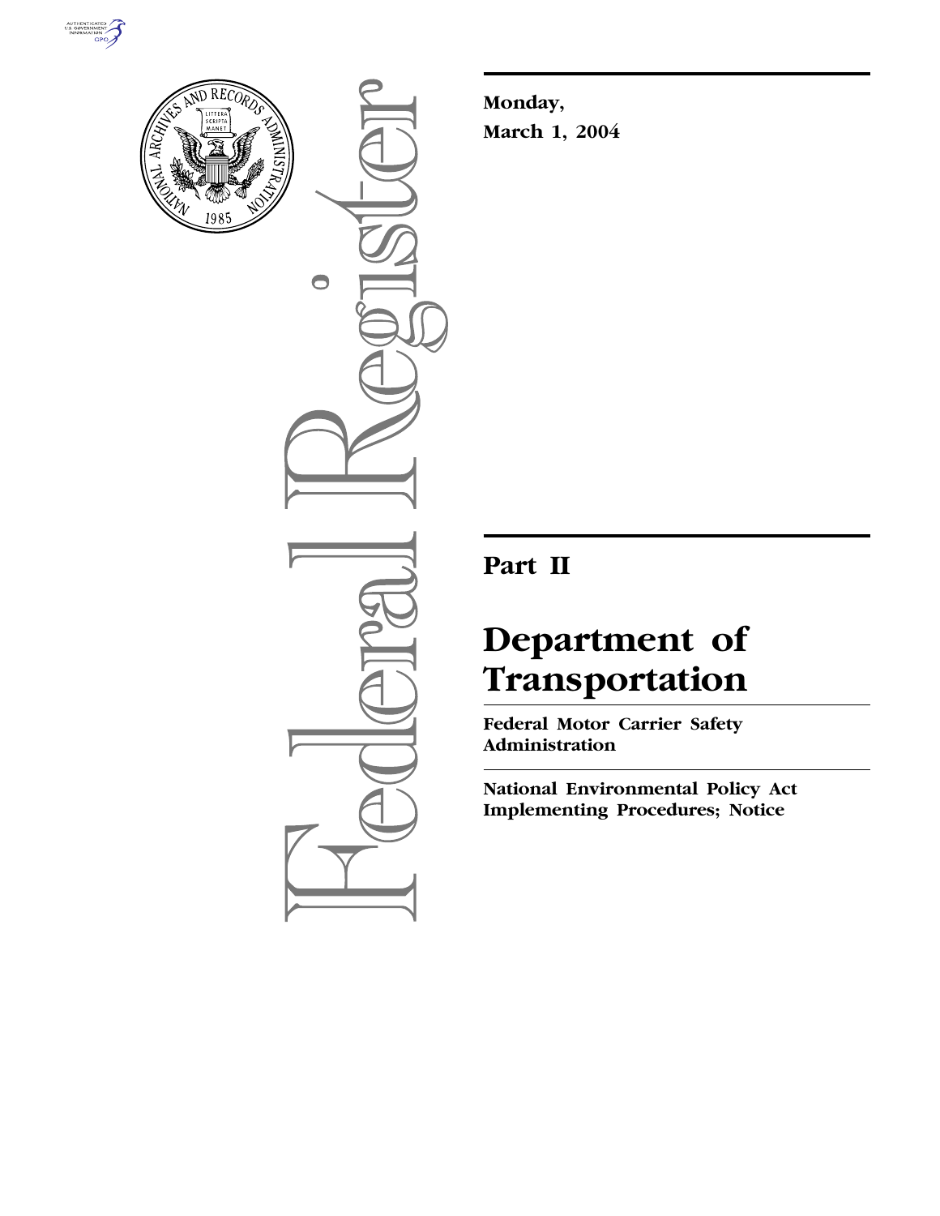**Monday,**
**March 1, 2004**

# Part II

# Department of Transportation

## Federal Motor Carrier Safety Administration

## National Environmental Policy Act Implementing Procedures; Notice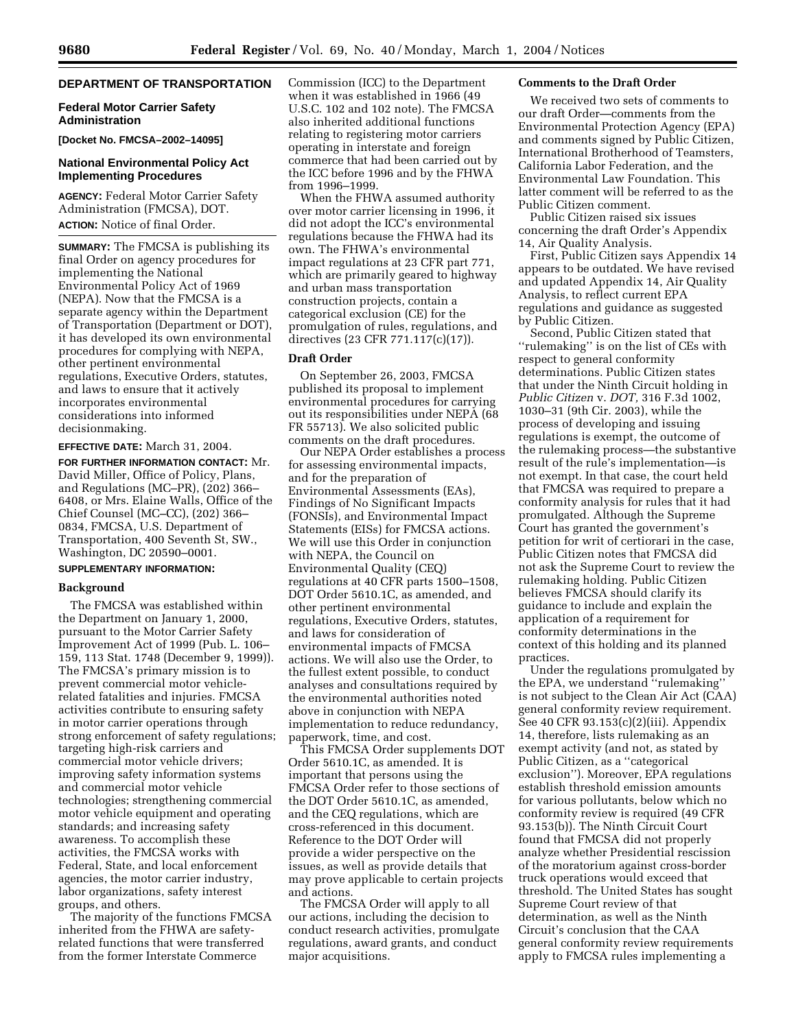## DEPARTMENT OF TRANSPORTATION

### Federal Motor Carrier Safety Administration

**[Docket No. FMCSA–2002–14095]**

### National Environmental Policy Act Implementing Procedures

**AGENCY:** Federal Motor Carrier Safety Administration (FMCSA), DOT.

**ACTION:** Notice of final Order.

**SUMMARY:** The FMCSA is publishing its final Order on agency procedures for implementing the National Environmental Policy Act of 1969 (NEPA). Now that the FMCSA is a separate agency within the Department of Transportation (Department or DOT), it has developed its own environmental procedures for complying with NEPA, other pertinent environmental regulations, Executive Orders, statutes, and laws to ensure that it actively incorporates environmental considerations into informed decisionmaking.

**EFFECTIVE DATE:** March 31, 2004.

**FOR FURTHER INFORMATION CONTACT:** Mr. David Miller, Office of Policy, Plans, and Regulations (MC–PR), (202) 366–6408, or Mrs. Elaine Walls, Office of the Chief Counsel (MC–CC), (202) 366–0834, FMCSA, U.S. Department of Transportation, 400 Seventh St, SW., Washington, DC 20590–0001.

**SUPPLEMENTARY INFORMATION:**

#### Background

The FMCSA was established within the Department on January 1, 2000, pursuant to the Motor Carrier Safety Improvement Act of 1999 (Pub. L. 106–159, 113 Stat. 1748 (December 9, 1999)). The FMCSA's primary mission is to prevent commercial motor vehicle-related fatalities and injuries. FMCSA activities contribute to ensuring safety in motor carrier operations through strong enforcement of safety regulations; targeting high-risk carriers and commercial motor vehicle drivers; improving safety information systems and commercial motor vehicle technologies; strengthening commercial motor vehicle equipment and operating standards; and increasing safety awareness. To accomplish these activities, the FMCSA works with Federal, State, and local enforcement agencies, the motor carrier industry, labor organizations, safety interest groups, and others.

The majority of the functions FMCSA inherited from the FHWA are safety-related functions that were transferred from the former Interstate Commerce Commission (ICC) to the Department when it was established in 1966 (49 U.S.C. 102 and 102 note). The FMCSA also inherited additional functions relating to registering motor carriers operating in interstate and foreign commerce that had been carried out by the ICC before 1996 and by the FHWA from 1996–1999.

When the FHWA assumed authority over motor carrier licensing in 1996, it did not adopt the ICC's environmental regulations because the FHWA had its own. The FHWA's environmental impact regulations at 23 CFR part 771, which are primarily geared to highway and urban mass transportation construction projects, contain a categorical exclusion (CE) for the promulgation of rules, regulations, and directives (23 CFR 771.117(c)(17)).

#### Draft Order

On September 26, 2003, FMCSA published its proposal to implement environmental procedures for carrying out its responsibilities under NEPA (68 FR 55713). We also solicited public comments on the draft procedures.

Our NEPA Order establishes a process for assessing environmental impacts, and for the preparation of Environmental Assessments (EAs), Findings of No Significant Impacts (FONSIs), and Environmental Impact Statements (EISs) for FMCSA actions. We will use this Order in conjunction with NEPA, the Council on Environmental Quality (CEQ) regulations at 40 CFR parts 1500–1508, DOT Order 5610.1C, as amended, and other pertinent environmental regulations, Executive Orders, statutes, and laws for consideration of environmental impacts of FMCSA actions. We will also use the Order, to the fullest extent possible, to conduct analyses and consultations required by the environmental authorities noted above in conjunction with NEPA implementation to reduce redundancy, paperwork, time, and cost.

This FMCSA Order supplements DOT Order 5610.1C, as amended. It is important that persons using the FMCSA Order refer to those sections of the DOT Order 5610.1C, as amended, and the CEQ regulations, which are cross-referenced in this document. Reference to the DOT Order will provide a wider perspective on the issues, as well as provide details that may prove applicable to certain projects and actions.

The FMCSA Order will apply to all our actions, including the decision to conduct research activities, promulgate regulations, award grants, and conduct major acquisitions.

#### Comments to the Draft Order

We received two sets of comments to our draft Order—comments from the Environmental Protection Agency (EPA) and comments signed by Public Citizen, International Brotherhood of Teamsters, California Labor Federation, and the Environmental Law Foundation. This latter comment will be referred to as the Public Citizen comment.

Public Citizen raised six issues concerning the draft Order's Appendix 14, Air Quality Analysis.

First, Public Citizen says Appendix 14 appears to be outdated. We have revised and updated Appendix 14, Air Quality Analysis, to reflect current EPA regulations and guidance as suggested by Public Citizen.

Second, Public Citizen stated that ''rulemaking'' is on the list of CEs with respect to general conformity determinations. Public Citizen states that under the Ninth Circuit holding in *Public Citizen* v. *DOT,* 316 F.3d 1002, 1030–31 (9th Cir. 2003), while the process of developing and issuing regulations is exempt, the outcome of the rulemaking process—the substantive result of the rule's implementation—is not exempt. In that case, the court held that FMCSA was required to prepare a conformity analysis for rules that it had promulgated. Although the Supreme Court has granted the government's petition for writ of certiorari in the case, Public Citizen notes that FMCSA did not ask the Supreme Court to review the rulemaking holding. Public Citizen believes FMCSA should clarify its guidance to include and explain the application of a requirement for conformity determinations in the context of this holding and its planned practices.

Under the regulations promulgated by the EPA, we understand ''rulemaking'' is not subject to the Clean Air Act (CAA) general conformity review requirement. See 40 CFR 93.153(c)(2)(iii). Appendix 14, therefore, lists rulemaking as an exempt activity (and not, as stated by Public Citizen, as a ''categorical exclusion''). Moreover, EPA regulations establish threshold emission amounts for various pollutants, below which no conformity review is required (49 CFR 93.153(b)). The Ninth Circuit Court found that FMCSA did not properly analyze whether Presidential rescission of the moratorium against cross-border truck operations would exceed that threshold. The United States has sought Supreme Court review of that determination, as well as the Ninth Circuit's conclusion that the CAA general conformity review requirements apply to FMCSA rules implementing a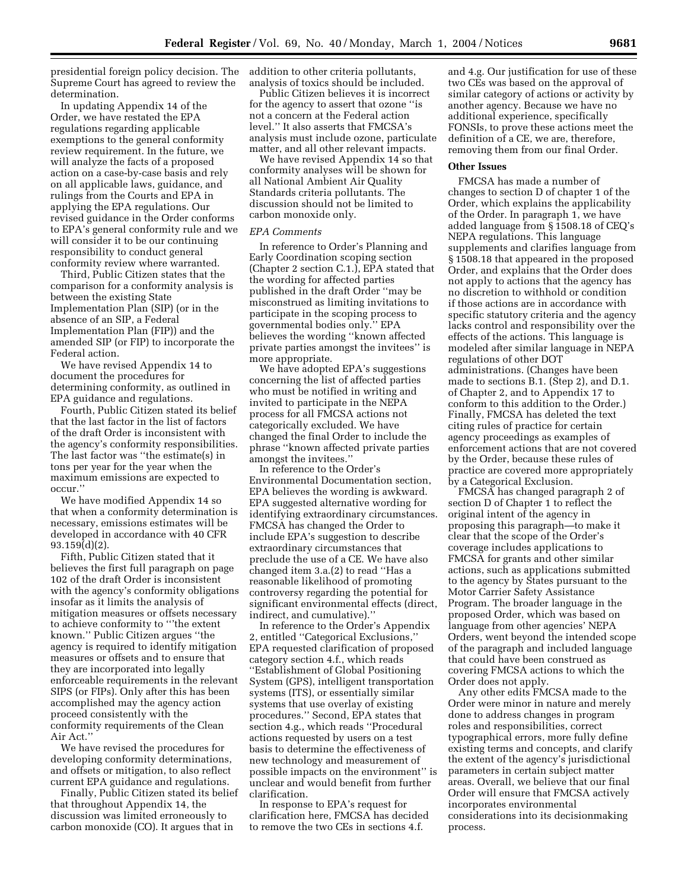presidential foreign policy decision. The Supreme Court has agreed to review the determination.

In updating Appendix 14 of the Order, we have restated the EPA regulations regarding applicable exemptions to the general conformity review requirement. In the future, we will analyze the facts of a proposed action on a case-by-case basis and rely on all applicable laws, guidance, and rulings from the Courts and EPA in applying the EPA regulations. Our revised guidance in the Order conforms to EPA's general conformity rule and we will consider it to be our continuing responsibility to conduct general conformity review where warranted.

Third, Public Citizen states that the comparison for a conformity analysis is between the existing State Implementation Plan (SIP) (or in the absence of an SIP, a Federal Implementation Plan (FIP)) and the amended SIP (or FIP) to incorporate the Federal action.

We have revised Appendix 14 to document the procedures for determining conformity, as outlined in EPA guidance and regulations.

Fourth, Public Citizen stated its belief that the last factor in the list of factors of the draft Order is inconsistent with the agency's conformity responsibilities. The last factor was ''the estimate(s) in tons per year for the year when the maximum emissions are expected to occur.''

We have modified Appendix 14 so that when a conformity determination is necessary, emissions estimates will be developed in accordance with 40 CFR 93.159(d)(2).

Fifth, Public Citizen stated that it believes the first full paragraph on page 102 of the draft Order is inconsistent with the agency's conformity obligations insofar as it limits the analysis of mitigation measures or offsets necessary to achieve conformity to '''the extent known.'' Public Citizen argues ''the agency is required to identify mitigation measures or offsets and to ensure that they are incorporated into legally enforceable requirements in the relevant SIPS (or FIPs). Only after this has been accomplished may the agency action proceed consistently with the conformity requirements of the Clean Air Act.''

We have revised the procedures for developing conformity determinations, and offsets or mitigation, to also reflect current EPA guidance and regulations.

Finally, Public Citizen stated its belief that throughout Appendix 14, the discussion was limited erroneously to carbon monoxide (CO). It argues that in addition to other criteria pollutants, analysis of toxics should be included.

Public Citizen believes it is incorrect for the agency to assert that ozone ''is not a concern at the Federal action level.'' It also asserts that FMCSA's analysis must include ozone, particulate matter, and all other relevant impacts.

We have revised Appendix 14 so that conformity analyses will be shown for all National Ambient Air Quality Standards criteria pollutants. The discussion should not be limited to carbon monoxide only.

*EPA Comments*

In reference to Order's Planning and Early Coordination scoping section (Chapter 2 section C.1.), EPA stated that the wording for affected parties published in the draft Order ''may be misconstrued as limiting invitations to participate in the scoping process to governmental bodies only.'' EPA believes the wording ''known affected private parties amongst the invitees'' is more appropriate.

We have adopted EPA's suggestions concerning the list of affected parties who must be notified in writing and invited to participate in the NEPA process for all FMCSA actions not categorically excluded. We have changed the final Order to include the phrase ''known affected private parties amongst the invitees.''

In reference to the Order's Environmental Documentation section, EPA believes the wording is awkward. EPA suggested alternative wording for identifying extraordinary circumstances. FMCSA has changed the Order to include EPA's suggestion to describe extraordinary circumstances that preclude the use of a CE. We have also changed item 3.a.(2) to read ''Has a reasonable likelihood of promoting controversy regarding the potential for significant environmental effects (direct, indirect, and cumulative).''

In reference to the Order's Appendix 2, entitled ''Categorical Exclusions,'' EPA requested clarification of proposed category section 4.f., which reads ''Establishment of Global Positioning System (GPS), intelligent transportation systems (ITS), or essentially similar systems that use overlay of existing procedures.'' Second, EPA states that section 4.g., which reads ''Procedural actions requested by users on a test basis to determine the effectiveness of new technology and measurement of possible impacts on the environment'' is unclear and would benefit from further clarification.

In response to EPA's request for clarification here, FMCSA has decided to remove the two CEs in sections 4.f. and 4.g. Our justification for use of these two CEs was based on the approval of similar category of actions or activity by another agency. Because we have no additional experience, specifically FONSIs, to prove these actions meet the definition of a CE, we are, therefore, removing them from our final Order.

**Other Issues**

FMCSA has made a number of changes to section D of chapter 1 of the Order, which explains the applicability of the Order. In paragraph 1, we have added language from § 1508.18 of CEQ's NEPA regulations. This language supplements and clarifies language from § 1508.18 that appeared in the proposed Order, and explains that the Order does not apply to actions that the agency has no discretion to withhold or condition if those actions are in accordance with specific statutory criteria and the agency lacks control and responsibility over the effects of the actions. This language is modeled after similar language in NEPA regulations of other DOT administrations. (Changes have been made to sections B.1. (Step 2), and D.1. of Chapter 2, and to Appendix 17 to conform to this addition to the Order.) Finally, FMCSA has deleted the text citing rules of practice for certain agency proceedings as examples of enforcement actions that are not covered by the Order, because these rules of practice are covered more appropriately by a Categorical Exclusion.

FMCSA has changed paragraph 2 of section D of Chapter 1 to reflect the original intent of the agency in proposing this paragraph—to make it clear that the scope of the Order's coverage includes applications to FMCSA for grants and other similar actions, such as applications submitted to the agency by States pursuant to the Motor Carrier Safety Assistance Program. The broader language in the proposed Order, which was based on language from other agencies' NEPA Orders, went beyond the intended scope of the paragraph and included language that could have been construed as covering FMCSA actions to which the Order does not apply.

Any other edits FMCSA made to the Order were minor in nature and merely done to address changes in program roles and responsibilities, correct typographical errors, more fully define existing terms and concepts, and clarify the extent of the agency's jurisdictional parameters in certain subject matter areas. Overall, we believe that our final Order will ensure that FMCSA actively incorporates environmental considerations into its decisionmaking process.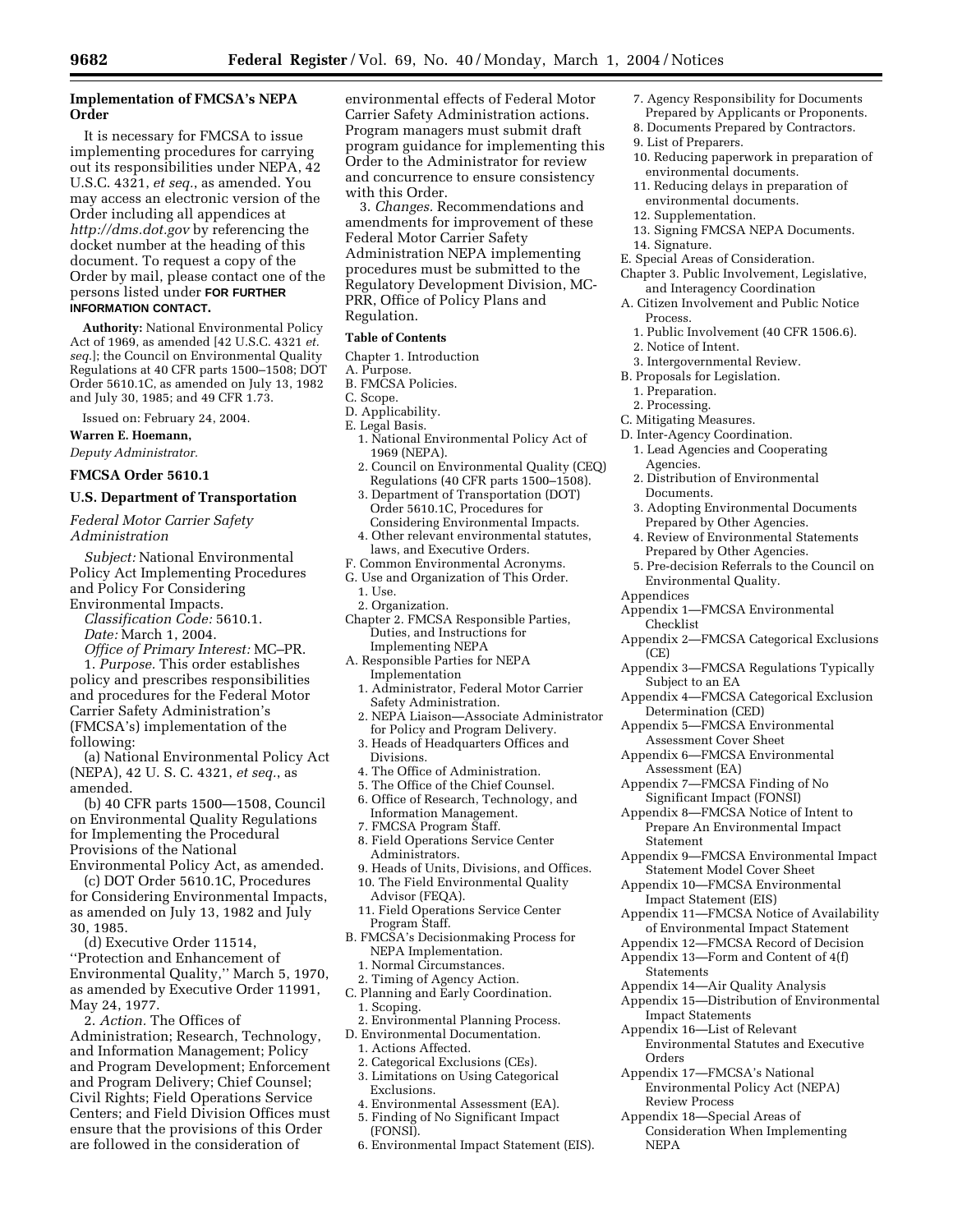## Implementation of FMCSA's NEPA Order

It is necessary for FMCSA to issue implementing procedures for carrying out its responsibilities under NEPA, 42 U.S.C. 4321, *et seq.*, as amended. You may access an electronic version of the Order including all appendices at *http://dms.dot.gov* by referencing the docket number at the heading of this document. To request a copy of the Order by mail, please contact one of the persons listed under **FOR FURTHER INFORMATION CONTACT**.

**Authority:** National Environmental Policy Act of 1969, as amended [42 U.S.C. 4321 *et. seq.*]; the Council on Environmental Quality Regulations at 40 CFR parts 1500–1508; DOT Order 5610.1C, as amended on July 13, 1982 and July 30, 1985; and 49 CFR 1.73.

Issued on: February 24, 2004.

**Warren E. Hoemann,**

*Deputy Administrator.*

## FMCSA Order 5610.1

## U.S. Department of Transportation

*Federal Motor Carrier Safety Administration*

*Subject:* National Environmental Policy Act Implementing Procedures and Policy For Considering Environmental Impacts.

*Classification Code:* 5610.1.

*Date:* March 1, 2004.

*Office of Primary Interest:* MC–PR.

1. *Purpose.* This order establishes policy and prescribes responsibilities and procedures for the Federal Motor Carrier Safety Administration's (FMCSA's) implementation of the following:

(a) National Environmental Policy Act (NEPA), 42 U. S. C. 4321, *et seq.*, as amended.

(b) 40 CFR parts 1500—1508, Council on Environmental Quality Regulations for Implementing the Procedural Provisions of the National Environmental Policy Act, as amended.

(c) DOT Order 5610.1C, Procedures for Considering Environmental Impacts, as amended on July 13, 1982 and July 30, 1985.

(d) Executive Order 11514, ''Protection and Enhancement of Environmental Quality,'' March 5, 1970, as amended by Executive Order 11991, May 24, 1977.

2. *Action.* The Offices of Administration; Research, Technology, and Information Management; Policy and Program Development; Enforcement and Program Delivery; Chief Counsel; Civil Rights; Field Operations Service Centers; and Field Division Offices must ensure that the provisions of this Order are followed in the consideration of environmental effects of Federal Motor Carrier Safety Administration actions. Program managers must submit draft program guidance for implementing this Order to the Administrator for review and concurrence to ensure consistency with this Order.

3. *Changes.* Recommendations and amendments for improvement of these Federal Motor Carrier Safety Administration NEPA implementing procedures must be submitted to the Regulatory Development Division, MC-PRR, Office of Policy Plans and Regulation.

### Table of Contents

Chapter 1. Introduction
- A. Purpose.
- B. FMCSA Policies.
- C. Scope.
- D. Applicability.
- E. Legal Basis.
  - 1. National Environmental Policy Act of 1969 (NEPA).
  - 2. Council on Environmental Quality (CEQ) Regulations (40 CFR parts 1500–1508).
  - 3. Department of Transportation (DOT) Order 5610.1C, Procedures for Considering Environmental Impacts.
  - 4. Other relevant environmental statutes, laws, and Executive Orders.
- F. Common Environmental Acronyms.
- G. Use and Organization of This Order.
  - 1. Use.
  - 2. Organization.

Chapter 2. FMCSA Responsible Parties, Duties, and Instructions for Implementing NEPA
- A. Responsible Parties for NEPA Implementation
  - 1. Administrator, Federal Motor Carrier Safety Administration.
  - 2. NEPA Liaison—Associate Administrator for Policy and Program Delivery.
  - 3. Heads of Headquarters Offices and Divisions.
  - 4. The Office of Administration.
  - 5. The Office of the Chief Counsel.
  - 6. Office of Research, Technology, and Information Management.
  - 7. FMCSA Program Staff.
  - 8. Field Operations Service Center Administrators.
  - 9. Heads of Units, Divisions, and Offices.
  - 10. The Field Environmental Quality Advisor (FEQA).
  - 11. Field Operations Service Center Program Staff.
- B. FMCSA's Decisionmaking Process for NEPA Implementation.
  - 1. Normal Circumstances.
  - 2. Timing of Agency Action.
- C. Planning and Early Coordination.
  - 1. Scoping.
  - 2. Environmental Planning Process.
- D. Environmental Documentation.
  - 1. Actions Affected.
  - 2. Categorical Exclusions (CEs).
  - 3. Limitations on Using Categorical Exclusions.
  - 4. Environmental Assessment (EA).
  - 5. Finding of No Significant Impact (FONSI).
  - 6. Environmental Impact Statement (EIS).
  - 7. Agency Responsibility for Documents Prepared by Applicants or Proponents.
  - 8. Documents Prepared by Contractors.
  - 9. List of Preparers.
  - 10. Reducing paperwork in preparation of environmental documents.
  - 11. Reducing delays in preparation of environmental documents.
  - 12. Supplementation.
  - 13. Signing FMCSA NEPA Documents.
  - 14. Signature.
- E. Special Areas of Consideration.

Chapter 3. Public Involvement, Legislative, and Interagency Coordination
- A. Citizen Involvement and Public Notice Process.
  - 1. Public Involvement (40 CFR 1506.6).
  - 2. Notice of Intent.
  - 3. Intergovernmental Review.
- B. Proposals for Legislation.
  - 1. Preparation.
  - 2. Processing.
- C. Mitigating Measures.
- D. Inter-Agency Coordination.
  - 1. Lead Agencies and Cooperating Agencies.
  - 2. Distribution of Environmental Documents.
  - 3. Adopting Environmental Documents Prepared by Other Agencies.
  - 4. Review of Environmental Statements Prepared by Other Agencies.
  - 5. Pre-decision Referrals to the Council on Environmental Quality.

Appendices
- Appendix 1—FMCSA Environmental Checklist
- Appendix 2—FMCSA Categorical Exclusions (CE)
- Appendix 3—FMCSA Regulations Typically Subject to an EA
- Appendix 4—FMCSA Categorical Exclusion Determination (CED)
- Appendix 5—FMCSA Environmental Assessment Cover Sheet
- Appendix 6—FMCSA Environmental Assessment (EA)
- Appendix 7—FMCSA Finding of No Significant Impact (FONSI)
- Appendix 8—FMCSA Notice of Intent to Prepare An Environmental Impact Statement
- Appendix 9—FMCSA Environmental Impact Statement Model Cover Sheet
- Appendix 10—FMCSA Environmental Impact Statement (EIS)
- Appendix 11—FMCSA Notice of Availability of Environmental Impact Statement
- Appendix 12—FMCSA Record of Decision
- Appendix 13—Form and Content of 4(f) Statements
- Appendix 14—Air Quality Analysis
- Appendix 15—Distribution of Environmental Impact Statements
- Appendix 16—List of Relevant Environmental Statutes and Executive Orders
- Appendix 17—FMCSA's National Environmental Policy Act (NEPA) Review Process
- Appendix 18—Special Areas of Consideration When Implementing NEPA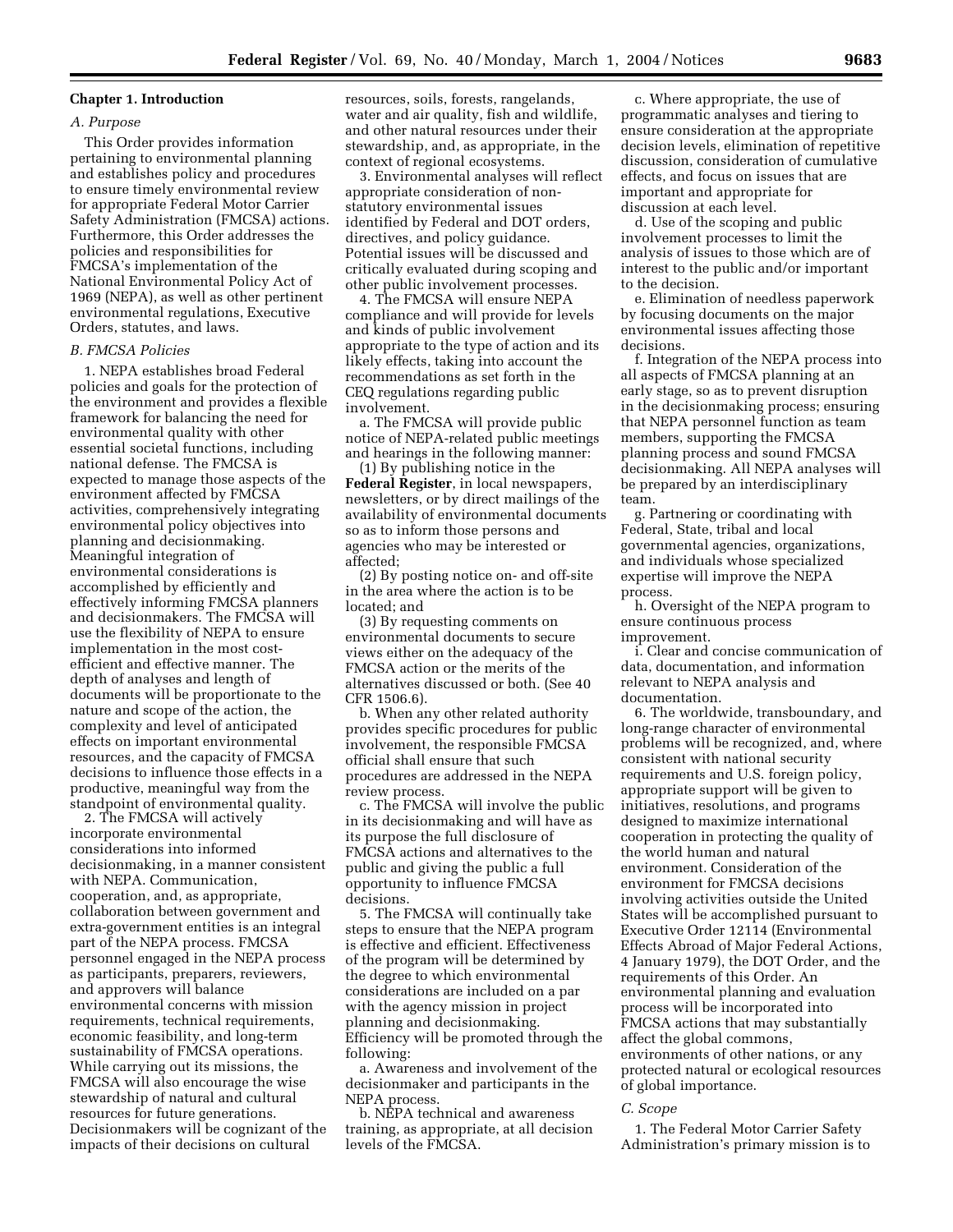## Chapter 1. Introduction

### *A. Purpose*

This Order provides information pertaining to environmental planning and establishes policy and procedures to ensure timely environmental review for appropriate Federal Motor Carrier Safety Administration (FMCSA) actions. Furthermore, this Order addresses the policies and responsibilities for FMCSA's implementation of the National Environmental Policy Act of 1969 (NEPA), as well as other pertinent environmental regulations, Executive Orders, statutes, and laws.

### *B. FMCSA Policies*

1. NEPA establishes broad Federal policies and goals for the protection of the environment and provides a flexible framework for balancing the need for environmental quality with other essential societal functions, including national defense. The FMCSA is expected to manage those aspects of the environment affected by FMCSA activities, comprehensively integrating environmental policy objectives into planning and decisionmaking. Meaningful integration of environmental considerations is accomplished by efficiently and effectively informing FMCSA planners and decisionmakers. The FMCSA will use the flexibility of NEPA to ensure implementation in the most cost-efficient and effective manner. The depth of analyses and length of documents will be proportionate to the nature and scope of the action, the complexity and level of anticipated effects on important environmental resources, and the capacity of FMCSA decisions to influence those effects in a productive, meaningful way from the standpoint of environmental quality.

2. The FMCSA will actively incorporate environmental considerations into informed decisionmaking, in a manner consistent with NEPA. Communication, cooperation, and, as appropriate, collaboration between government and extra-government entities is an integral part of the NEPA process. FMCSA personnel engaged in the NEPA process as participants, preparers, reviewers, and approvers will balance environmental concerns with mission requirements, technical requirements, economic feasibility, and long-term sustainability of FMCSA operations. While carrying out its missions, the FMCSA will also encourage the wise stewardship of natural and cultural resources for future generations. Decisionmakers will be cognizant of the impacts of their decisions on cultural resources, soils, forests, rangelands, water and air quality, fish and wildlife, and other natural resources under their stewardship, and, as appropriate, in the context of regional ecosystems.

3. Environmental analyses will reflect appropriate consideration of non-statutory environmental issues identified by Federal and DOT orders, directives, and policy guidance. Potential issues will be discussed and critically evaluated during scoping and other public involvement processes.

4. The FMCSA will ensure NEPA compliance and will provide for levels and kinds of public involvement appropriate to the type of action and its likely effects, taking into account the recommendations as set forth in the CEQ regulations regarding public involvement.

a. The FMCSA will provide public notice of NEPA-related public meetings and hearings in the following manner:

(1) By publishing notice in the **Federal Register**, in local newspapers, newsletters, or by direct mailings of the availability of environmental documents so as to inform those persons and agencies who may be interested or affected;

(2) By posting notice on- and off-site in the area where the action is to be located; and

(3) By requesting comments on environmental documents to secure views either on the adequacy of the FMCSA action or the merits of the alternatives discussed or both. (See 40 CFR 1506.6).

b. When any other related authority provides specific procedures for public involvement, the responsible FMCSA official shall ensure that such procedures are addressed in the NEPA review process.

c. The FMCSA will involve the public in its decisionmaking and will have as its purpose the full disclosure of FMCSA actions and alternatives to the public and giving the public a full opportunity to influence FMCSA decisions.

5. The FMCSA will continually take steps to ensure that the NEPA program is effective and efficient. Effectiveness of the program will be determined by the degree to which environmental considerations are included on a par with the agency mission in project planning and decisionmaking. Efficiency will be promoted through the following:

a. Awareness and involvement of the decisionmaker and participants in the NEPA process.

b. NEPA technical and awareness training, as appropriate, at all decision levels of the FMCSA.

c. Where appropriate, the use of programmatic analyses and tiering to ensure consideration at the appropriate decision levels, elimination of repetitive discussion, consideration of cumulative effects, and focus on issues that are important and appropriate for discussion at each level.

d. Use of the scoping and public involvement processes to limit the analysis of issues to those which are of interest to the public and/or important to the decision.

e. Elimination of needless paperwork by focusing documents on the major environmental issues affecting those decisions.

f. Integration of the NEPA process into all aspects of FMCSA planning at an early stage, so as to prevent disruption in the decisionmaking process; ensuring that NEPA personnel function as team members, supporting the FMCSA planning process and sound FMCSA decisionmaking. All NEPA analyses will be prepared by an interdisciplinary team.

g. Partnering or coordinating with Federal, State, tribal and local governmental agencies, organizations, and individuals whose specialized expertise will improve the NEPA process.

h. Oversight of the NEPA program to ensure continuous process improvement.

i. Clear and concise communication of data, documentation, and information relevant to NEPA analysis and documentation.

6. The worldwide, transboundary, and long-range character of environmental problems will be recognized, and, where consistent with national security requirements and U.S. foreign policy, appropriate support will be given to initiatives, resolutions, and programs designed to maximize international cooperation in protecting the quality of the world human and natural environment. Consideration of the environment for FMCSA decisions involving activities outside the United States will be accomplished pursuant to Executive Order 12114 (Environmental Effects Abroad of Major Federal Actions, 4 January 1979), the DOT Order, and the requirements of this Order. An environmental planning and evaluation process will be incorporated into FMCSA actions that may substantially affect the global commons, environments of other nations, or any protected natural or ecological resources of global importance.

### *C. Scope*

1. The Federal Motor Carrier Safety Administration's primary mission is to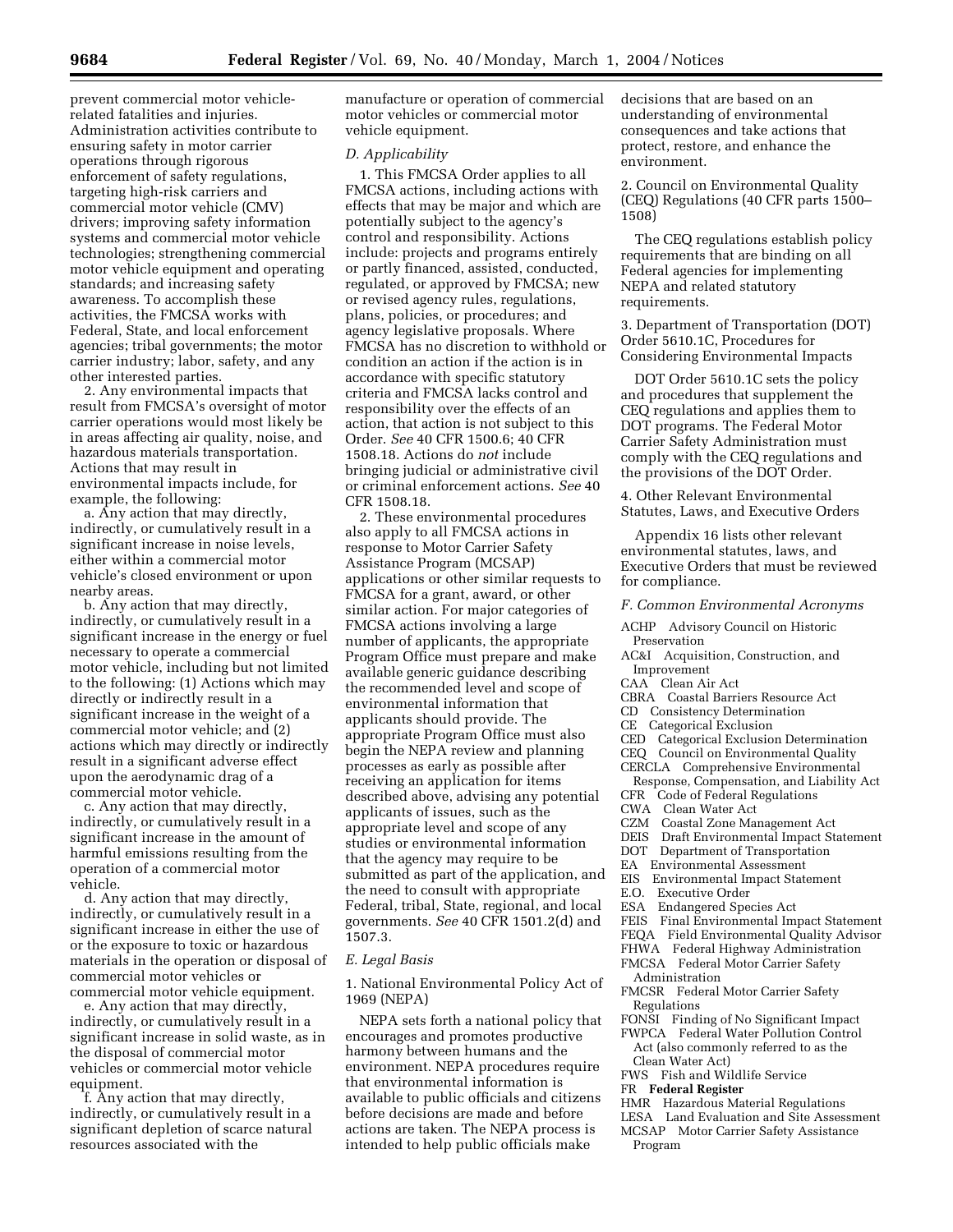prevent commercial motor vehicle-related fatalities and injuries. Administration activities contribute to ensuring safety in motor carrier operations through rigorous enforcement of safety regulations, targeting high-risk carriers and commercial motor vehicle (CMV) drivers; improving safety information systems and commercial motor vehicle technologies; strengthening commercial motor vehicle equipment and operating standards; and increasing safety awareness. To accomplish these activities, the FMCSA works with Federal, State, and local enforcement agencies; tribal governments; the motor carrier industry; labor, safety, and any other interested parties.

2. Any environmental impacts that result from FMCSA's oversight of motor carrier operations would most likely be in areas affecting air quality, noise, and hazardous materials transportation. Actions that may result in environmental impacts include, for example, the following:

a. Any action that may directly, indirectly, or cumulatively result in a significant increase in noise levels, either within a commercial motor vehicle's closed environment or upon nearby areas.

b. Any action that may directly, indirectly, or cumulatively result in a significant increase in the energy or fuel necessary to operate a commercial motor vehicle, including but not limited to the following: (1) Actions which may directly or indirectly result in a significant increase in the weight of a commercial motor vehicle; and (2) actions which may directly or indirectly result in a significant adverse effect upon the aerodynamic drag of a commercial motor vehicle.

c. Any action that may directly, indirectly, or cumulatively result in a significant increase in the amount of harmful emissions resulting from the operation of a commercial motor vehicle.

d. Any action that may directly, indirectly, or cumulatively result in a significant increase in either the use of or the exposure to toxic or hazardous materials in the operation or disposal of commercial motor vehicles or commercial motor vehicle equipment.

e. Any action that may directly, indirectly, or cumulatively result in a significant increase in solid waste, as in the disposal of commercial motor vehicles or commercial motor vehicle equipment.

f. Any action that may directly, indirectly, or cumulatively result in a significant depletion of scarce natural resources associated with the manufacture or operation of commercial motor vehicles or commercial motor vehicle equipment.

### *D. Applicability*

1. This FMCSA Order applies to all FMCSA actions, including actions with effects that may be major and which are potentially subject to the agency's control and responsibility. Actions include: projects and programs entirely or partly financed, assisted, conducted, regulated, or approved by FMCSA; new or revised agency rules, regulations, plans, policies, or procedures; and agency legislative proposals. Where FMCSA has no discretion to withhold or condition an action if the action is in accordance with specific statutory criteria and FMCSA lacks control and responsibility over the effects of an action, that action is not subject to this Order. *See* 40 CFR 1500.6; 40 CFR 1508.18. Actions do *not* include bringing judicial or administrative civil or criminal enforcement actions. *See* 40 CFR 1508.18.

2. These environmental procedures also apply to all FMCSA actions in response to Motor Carrier Safety Assistance Program (MCSAP) applications or other similar requests to FMCSA for a grant, award, or other similar action. For major categories of FMCSA actions involving a large number of applicants, the appropriate Program Office must prepare and make available generic guidance describing the recommended level and scope of environmental information that applicants should provide. The appropriate Program Office must also begin the NEPA review and planning processes as early as possible after receiving an application for items described above, advising any potential applicants of issues, such as the appropriate level and scope of any studies or environmental information that the agency may require to be submitted as part of the application, and the need to consult with appropriate Federal, tribal, State, regional, and local governments. *See* 40 CFR 1501.2(d) and 1507.3.

### *E. Legal Basis*

1. National Environmental Policy Act of 1969 (NEPA)

NEPA sets forth a national policy that encourages and promotes productive harmony between humans and the environment. NEPA procedures require that environmental information is available to public officials and citizens before decisions are made and before actions are taken. The NEPA process is intended to help public officials make decisions that are based on an understanding of environmental consequences and take actions that protect, restore, and enhance the environment.

2. Council on Environmental Quality (CEQ) Regulations (40 CFR parts 1500–1508)

The CEQ regulations establish policy requirements that are binding on all Federal agencies for implementing NEPA and related statutory requirements.

3. Department of Transportation (DOT) Order 5610.1C, Procedures for Considering Environmental Impacts

DOT Order 5610.1C sets the policy and procedures that supplement the CEQ regulations and applies them to DOT programs. The Federal Motor Carrier Safety Administration must comply with the CEQ regulations and the provisions of the DOT Order.

4. Other Relevant Environmental Statutes, Laws, and Executive Orders

Appendix 16 lists other relevant environmental statutes, laws, and Executive Orders that must be reviewed for compliance.

### *F. Common Environmental Acronyms*

ACHP Advisory Council on Historic Preservation
AC&I Acquisition, Construction, and Improvement
CAA Clean Air Act
CBRA Coastal Barriers Resource Act
CD Consistency Determination
CE Categorical Exclusion
CED Categorical Exclusion Determination
CEQ Council on Environmental Quality
CERCLA Comprehensive Environmental Response, Compensation, and Liability Act
CFR Code of Federal Regulations
CWA Clean Water Act
CZM Coastal Zone Management Act
DEIS Draft Environmental Impact Statement
DOT Department of Transportation
EA Environmental Assessment
EIS Environmental Impact Statement
E.O. Executive Order
ESA Endangered Species Act
FEIS Final Environmental Impact Statement
FEQA Field Environmental Quality Advisor
FHWA Federal Highway Administration
FMCSA Federal Motor Carrier Safety Administration
FMCSR Federal Motor Carrier Safety Regulations
FONSI Finding of No Significant Impact
FWPCA Federal Water Pollution Control Act (also commonly referred to as the Clean Water Act)
FWS Fish and Wildlife Service
FR **Federal Register**
HMR Hazardous Material Regulations
LESA Land Evaluation and Site Assessment
MCSAP Motor Carrier Safety Assistance Program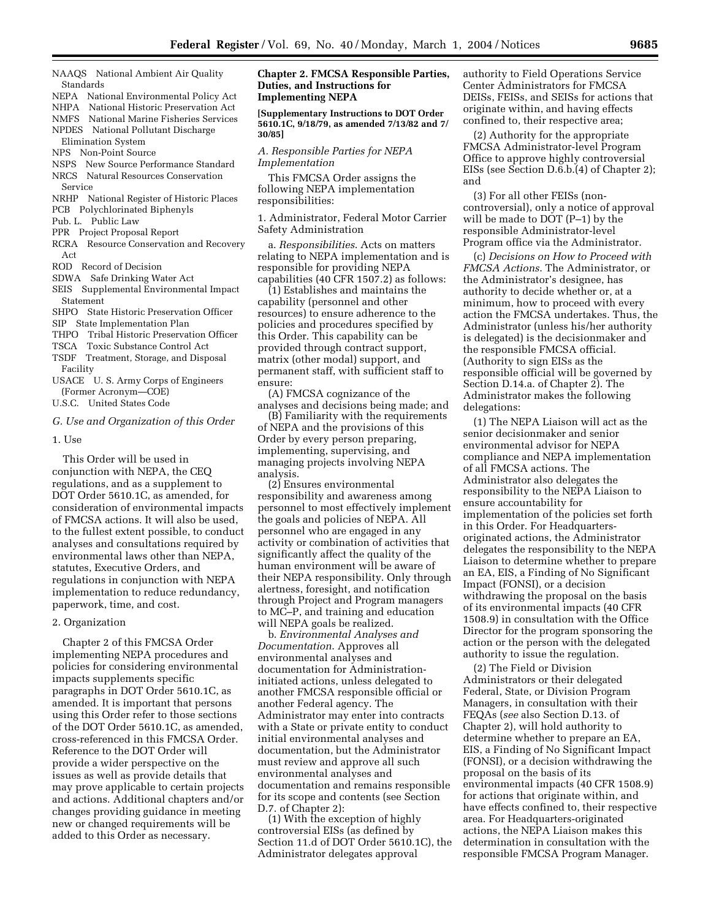NAAQS National Ambient Air Quality Standards
NEPA National Environmental Policy Act
NHPA National Historic Preservation Act
NMFS National Marine Fisheries Services
NPDES National Pollutant Discharge Elimination System
NPS Non-Point Source
NSPS New Source Performance Standard
NRCS Natural Resources Conservation Service
NRHP National Register of Historic Places
PCB Polychlorinated Biphenyls
Pub. L. Public Law
PPR Project Proposal Report
RCRA Resource Conservation and Recovery Act
ROD Record of Decision
SDWA Safe Drinking Water Act
SEIS Supplemental Environmental Impact Statement
SHPO State Historic Preservation Officer
SIP State Implementation Plan
THPO Tribal Historic Preservation Officer
TSCA Toxic Substance Control Act
TSDF Treatment, Storage, and Disposal Facility
USACE U. S. Army Corps of Engineers (Former Acronym—COE)
U.S.C. United States Code

*G. Use and Organization of this Order*

1. Use

This Order will be used in conjunction with NEPA, the CEQ regulations, and as a supplement to DOT Order 5610.1C, as amended, for consideration of environmental impacts of FMCSA actions. It will also be used, to the fullest extent possible, to conduct analyses and consultations required by environmental laws other than NEPA, statutes, Executive Orders, and regulations in conjunction with NEPA implementation to reduce redundancy, paperwork, time, and cost.

2. Organization

Chapter 2 of this FMCSA Order implementing NEPA procedures and policies for considering environmental impacts supplements specific paragraphs in DOT Order 5610.1C, as amended. It is important that persons using this Order refer to those sections of the DOT Order 5610.1C, as amended, cross-referenced in this FMCSA Order. Reference to the DOT Order will provide a wider perspective on the issues as well as provide details that may prove applicable to certain projects and actions. Additional chapters and/or changes providing guidance in meeting new or changed requirements will be added to this Order as necessary.

## Chapter 2. FMCSA Responsible Parties, Duties, and Instructions for Implementing NEPA

**[Supplementary Instructions to DOT Order 5610.1C, 9/18/79, as amended 7/13/82 and 7/30/85]**

*A. Responsible Parties for NEPA Implementation*

This FMCSA Order assigns the following NEPA implementation responsibilities:

1. Administrator, Federal Motor Carrier Safety Administration

a. *Responsibilities*. Acts on matters relating to NEPA implementation and is responsible for providing NEPA capabilities (40 CFR 1507.2) as follows:

(1) Establishes and maintains the capability (personnel and other resources) to ensure adherence to the policies and procedures specified by this Order. This capability can be provided through contract support, matrix (other modal) support, and permanent staff, with sufficient staff to ensure:

(A) FMCSA cognizance of the analyses and decisions being made; and

(B) Familiarity with the requirements of NEPA and the provisions of this Order by every person preparing, implementing, supervising, and managing projects involving NEPA analysis.

(2) Ensures environmental responsibility and awareness among personnel to most effectively implement the goals and policies of NEPA. All personnel who are engaged in any activity or combination of activities that significantly affect the quality of the human environment will be aware of their NEPA responsibility. Only through alertness, foresight, and notification through Project and Program managers to MC–P, and training and education will NEPA goals be realized.

b. *Environmental Analyses and Documentation.* Approves all environmental analyses and documentation for Administration-initiated actions, unless delegated to another FMCSA responsible official or another Federal agency. The Administrator may enter into contracts with a State or private entity to conduct initial environmental analyses and documentation, but the Administrator must review and approve all such environmental analyses and documentation and remains responsible for its scope and contents (see Section D.7. of Chapter 2):

(1) With the exception of highly controversial EISs (as defined by Section 11.d of DOT Order 5610.1C), the Administrator delegates approval authority to Field Operations Service Center Administrators for FMCSA DEISs, FEISs, and SEISs for actions that originate within, and having effects confined to, their respective area;

(2) Authority for the appropriate FMCSA Administrator-level Program Office to approve highly controversial EISs (see Section D.6.b.(4) of Chapter 2); and

(3) For all other FEISs (non-controversial), only a notice of approval will be made to DOT (P–1) by the responsible Administrator-level Program office via the Administrator.

(c) *Decisions on How to Proceed with FMCSA Actions*. The Administrator, or the Administrator's designee, has authority to decide whether or, at a minimum, how to proceed with every action the FMCSA undertakes. Thus, the Administrator (unless his/her authority is delegated) is the decisionmaker and the responsible FMCSA official. (Authority to sign EISs as the responsible official will be governed by Section D.14.a. of Chapter 2). The Administrator makes the following delegations:

(1) The NEPA Liaison will act as the senior decisionmaker and senior environmental advisor for NEPA compliance and NEPA implementation of all FMCSA actions. The Administrator also delegates the responsibility to the NEPA Liaison to ensure accountability for implementation of the policies set forth in this Order. For Headquarters-originated actions, the Administrator delegates the responsibility to the NEPA Liaison to determine whether to prepare an EA, EIS, a Finding of No Significant Impact (FONSI), or a decision withdrawing the proposal on the basis of its environmental impacts (40 CFR 1508.9) in consultation with the Office Director for the program sponsoring the action or the person with the delegated authority to issue the regulation.

(2) The Field or Division Administrators or their delegated Federal, State, or Division Program Managers, in consultation with their FEQAs (*see* also Section D.13. of Chapter 2), will hold authority to determine whether to prepare an EA, EIS, a Finding of No Significant Impact (FONSI), or a decision withdrawing the proposal on the basis of its environmental impacts (40 CFR 1508.9) for actions that originate within, and have effects confined to, their respective area. For Headquarters-originated actions, the NEPA Liaison makes this determination in consultation with the responsible FMCSA Program Manager.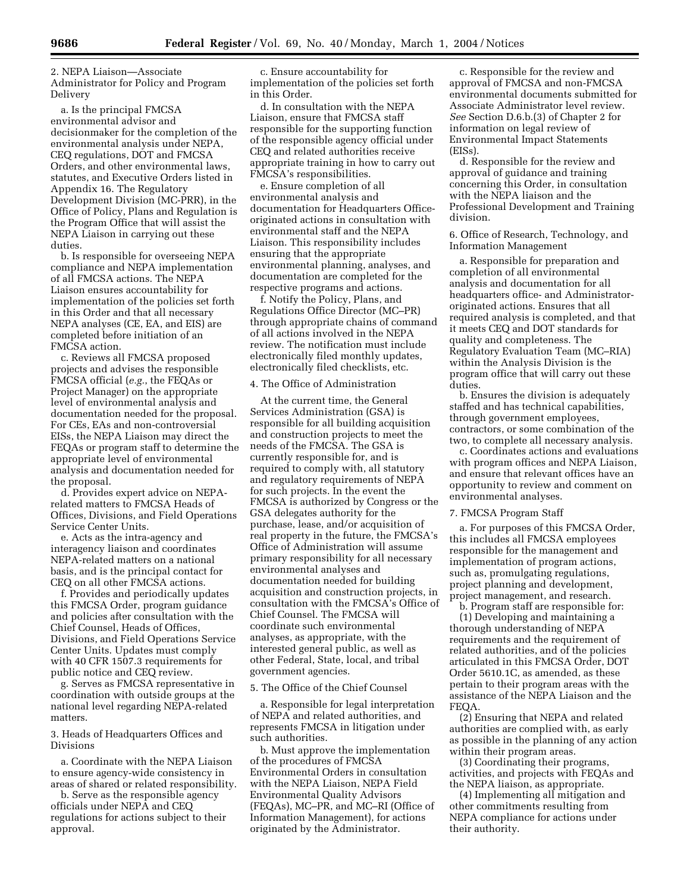2. NEPA Liaison—Associate Administrator for Policy and Program Delivery

a. Is the principal FMCSA environmental advisor and decisionmaker for the completion of the environmental analysis under NEPA, CEQ regulations, DOT and FMCSA Orders, and other environmental laws, statutes, and Executive Orders listed in Appendix 16. The Regulatory Development Division (MC-PRR), in the Office of Policy, Plans and Regulation is the Program Office that will assist the NEPA Liaison in carrying out these duties.

b. Is responsible for overseeing NEPA compliance and NEPA implementation of all FMCSA actions. The NEPA Liaison ensures accountability for implementation of the policies set forth in this Order and that all necessary NEPA analyses (CE, EA, and EIS) are completed before initiation of an FMCSA action.

c. Reviews all FMCSA proposed projects and advises the responsible FMCSA official (*e.g.*, the FEQAs or Project Manager) on the appropriate level of environmental analysis and documentation needed for the proposal. For CEs, EAs and non-controversial EISs, the NEPA Liaison may direct the FEQAs or program staff to determine the appropriate level of environmental analysis and documentation needed for the proposal.

d. Provides expert advice on NEPA-related matters to FMCSA Heads of Offices, Divisions, and Field Operations Service Center Units.

e. Acts as the intra-agency and interagency liaison and coordinates NEPA-related matters on a national basis, and is the principal contact for CEQ on all other FMCSA actions.

f. Provides and periodically updates this FMCSA Order, program guidance and policies after consultation with the Chief Counsel, Heads of Offices, Divisions, and Field Operations Service Center Units. Updates must comply with 40 CFR 1507.3 requirements for public notice and CEQ review.

g. Serves as FMCSA representative in coordination with outside groups at the national level regarding NEPA-related matters.

3. Heads of Headquarters Offices and Divisions

a. Coordinate with the NEPA Liaison to ensure agency-wide consistency in areas of shared or related responsibility.

b. Serve as the responsible agency officials under NEPA and CEQ regulations for actions subject to their approval.

c. Ensure accountability for implementation of the policies set forth in this Order.

d. In consultation with the NEPA Liaison, ensure that FMCSA staff responsible for the supporting function of the responsible agency official under CEQ and related authorities receive appropriate training in how to carry out FMCSA's responsibilities.

e. Ensure completion of all environmental analysis and documentation for Headquarters Office-originated actions in consultation with environmental staff and the NEPA Liaison. This responsibility includes ensuring that the appropriate environmental planning, analyses, and documentation are completed for the respective programs and actions.

f. Notify the Policy, Plans, and Regulations Office Director (MC–PR) through appropriate chains of command of all actions involved in the NEPA review. The notification must include electronically filed monthly updates, electronically filed checklists, etc.

4. The Office of Administration

At the current time, the General Services Administration (GSA) is responsible for all building acquisition and construction projects to meet the needs of the FMCSA. The GSA is currently responsible for, and is required to comply with, all statutory and regulatory requirements of NEPA for such projects. In the event the FMCSA is authorized by Congress or the GSA delegates authority for the purchase, lease, and/or acquisition of real property in the future, the FMCSA's Office of Administration will assume primary responsibility for all necessary environmental analyses and documentation needed for building acquisition and construction projects, in consultation with the FMCSA's Office of Chief Counsel. The FMCSA will coordinate such environmental analyses, as appropriate, with the interested general public, as well as other Federal, State, local, and tribal government agencies.

5. The Office of the Chief Counsel

a. Responsible for legal interpretation of NEPA and related authorities, and represents FMCSA in litigation under such authorities.

b. Must approve the implementation of the procedures of FMCSA Environmental Orders in consultation with the NEPA Liaison, NEPA Field Environmental Quality Advisors (FEQAs), MC–PR, and MC–RI (Office of Information Management), for actions originated by the Administrator.

c. Responsible for the review and approval of FMCSA and non-FMCSA environmental documents submitted for Associate Administrator level review. *See* Section D.6.b.(3) of Chapter 2 for information on legal review of Environmental Impact Statements (EISs).

d. Responsible for the review and approval of guidance and training concerning this Order, in consultation with the NEPA liaison and the Professional Development and Training division.

6. Office of Research, Technology, and Information Management

a. Responsible for preparation and completion of all environmental analysis and documentation for all headquarters office- and Administrator-originated actions. Ensures that all required analysis is completed, and that it meets CEQ and DOT standards for quality and completeness. The Regulatory Evaluation Team (MC–RIA) within the Analysis Division is the program office that will carry out these duties.

b. Ensures the division is adequately staffed and has technical capabilities, through government employees, contractors, or some combination of the two, to complete all necessary analysis.

c. Coordinates actions and evaluations with program offices and NEPA Liaison, and ensure that relevant offices have an opportunity to review and comment on environmental analyses.

7. FMCSA Program Staff

a. For purposes of this FMCSA Order, this includes all FMCSA employees responsible for the management and implementation of program actions, such as, promulgating regulations, project planning and development, project management, and research.

b. Program staff are responsible for:

(1) Developing and maintaining a thorough understanding of NEPA requirements and the requirement of related authorities, and of the policies articulated in this FMCSA Order, DOT Order 5610.1C, as amended, as these pertain to their program areas with the assistance of the NEPA Liaison and the FEQA.

(2) Ensuring that NEPA and related authorities are complied with, as early as possible in the planning of any action within their program areas.

(3) Coordinating their programs, activities, and projects with FEQAs and the NEPA liaison, as appropriate.

(4) Implementing all mitigation and other commitments resulting from NEPA compliance for actions under their authority.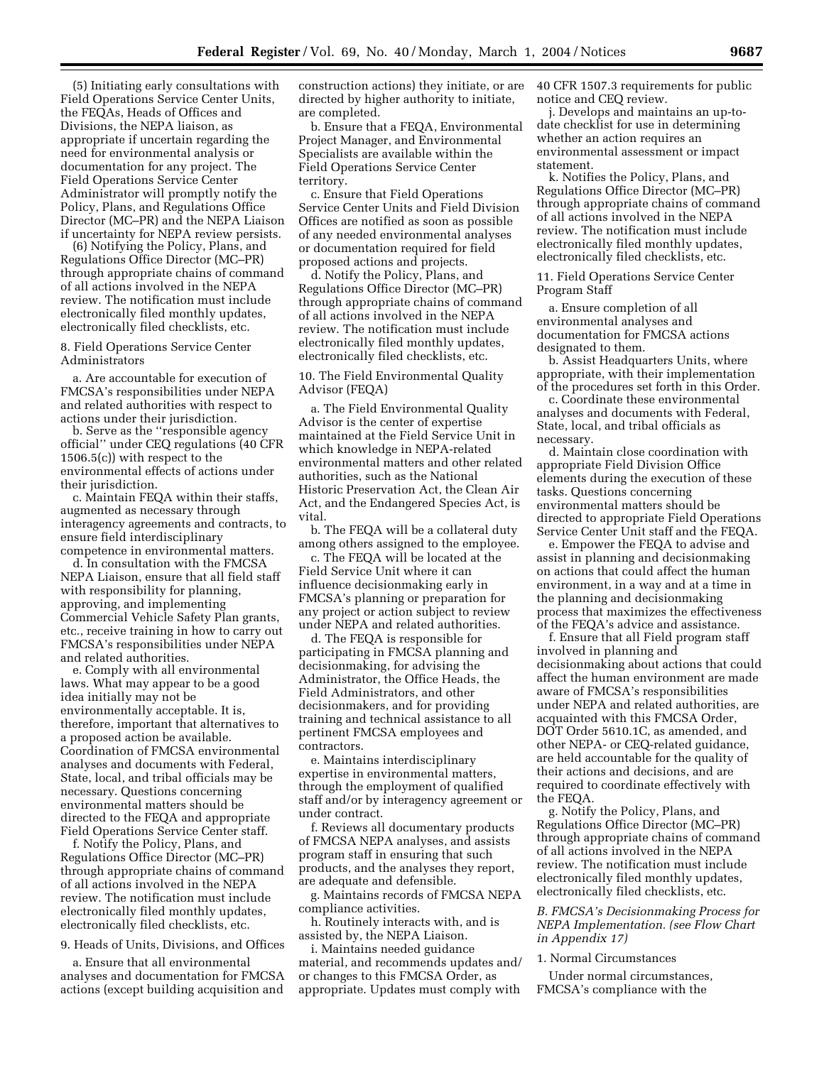(5) Initiating early consultations with Field Operations Service Center Units, the FEQAs, Heads of Offices and Divisions, the NEPA liaison, as appropriate if uncertain regarding the need for environmental analysis or documentation for any project. The Field Operations Service Center Administrator will promptly notify the Policy, Plans, and Regulations Office Director (MC–PR) and the NEPA Liaison if uncertainty for NEPA review persists.

(6) Notifying the Policy, Plans, and Regulations Office Director (MC–PR) through appropriate chains of command of all actions involved in the NEPA review. The notification must include electronically filed monthly updates, electronically filed checklists, etc.

8. Field Operations Service Center Administrators

a. Are accountable for execution of FMCSA's responsibilities under NEPA and related authorities with respect to actions under their jurisdiction.

b. Serve as the ''responsible agency official'' under CEQ regulations (40 CFR 1506.5(c)) with respect to the environmental effects of actions under their jurisdiction.

c. Maintain FEQA within their staffs, augmented as necessary through interagency agreements and contracts, to ensure field interdisciplinary competence in environmental matters.

d. In consultation with the FMCSA NEPA Liaison, ensure that all field staff with responsibility for planning, approving, and implementing Commercial Vehicle Safety Plan grants, etc., receive training in how to carry out FMCSA's responsibilities under NEPA and related authorities.

e. Comply with all environmental laws. What may appear to be a good idea initially may not be environmentally acceptable. It is, therefore, important that alternatives to a proposed action be available. Coordination of FMCSA environmental analyses and documents with Federal, State, local, and tribal officials may be necessary. Questions concerning environmental matters should be directed to the FEQA and appropriate Field Operations Service Center staff.

f. Notify the Policy, Plans, and Regulations Office Director (MC–PR) through appropriate chains of command of all actions involved in the NEPA review. The notification must include electronically filed monthly updates, electronically filed checklists, etc.

9. Heads of Units, Divisions, and Offices

a. Ensure that all environmental analyses and documentation for FMCSA actions (except building acquisition and construction actions) they initiate, or are directed by higher authority to initiate, are completed.

b. Ensure that a FEQA, Environmental Project Manager, and Environmental Specialists are available within the Field Operations Service Center territory.

c. Ensure that Field Operations Service Center Units and Field Division Offices are notified as soon as possible of any needed environmental analyses or documentation required for field proposed actions and projects.

d. Notify the Policy, Plans, and Regulations Office Director (MC–PR) through appropriate chains of command of all actions involved in the NEPA review. The notification must include electronically filed monthly updates, electronically filed checklists, etc.

10. The Field Environmental Quality Advisor (FEQA)

a. The Field Environmental Quality Advisor is the center of expertise maintained at the Field Service Unit in which knowledge in NEPA-related environmental matters and other related authorities, such as the National Historic Preservation Act, the Clean Air Act, and the Endangered Species Act, is vital.

b. The FEQA will be a collateral duty among others assigned to the employee.

c. The FEQA will be located at the Field Service Unit where it can influence decisionmaking early in FMCSA's planning or preparation for any project or action subject to review under NEPA and related authorities.

d. The FEQA is responsible for participating in FMCSA planning and decisionmaking, for advising the Administrator, the Office Heads, the Field Administrators, and other decisionmakers, and for providing training and technical assistance to all pertinent FMCSA employees and contractors.

e. Maintains interdisciplinary expertise in environmental matters, through the employment of qualified staff and/or by interagency agreement or under contract.

f. Reviews all documentary products of FMCSA NEPA analyses, and assists program staff in ensuring that such products, and the analyses they report, are adequate and defensible.

g. Maintains records of FMCSA NEPA compliance activities.

h. Routinely interacts with, and is assisted by, the NEPA Liaison.

i. Maintains needed guidance material, and recommends updates and/ or changes to this FMCSA Order, as appropriate. Updates must comply with 40 CFR 1507.3 requirements for public notice and CEQ review.

j. Develops and maintains an up-to-date checklist for use in determining whether an action requires an environmental assessment or impact statement.

k. Notifies the Policy, Plans, and Regulations Office Director (MC–PR) through appropriate chains of command of all actions involved in the NEPA review. The notification must include electronically filed monthly updates, electronically filed checklists, etc.

11. Field Operations Service Center Program Staff

a. Ensure completion of all environmental analyses and documentation for FMCSA actions designated to them.

b. Assist Headquarters Units, where appropriate, with their implementation of the procedures set forth in this Order.

c. Coordinate these environmental analyses and documents with Federal, State, local, and tribal officials as necessary.

d. Maintain close coordination with appropriate Field Division Office elements during the execution of these tasks. Questions concerning environmental matters should be directed to appropriate Field Operations Service Center Unit staff and the FEQA.

e. Empower the FEQA to advise and assist in planning and decisionmaking on actions that could affect the human environment, in a way and at a time in the planning and decisionmaking process that maximizes the effectiveness of the FEQA's advice and assistance.

f. Ensure that all Field program staff involved in planning and decisionmaking about actions that could affect the human environment are made aware of FMCSA's responsibilities under NEPA and related authorities, are acquainted with this FMCSA Order, DOT Order 5610.1C, as amended, and other NEPA- or CEQ-related guidance, are held accountable for the quality of their actions and decisions, and are required to coordinate effectively with the FEQA.

g. Notify the Policy, Plans, and Regulations Office Director (MC–PR) through appropriate chains of command of all actions involved in the NEPA review. The notification must include electronically filed monthly updates, electronically filed checklists, etc.

*B. FMCSA's Decisionmaking Process for NEPA Implementation. (see Flow Chart in Appendix 17)*

1. Normal Circumstances

Under normal circumstances, FMCSA's compliance with the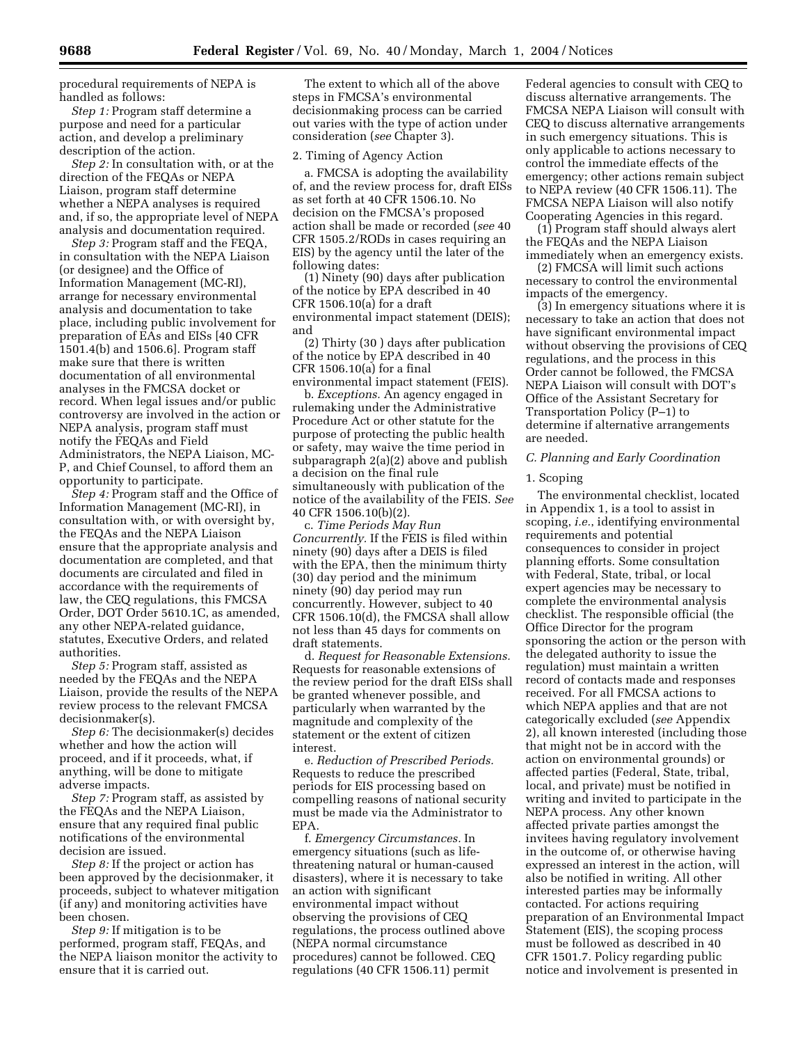procedural requirements of NEPA is handled as follows:

*Step 1:* Program staff determine a purpose and need for a particular action, and develop a preliminary description of the action.

*Step 2:* In consultation with, or at the direction of the FEQAs or NEPA Liaison, program staff determine whether a NEPA analyses is required and, if so, the appropriate level of NEPA analysis and documentation required.

*Step 3:* Program staff and the FEQA, in consultation with the NEPA Liaison (or designee) and the Office of Information Management (MC-RI), arrange for necessary environmental analysis and documentation to take place, including public involvement for preparation of EAs and EISs [40 CFR 1501.4(b) and 1506.6]. Program staff make sure that there is written documentation of all environmental analyses in the FMCSA docket or record. When legal issues and/or public controversy are involved in the action or NEPA analysis, program staff must notify the FEQAs and Field Administrators, the NEPA Liaison, MC-P, and Chief Counsel, to afford them an opportunity to participate.

*Step 4:* Program staff and the Office of Information Management (MC-RI), in consultation with, or with oversight by, the FEQAs and the NEPA Liaison ensure that the appropriate analysis and documentation are completed, and that documents are circulated and filed in accordance with the requirements of law, the CEQ regulations, this FMCSA Order, DOT Order 5610.1C, as amended, any other NEPA-related guidance, statutes, Executive Orders, and related authorities.

*Step 5:* Program staff, assisted as needed by the FEQAs and the NEPA Liaison, provide the results of the NEPA review process to the relevant FMCSA decisionmaker(s).

*Step 6:* The decisionmaker(s) decides whether and how the action will proceed, and if it proceeds, what, if anything, will be done to mitigate adverse impacts.

*Step 7:* Program staff, as assisted by the FEQAs and the NEPA Liaison, ensure that any required final public notifications of the environmental decision are issued.

*Step 8:* If the project or action has been approved by the decisionmaker, it proceeds, subject to whatever mitigation (if any) and monitoring activities have been chosen.

*Step 9:* If mitigation is to be performed, program staff, FEQAs, and the NEPA liaison monitor the activity to ensure that it is carried out.

The extent to which all of the above steps in FMCSA's environmental decisionmaking process can be carried out varies with the type of action under consideration (*see* Chapter 3).

2. Timing of Agency Action

a. FMCSA is adopting the availability of, and the review process for, draft EISs as set forth at 40 CFR 1506.10. No decision on the FMCSA's proposed action shall be made or recorded (*see* 40 CFR 1505.2/RODs in cases requiring an EIS) by the agency until the later of the following dates:

(1) Ninety (90) days after publication of the notice by EPA described in 40 CFR 1506.10(a) for a draft environmental impact statement (DEIS); and

(2) Thirty (30 ) days after publication of the notice by EPA described in 40 CFR 1506.10(a) for a final environmental impact statement (FEIS).

b. *Exceptions.* An agency engaged in rulemaking under the Administrative Procedure Act or other statute for the purpose of protecting the public health or safety, may waive the time period in subparagraph 2(a)(2) above and publish a decision on the final rule simultaneously with publication of the notice of the availability of the FEIS. *See* 40 CFR 1506.10(b)(2).

c. *Time Periods May Run Concurrently.* If the FEIS is filed within ninety (90) days after a DEIS is filed with the EPA, then the minimum thirty (30) day period and the minimum ninety (90) day period may run concurrently. However, subject to 40 CFR 1506.10(d), the FMCSA shall allow not less than 45 days for comments on draft statements.

d. *Request for Reasonable Extensions.* Requests for reasonable extensions of the review period for the draft EISs shall be granted whenever possible, and particularly when warranted by the magnitude and complexity of the statement or the extent of citizen interest.

e. *Reduction of Prescribed Periods.* Requests to reduce the prescribed periods for EIS processing based on compelling reasons of national security must be made via the Administrator to EPA.

f. *Emergency Circumstances.* In emergency situations (such as life-threatening natural or human-caused disasters), where it is necessary to take an action with significant environmental impact without observing the provisions of CEQ regulations, the process outlined above (NEPA normal circumstance procedures) cannot be followed. CEQ regulations (40 CFR 1506.11) permit Federal agencies to consult with CEQ to discuss alternative arrangements. The FMCSA NEPA Liaison will consult with CEQ to discuss alternative arrangements in such emergency situations. This is only applicable to actions necessary to control the immediate effects of the emergency; other actions remain subject to NEPA review (40 CFR 1506.11). The FMCSA NEPA Liaison will also notify Cooperating Agencies in this regard.

(1) Program staff should always alert the FEQAs and the NEPA Liaison immediately when an emergency exists.

(2) FMCSA will limit such actions necessary to control the environmental impacts of the emergency.

(3) In emergency situations where it is necessary to take an action that does not have significant environmental impact without observing the provisions of CEQ regulations, and the process in this Order cannot be followed, the FMCSA NEPA Liaison will consult with DOT's Office of the Assistant Secretary for Transportation Policy (P–1) to determine if alternative arrangements are needed.

### *C. Planning and Early Coordination*

1. Scoping

The environmental checklist, located in Appendix 1, is a tool to assist in scoping, *i.e.*, identifying environmental requirements and potential consequences to consider in project planning efforts. Some consultation with Federal, State, tribal, or local expert agencies may be necessary to complete the environmental analysis checklist. The responsible official (the Office Director for the program sponsoring the action or the person with the delegated authority to issue the regulation) must maintain a written record of contacts made and responses received. For all FMCSA actions to which NEPA applies and that are not categorically excluded (*see* Appendix 2), all known interested (including those that might not be in accord with the action on environmental grounds) or affected parties (Federal, State, tribal, local, and private) must be notified in writing and invited to participate in the NEPA process. Any other known affected private parties amongst the invitees having regulatory involvement in the outcome of, or otherwise having expressed an interest in the action, will also be notified in writing. All other interested parties may be informally contacted. For actions requiring preparation of an Environmental Impact Statement (EIS), the scoping process must be followed as described in 40 CFR 1501.7. Policy regarding public notice and involvement is presented in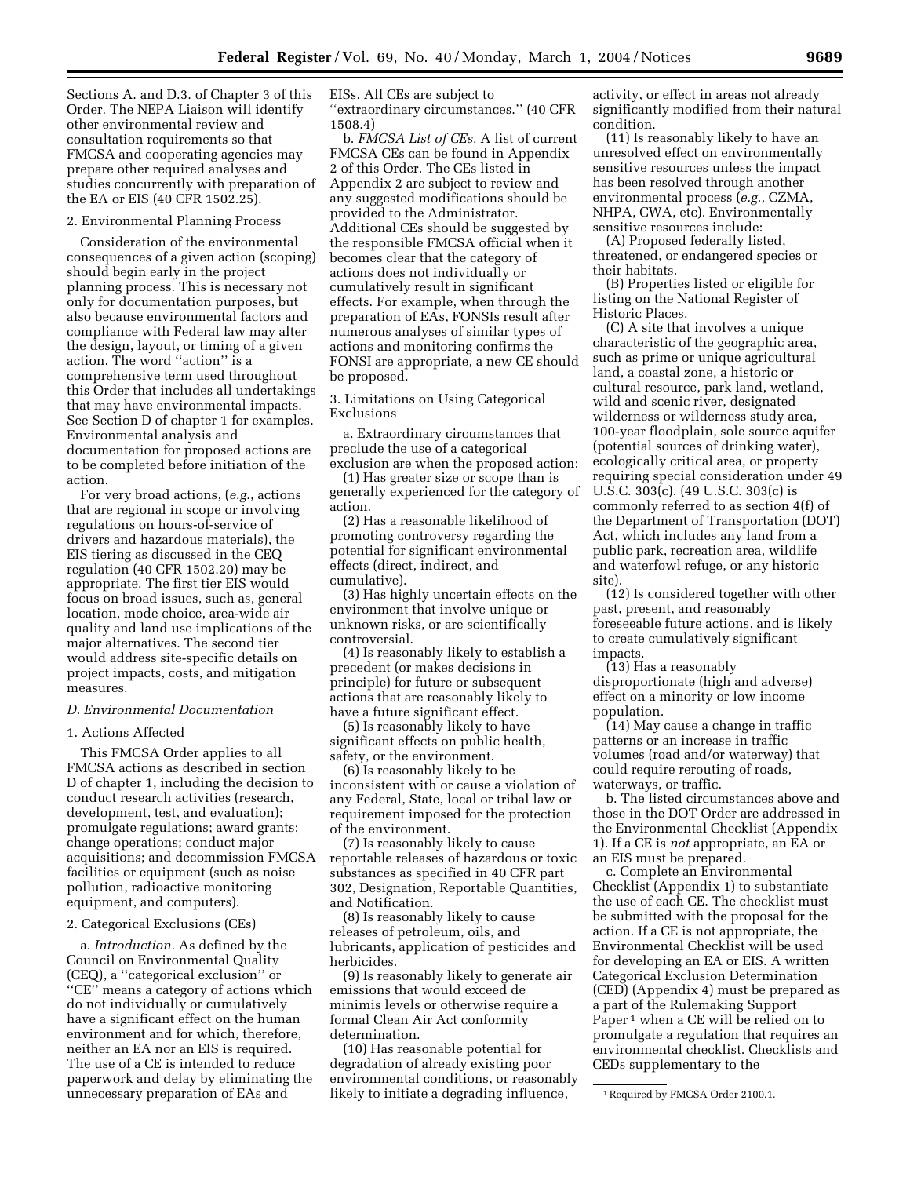Sections A. and D.3. of Chapter 3 of this Order. The NEPA Liaison will identify other environmental review and consultation requirements so that FMCSA and cooperating agencies may prepare other required analyses and studies concurrently with preparation of the EA or EIS (40 CFR 1502.25).

2. Environmental Planning Process

Consideration of the environmental consequences of a given action (scoping) should begin early in the project planning process. This is necessary not only for documentation purposes, but also because environmental factors and compliance with Federal law may alter the design, layout, or timing of a given action. The word ''action'' is a comprehensive term used throughout this Order that includes all undertakings that may have environmental impacts. See Section D of chapter 1 for examples. Environmental analysis and documentation for proposed actions are to be completed before initiation of the action.

For very broad actions, (*e.g.*, actions that are regional in scope or involving regulations on hours-of-service of drivers and hazardous materials), the EIS tiering as discussed in the CEQ regulation (40 CFR 1502.20) may be appropriate. The first tier EIS would focus on broad issues, such as, general location, mode choice, area-wide air quality and land use implications of the major alternatives. The second tier would address site-specific details on project impacts, costs, and mitigation measures.

*D. Environmental Documentation*

1. Actions Affected

This FMCSA Order applies to all FMCSA actions as described in section D of chapter 1, including the decision to conduct research activities (research, development, test, and evaluation); promulgate regulations; award grants; change operations; conduct major acquisitions; and decommission FMCSA facilities or equipment (such as noise pollution, radioactive monitoring equipment, and computers).

2. Categorical Exclusions (CEs)

a. *Introduction.* As defined by the Council on Environmental Quality (CEQ), a ''categorical exclusion'' or ''CE'' means a category of actions which do not individually or cumulatively have a significant effect on the human environment and for which, therefore, neither an EA nor an EIS is required. The use of a CE is intended to reduce paperwork and delay by eliminating the unnecessary preparation of EAs and EISs. All CEs are subject to ''extraordinary circumstances.'' (40 CFR 1508.4)

b. *FMCSA List of CEs.* A list of current FMCSA CEs can be found in Appendix 2 of this Order. The CEs listed in Appendix 2 are subject to review and any suggested modifications should be provided to the Administrator. Additional CEs should be suggested by the responsible FMCSA official when it becomes clear that the category of actions does not individually or cumulatively result in significant effects. For example, when through the preparation of EAs, FONSIs result after numerous analyses of similar types of actions and monitoring confirms the FONSI are appropriate, a new CE should be proposed.

3. Limitations on Using Categorical Exclusions

a. Extraordinary circumstances that preclude the use of a categorical exclusion are when the proposed action:

(1) Has greater size or scope than is generally experienced for the category of action.

(2) Has a reasonable likelihood of promoting controversy regarding the potential for significant environmental effects (direct, indirect, and cumulative).

(3) Has highly uncertain effects on the environment that involve unique or unknown risks, or are scientifically controversial.

(4) Is reasonably likely to establish a precedent (or makes decisions in principle) for future or subsequent actions that are reasonably likely to have a future significant effect.

(5) Is reasonably likely to have significant effects on public health, safety, or the environment.

(6) Is reasonably likely to be inconsistent with or cause a violation of any Federal, State, local or tribal law or requirement imposed for the protection of the environment.

(7) Is reasonably likely to cause reportable releases of hazardous or toxic substances as specified in 40 CFR part 302, Designation, Reportable Quantities, and Notification.

(8) Is reasonably likely to cause releases of petroleum, oils, and lubricants, application of pesticides and herbicides.

(9) Is reasonably likely to generate air emissions that would exceed de minimis levels or otherwise require a formal Clean Air Act conformity determination.

(10) Has reasonable potential for degradation of already existing poor environmental conditions, or reasonably likely to initiate a degrading influence, activity, or effect in areas not already significantly modified from their natural condition.

(11) Is reasonably likely to have an unresolved effect on environmentally sensitive resources unless the impact has been resolved through another environmental process (*e.g.*, CZMA, NHPA, CWA, etc). Environmentally sensitive resources include:

(A) Proposed federally listed, threatened, or endangered species or their habitats.

(B) Properties listed or eligible for listing on the National Register of Historic Places.

(C) A site that involves a unique characteristic of the geographic area, such as prime or unique agricultural land, a coastal zone, a historic or cultural resource, park land, wetland, wild and scenic river, designated wilderness or wilderness study area, 100-year floodplain, sole source aquifer (potential sources of drinking water), ecologically critical area, or property requiring special consideration under 49 U.S.C. 303(c). (49 U.S.C. 303(c) is commonly referred to as section 4(f) of the Department of Transportation (DOT) Act, which includes any land from a public park, recreation area, wildlife and waterfowl refuge, or any historic site).

(12) Is considered together with other past, present, and reasonably foreseeable future actions, and is likely to create cumulatively significant impacts.

(13) Has a reasonably disproportionate (high and adverse) effect on a minority or low income population.

(14) May cause a change in traffic patterns or an increase in traffic volumes (road and/or waterway) that could require rerouting of roads, waterways, or traffic.

b. The listed circumstances above and those in the DOT Order are addressed in the Environmental Checklist (Appendix 1). If a CE is *not* appropriate, an EA or an EIS must be prepared.

c. Complete an Environmental Checklist (Appendix 1) to substantiate the use of each CE. The checklist must be submitted with the proposal for the action. If a CE is not appropriate, the Environmental Checklist will be used for developing an EA or EIS. A written Categorical Exclusion Determination (CED) (Appendix 4) must be prepared as a part of the Rulemaking Support Paper[1] when a CE will be relied on to promulgate a regulation that requires an environmental checklist. Checklists and CEDs supplementary to the

[1] Required by FMCSA Order 2100.1.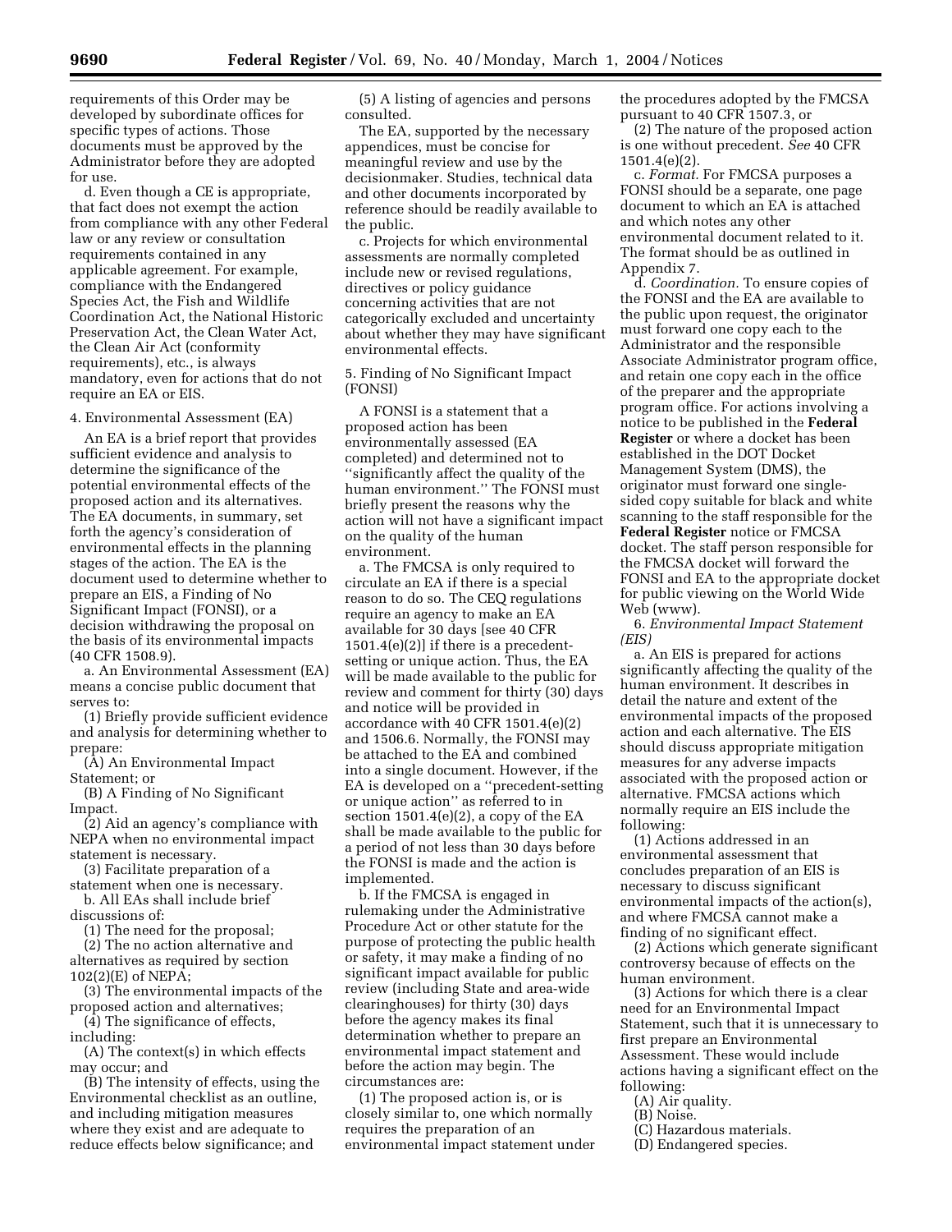requirements of this Order may be developed by subordinate offices for specific types of actions. Those documents must be approved by the Administrator before they are adopted for use.

d. Even though a CE is appropriate, that fact does not exempt the action from compliance with any other Federal law or any review or consultation requirements contained in any applicable agreement. For example, compliance with the Endangered Species Act, the Fish and Wildlife Coordination Act, the National Historic Preservation Act, the Clean Water Act, the Clean Air Act (conformity requirements), etc., is always mandatory, even for actions that do not require an EA or EIS.

4. Environmental Assessment (EA)

An EA is a brief report that provides sufficient evidence and analysis to determine the significance of the potential environmental effects of the proposed action and its alternatives. The EA documents, in summary, set forth the agency's consideration of environmental effects in the planning stages of the action. The EA is the document used to determine whether to prepare an EIS, a Finding of No Significant Impact (FONSI), or a decision withdrawing the proposal on the basis of its environmental impacts (40 CFR 1508.9).

a. An Environmental Assessment (EA) means a concise public document that serves to:

(1) Briefly provide sufficient evidence and analysis for determining whether to prepare:

(A) An Environmental Impact Statement; or

(B) A Finding of No Significant Impact.

(2) Aid an agency's compliance with NEPA when no environmental impact statement is necessary.

(3) Facilitate preparation of a statement when one is necessary.

b. All EAs shall include brief discussions of:

(1) The need for the proposal;

(2) The no action alternative and alternatives as required by section 102(2)(E) of NEPA;

(3) The environmental impacts of the proposed action and alternatives;

(4) The significance of effects, including:

(A) The context(s) in which effects may occur; and

(B) The intensity of effects, using the Environmental checklist as an outline, and including mitigation measures where they exist and are adequate to reduce effects below significance; and

(5) A listing of agencies and persons consulted.

The EA, supported by the necessary appendices, must be concise for meaningful review and use by the decisionmaker. Studies, technical data and other documents incorporated by reference should be readily available to the public.

c. Projects for which environmental assessments are normally completed include new or revised regulations, directives or policy guidance concerning activities that are not categorically excluded and uncertainty about whether they may have significant environmental effects.

5. Finding of No Significant Impact (FONSI)

A FONSI is a statement that a proposed action has been environmentally assessed (EA completed) and determined not to "significantly affect the quality of the human environment." The FONSI must briefly present the reasons why the action will not have a significant impact on the quality of the human environment.

a. The FMCSA is only required to circulate an EA if there is a special reason to do so. The CEQ regulations require an agency to make an EA available for 30 days [see 40 CFR 1501.4(e)(2)] if there is a precedent-setting or unique action. Thus, the EA will be made available to the public for review and comment for thirty (30) days and notice will be provided in accordance with 40 CFR 1501.4(e)(2) and 1506.6. Normally, the FONSI may be attached to the EA and combined into a single document. However, if the EA is developed on a "precedent-setting or unique action" as referred to in section 1501.4(e)(2), a copy of the EA shall be made available to the public for a period of not less than 30 days before the FONSI is made and the action is implemented.

b. If the FMCSA is engaged in rulemaking under the Administrative Procedure Act or other statute for the purpose of protecting the public health or safety, it may make a finding of no significant impact available for public review (including State and area-wide clearinghouses) for thirty (30) days before the agency makes its final determination whether to prepare an environmental impact statement and before the action may begin. The circumstances are:

(1) The proposed action is, or is closely similar to, one which normally requires the preparation of an environmental impact statement under the procedures adopted by the FMCSA pursuant to 40 CFR 1507.3, or

(2) The nature of the proposed action is one without precedent. *See* 40 CFR 1501.4(e)(2).

c. *Format.* For FMCSA purposes a FONSI should be a separate, one page document to which an EA is attached and which notes any other environmental document related to it. The format should be as outlined in Appendix 7.

d. *Coordination.* To ensure copies of the FONSI and the EA are available to the public upon request, the originator must forward one copy each to the Administrator and the responsible Associate Administrator program office, and retain one copy each in the office of the preparer and the appropriate program office. For actions involving a notice to be published in the **Federal Register** or where a docket has been established in the DOT Docket Management System (DMS), the originator must forward one single-sided copy suitable for black and white scanning to the staff responsible for the **Federal Register** notice or FMCSA docket. The staff person responsible for the FMCSA docket will forward the FONSI and EA to the appropriate docket for public viewing on the World Wide Web (www).

6. *Environmental Impact Statement (EIS)*

a. An EIS is prepared for actions significantly affecting the quality of the human environment. It describes in detail the nature and extent of the environmental impacts of the proposed action and each alternative. The EIS should discuss appropriate mitigation measures for any adverse impacts associated with the proposed action or alternative. FMCSA actions which normally require an EIS include the following:

(1) Actions addressed in an environmental assessment that concludes preparation of an EIS is necessary to discuss significant environmental impacts of the action(s), and where FMCSA cannot make a finding of no significant effect.

(2) Actions which generate significant controversy because of effects on the human environment.

(3) Actions for which there is a clear need for an Environmental Impact Statement, such that it is unnecessary to first prepare an Environmental Assessment. These would include actions having a significant effect on the following:

(A) Air quality.

(B) Noise.

(C) Hazardous materials.

(D) Endangered species.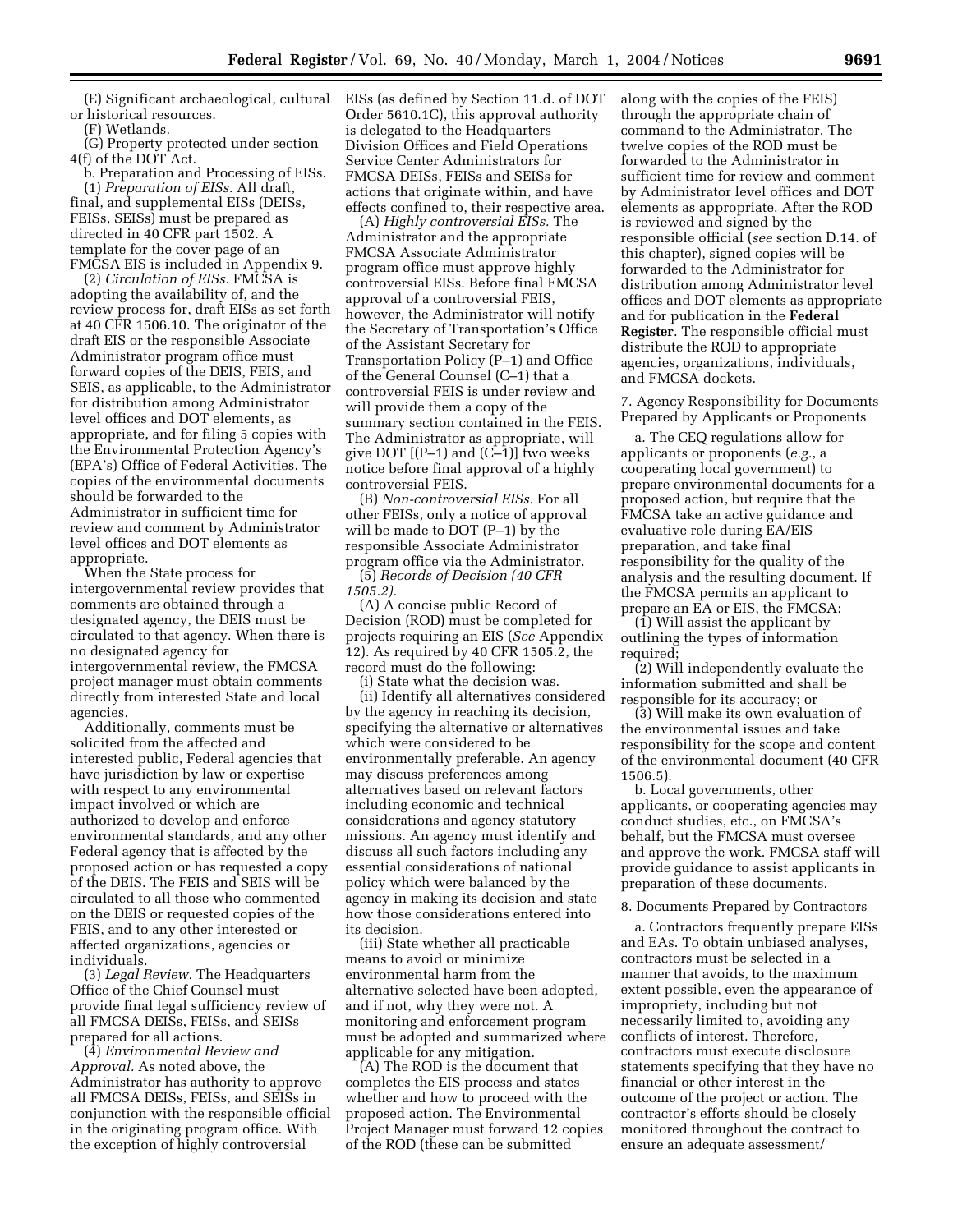(E) Significant archaeological, cultural or historical resources.

(F) Wetlands.

(G) Property protected under section 4(f) of the DOT Act.

b. Preparation and Processing of EISs.

(1) *Preparation of EISs.* All draft, final, and supplemental EISs (DEISs, FEISs, SEISs) must be prepared as directed in 40 CFR part 1502. A template for the cover page of an FMCSA EIS is included in Appendix 9.

(2) *Circulation of EISs.* FMCSA is adopting the availability of, and the review process for, draft EISs as set forth at 40 CFR 1506.10. The originator of the draft EIS or the responsible Associate Administrator program office must forward copies of the DEIS, FEIS, and SEIS, as applicable, to the Administrator for distribution among Administrator level offices and DOT elements, as appropriate, and for filing 5 copies with the Environmental Protection Agency's (EPA's) Office of Federal Activities. The copies of the environmental documents should be forwarded to the Administrator in sufficient time for review and comment by Administrator level offices and DOT elements as appropriate.

When the State process for intergovernmental review provides that comments are obtained through a designated agency, the DEIS must be circulated to that agency. When there is no designated agency for intergovernmental review, the FMCSA project manager must obtain comments directly from interested State and local agencies.

Additionally, comments must be solicited from the affected and interested public, Federal agencies that have jurisdiction by law or expertise with respect to any environmental impact involved or which are authorized to develop and enforce environmental standards, and any other Federal agency that is affected by the proposed action or has requested a copy of the DEIS. The FEIS and SEIS will be circulated to all those who commented on the DEIS or requested copies of the FEIS, and to any other interested or affected organizations, agencies or individuals.

(3) *Legal Review.* The Headquarters Office of the Chief Counsel must provide final legal sufficiency review of all FMCSA DEISs, FEISs, and SEISs prepared for all actions.

(4) *Environmental Review and Approval.* As noted above, the Administrator has authority to approve all FMCSA DEISs, FEISs, and SEISs in conjunction with the responsible official in the originating program office. With the exception of highly controversial EISs (as defined by Section 11.d. of DOT Order 5610.1C), this approval authority is delegated to the Headquarters Division Offices and Field Operations Service Center Administrators for FMCSA DEISs, FEISs and SEISs for actions that originate within, and have effects confined to, their respective area.

(A) *Highly controversial EISs.* The Administrator and the appropriate FMCSA Associate Administrator program office must approve highly controversial EISs. Before final FMCSA approval of a controversial FEIS, however, the Administrator will notify the Secretary of Transportation's Office of the Assistant Secretary for Transportation Policy (P–1) and Office of the General Counsel (C–1) that a controversial FEIS is under review and will provide them a copy of the summary section contained in the FEIS. The Administrator as appropriate, will give DOT [(P–1) and (C–1)] two weeks notice before final approval of a highly controversial FEIS.

(B) *Non-controversial EISs.* For all other FEISs, only a notice of approval will be made to DOT (P–1) by the responsible Associate Administrator program office via the Administrator.

(5) *Records of Decision (40 CFR 1505.2).*

(A) A concise public Record of Decision (ROD) must be completed for projects requiring an EIS (*See* Appendix 12). As required by 40 CFR 1505.2, the record must do the following:

(i) State what the decision was.

(ii) Identify all alternatives considered by the agency in reaching its decision, specifying the alternative or alternatives which were considered to be environmentally preferable. An agency may discuss preferences among alternatives based on relevant factors including economic and technical considerations and agency statutory missions. An agency must identify and discuss all such factors including any essential considerations of national policy which were balanced by the agency in making its decision and state how those considerations entered into its decision.

(iii) State whether all practicable means to avoid or minimize environmental harm from the alternative selected have been adopted, and if not, why they were not. A monitoring and enforcement program must be adopted and summarized where applicable for any mitigation.

(A) The ROD is the document that completes the EIS process and states whether and how to proceed with the proposed action. The Environmental Project Manager must forward 12 copies of the ROD (these can be submitted along with the copies of the FEIS) through the appropriate chain of command to the Administrator. The twelve copies of the ROD must be forwarded to the Administrator in sufficient time for review and comment by Administrator level offices and DOT elements as appropriate. After the ROD is reviewed and signed by the responsible official (*see* section D.14. of this chapter), signed copies will be forwarded to the Administrator for distribution among Administrator level offices and DOT elements as appropriate and for publication in the **Federal Register**. The responsible official must distribute the ROD to appropriate agencies, organizations, individuals, and FMCSA dockets.

7. Agency Responsibility for Documents Prepared by Applicants or Proponents

a. The CEQ regulations allow for applicants or proponents (*e.g.*, a cooperating local government) to prepare environmental documents for a proposed action, but require that the FMCSA take an active guidance and evaluative role during EA/EIS preparation, and take final responsibility for the quality of the analysis and the resulting document. If the FMCSA permits an applicant to prepare an EA or EIS, the FMCSA:

(1) Will assist the applicant by outlining the types of information required;

(2) Will independently evaluate the information submitted and shall be responsible for its accuracy; or

(3) Will make its own evaluation of the environmental issues and take responsibility for the scope and content of the environmental document (40 CFR 1506.5).

b. Local governments, other applicants, or cooperating agencies may conduct studies, etc., on FMCSA's behalf, but the FMCSA must oversee and approve the work. FMCSA staff will provide guidance to assist applicants in preparation of these documents.

8. Documents Prepared by Contractors

a. Contractors frequently prepare EISs and EAs. To obtain unbiased analyses, contractors must be selected in a manner that avoids, to the maximum extent possible, even the appearance of impropriety, including but not necessarily limited to, avoiding any conflicts of interest. Therefore, contractors must execute disclosure statements specifying that they have no financial or other interest in the outcome of the project or action. The contractor's efforts should be closely monitored throughout the contract to ensure an adequate assessment/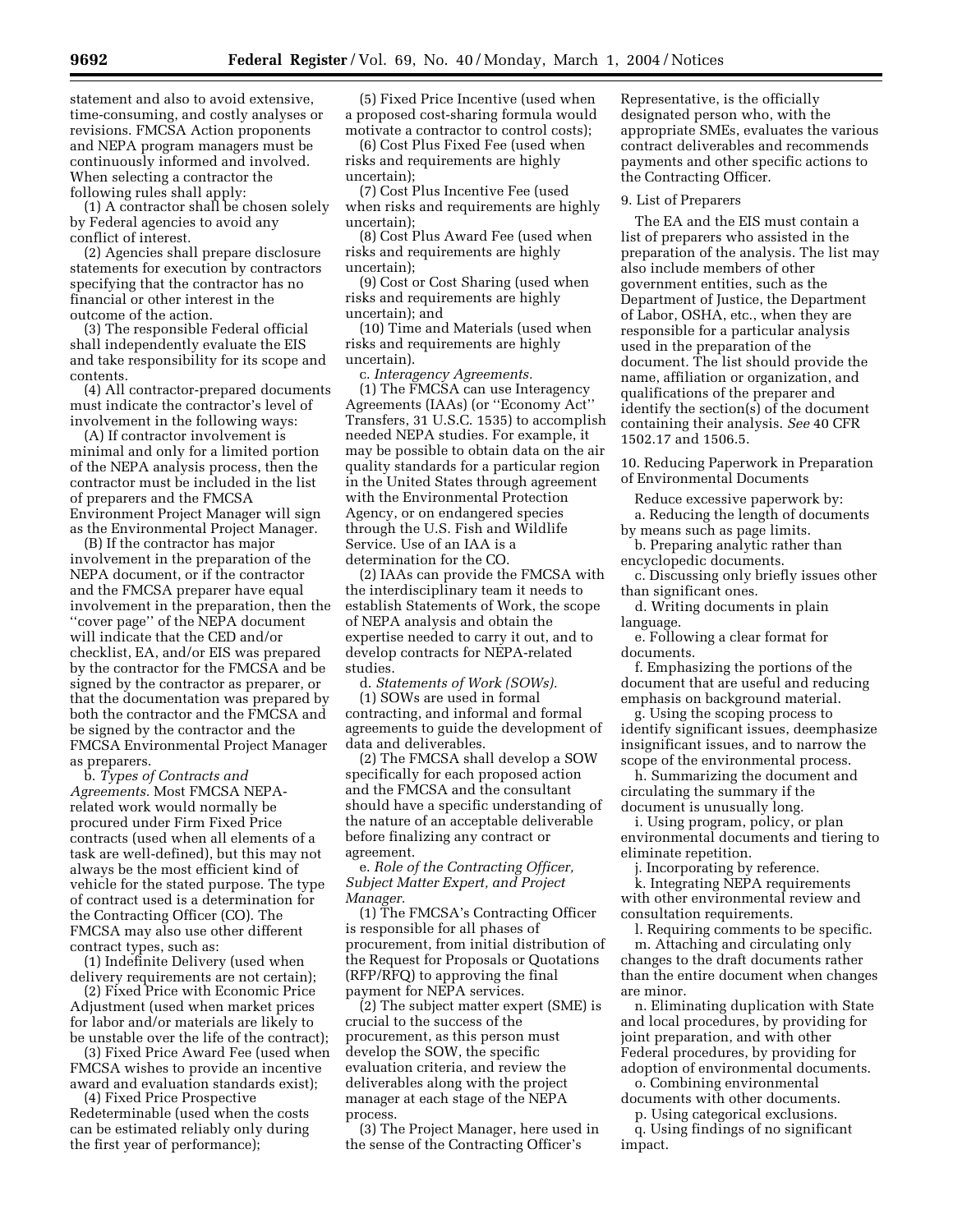statement and also to avoid extensive, time-consuming, and costly analyses or revisions. FMCSA Action proponents and NEPA program managers must be continuously informed and involved. When selecting a contractor the following rules shall apply:

(1) A contractor shall be chosen solely by Federal agencies to avoid any conflict of interest.

(2) Agencies shall prepare disclosure statements for execution by contractors specifying that the contractor has no financial or other interest in the outcome of the action.

(3) The responsible Federal official shall independently evaluate the EIS and take responsibility for its scope and contents.

(4) All contractor-prepared documents must indicate the contractor's level of involvement in the following ways:

(A) If contractor involvement is minimal and only for a limited portion of the NEPA analysis process, then the contractor must be included in the list of preparers and the FMCSA Environment Project Manager will sign as the Environmental Project Manager.

(B) If the contractor has major involvement in the preparation of the NEPA document, or if the contractor and the FMCSA preparer have equal involvement in the preparation, then the "cover page" of the NEPA document will indicate that the CED and/or checklist, EA, and/or EIS was prepared by the contractor for the FMCSA and be signed by the contractor as preparer, or that the documentation was prepared by both the contractor and the FMCSA and be signed by the contractor and the FMCSA Environmental Project Manager as preparers.

b. *Types of Contracts and Agreements.* Most FMCSA NEPA-related work would normally be procured under Firm Fixed Price contracts (used when all elements of a task are well-defined), but this may not always be the most efficient kind of vehicle for the stated purpose. The type of contract used is a determination for the Contracting Officer (CO). The FMCSA may also use other different contract types, such as:

(1) Indefinite Delivery (used when delivery requirements are not certain);

(2) Fixed Price with Economic Price Adjustment (used when market prices for labor and/or materials are likely to be unstable over the life of the contract);

(3) Fixed Price Award Fee (used when FMCSA wishes to provide an incentive award and evaluation standards exist);

(4) Fixed Price Prospective Redeterminable (used when the costs can be estimated reliably only during the first year of performance);

(5) Fixed Price Incentive (used when a proposed cost-sharing formula would motivate a contractor to control costs);

(6) Cost Plus Fixed Fee (used when risks and requirements are highly uncertain);

(7) Cost Plus Incentive Fee (used when risks and requirements are highly uncertain);

(8) Cost Plus Award Fee (used when risks and requirements are highly uncertain);

(9) Cost or Cost Sharing (used when risks and requirements are highly uncertain); and

(10) Time and Materials (used when risks and requirements are highly uncertain).

c. *Interagency Agreements.*

(1) The FMCSA can use Interagency Agreements (IAAs) (or "Economy Act" Transfers, 31 U.S.C. 1535) to accomplish needed NEPA studies. For example, it may be possible to obtain data on the air quality standards for a particular region in the United States through agreement with the Environmental Protection Agency, or on endangered species through the U.S. Fish and Wildlife Service. Use of an IAA is a determination for the CO.

(2) IAAs can provide the FMCSA with the interdisciplinary team it needs to establish Statements of Work, the scope of NEPA analysis and obtain the expertise needed to carry it out, and to develop contracts for NEPA-related studies.

d. *Statements of Work (SOWs).*

(1) SOWs are used in formal contracting, and informal and formal agreements to guide the development of data and deliverables.

(2) The FMCSA shall develop a SOW specifically for each proposed action and the FMCSA and the consultant should have a specific understanding of the nature of an acceptable deliverable before finalizing any contract or agreement.

e. *Role of the Contracting Officer, Subject Matter Expert, and Project Manager.*

(1) The FMCSA's Contracting Officer is responsible for all phases of procurement, from initial distribution of the Request for Proposals or Quotations (RFP/RFQ) to approving the final payment for NEPA services.

(2) The subject matter expert (SME) is crucial to the success of the procurement, as this person must develop the SOW, the specific evaluation criteria, and review the deliverables along with the project manager at each stage of the NEPA process.

(3) The Project Manager, here used in the sense of the Contracting Officer's Representative, is the officially designated person who, with the appropriate SMEs, evaluates the various contract deliverables and recommends payments and other specific actions to the Contracting Officer.

9. List of Preparers

The EA and the EIS must contain a list of preparers who assisted in the preparation of the analysis. The list may also include members of other government entities, such as the Department of Justice, the Department of Labor, OSHA, etc., when they are responsible for a particular analysis used in the preparation of the document. The list should provide the name, affiliation or organization, and qualifications of the preparer and identify the section(s) of the document containing their analysis. *See* 40 CFR 1502.17 and 1506.5.

10. Reducing Paperwork in Preparation of Environmental Documents

Reduce excessive paperwork by:

a. Reducing the length of documents by means such as page limits.

b. Preparing analytic rather than encyclopedic documents.

c. Discussing only briefly issues other than significant ones.

d. Writing documents in plain language.

e. Following a clear format for documents.

f. Emphasizing the portions of the document that are useful and reducing emphasis on background material.

g. Using the scoping process to identify significant issues, deemphasize insignificant issues, and to narrow the scope of the environmental process.

h. Summarizing the document and circulating the summary if the document is unusually long.

i. Using program, policy, or plan environmental documents and tiering to eliminate repetition.

j. Incorporating by reference.

k. Integrating NEPA requirements with other environmental review and consultation requirements.

l. Requiring comments to be specific.

m. Attaching and circulating only changes to the draft documents rather than the entire document when changes are minor.

n. Eliminating duplication with State and local procedures, by providing for joint preparation, and with other Federal procedures, by providing for adoption of environmental documents.

o. Combining environmental documents with other documents.

p. Using categorical exclusions.

q. Using findings of no significant impact.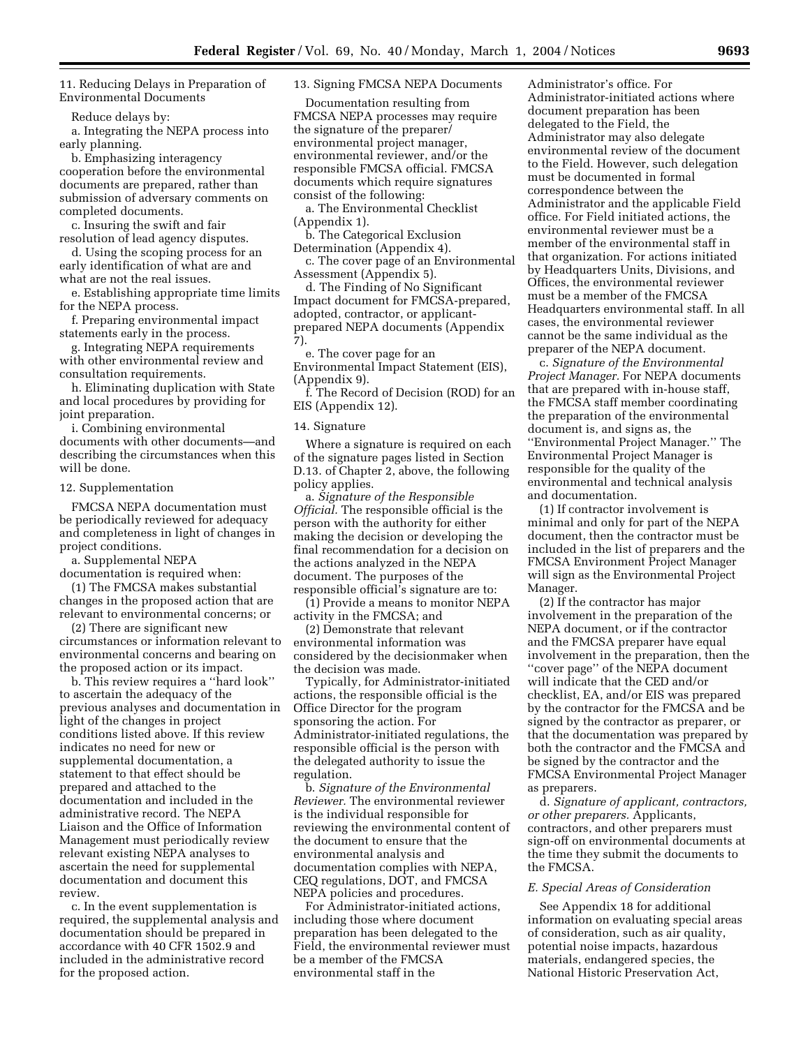11. Reducing Delays in Preparation of Environmental Documents

Reduce delays by:

a. Integrating the NEPA process into early planning.

b. Emphasizing interagency cooperation before the environmental documents are prepared, rather than submission of adversary comments on completed documents.

c. Insuring the swift and fair resolution of lead agency disputes.

d. Using the scoping process for an early identification of what are and what are not the real issues.

e. Establishing appropriate time limits for the NEPA process.

f. Preparing environmental impact statements early in the process.

g. Integrating NEPA requirements with other environmental review and consultation requirements.

h. Eliminating duplication with State and local procedures by providing for joint preparation.

i. Combining environmental documents with other documents—and describing the circumstances when this will be done.

12. Supplementation

FMCSA NEPA documentation must be periodically reviewed for adequacy and completeness in light of changes in project conditions.

a. Supplemental NEPA documentation is required when:

(1) The FMCSA makes substantial changes in the proposed action that are relevant to environmental concerns; or

(2) There are significant new circumstances or information relevant to environmental concerns and bearing on the proposed action or its impact.

b. This review requires a ''hard look'' to ascertain the adequacy of the previous analyses and documentation in light of the changes in project conditions listed above. If this review indicates no need for new or supplemental documentation, a statement to that effect should be prepared and attached to the documentation and included in the administrative record. The NEPA Liaison and the Office of Information Management must periodically review relevant existing NEPA analyses to ascertain the need for supplemental documentation and document this review.

c. In the event supplementation is required, the supplemental analysis and documentation should be prepared in accordance with 40 CFR 1502.9 and included in the administrative record for the proposed action.

13. Signing FMCSA NEPA Documents

Documentation resulting from FMCSA NEPA processes may require the signature of the preparer/environmental project manager, environmental reviewer, and/or the responsible FMCSA official. FMCSA documents which require signatures consist of the following:

a. The Environmental Checklist (Appendix 1).

b. The Categorical Exclusion Determination (Appendix 4).

c. The cover page of an Environmental Assessment (Appendix 5).

d. The Finding of No Significant Impact document for FMCSA-prepared, adopted, contractor, or applicant-prepared NEPA documents (Appendix 7).

e. The cover page for an Environmental Impact Statement (EIS), (Appendix 9).

f. The Record of Decision (ROD) for an EIS (Appendix 12).

14. Signature

Where a signature is required on each of the signature pages listed in Section D.13. of Chapter 2, above, the following policy applies.

a. *Signature of the Responsible Official.* The responsible official is the person with the authority for either making the decision or developing the final recommendation for a decision on the actions analyzed in the NEPA document. The purposes of the responsible official's signature are to:

(1) Provide a means to monitor NEPA activity in the FMCSA; and

(2) Demonstrate that relevant environmental information was considered by the decisionmaker when the decision was made.

Typically, for Administrator-initiated actions, the responsible official is the Office Director for the program sponsoring the action. For Administrator-initiated regulations, the responsible official is the person with the delegated authority to issue the regulation.

b. *Signature of the Environmental Reviewer.* The environmental reviewer is the individual responsible for reviewing the environmental content of the document to ensure that the environmental analysis and documentation complies with NEPA, CEQ regulations, DOT, and FMCSA NEPA policies and procedures.

For Administrator-initiated actions, including those where document preparation has been delegated to the Field, the environmental reviewer must be a member of the FMCSA environmental staff in the Administrator's office. For Administrator-initiated actions where document preparation has been delegated to the Field, the Administrator may also delegate environmental review of the document to the Field. However, such delegation must be documented in formal correspondence between the Administrator and the applicable Field office. For Field initiated actions, the environmental reviewer must be a member of the environmental staff in that organization. For actions initiated by Headquarters Units, Divisions, and Offices, the environmental reviewer must be a member of the FMCSA Headquarters environmental staff. In all cases, the environmental reviewer cannot be the same individual as the preparer of the NEPA document.

c. *Signature of the Environmental Project Manager.* For NEPA documents that are prepared with in-house staff, the FMCSA staff member coordinating the preparation of the environmental document is, and signs as, the ''Environmental Project Manager.'' The Environmental Project Manager is responsible for the quality of the environmental and technical analysis and documentation.

(1) If contractor involvement is minimal and only for part of the NEPA document, then the contractor must be included in the list of preparers and the FMCSA Environment Project Manager will sign as the Environmental Project Manager.

(2) If the contractor has major involvement in the preparation of the NEPA document, or if the contractor and the FMCSA preparer have equal involvement in the preparation, then the ''cover page'' of the NEPA document will indicate that the CED and/or checklist, EA, and/or EIS was prepared by the contractor for the FMCSA and be signed by the contractor as preparer, or that the documentation was prepared by both the contractor and the FMCSA and be signed by the contractor and the FMCSA Environmental Project Manager as preparers.

d. *Signature of applicant, contractors, or other preparers.* Applicants, contractors, and other preparers must sign-off on environmental documents at the time they submit the documents to the FMCSA.

*E. Special Areas of Consideration*

See Appendix 18 for additional information on evaluating special areas of consideration, such as air quality, potential noise impacts, hazardous materials, endangered species, the National Historic Preservation Act,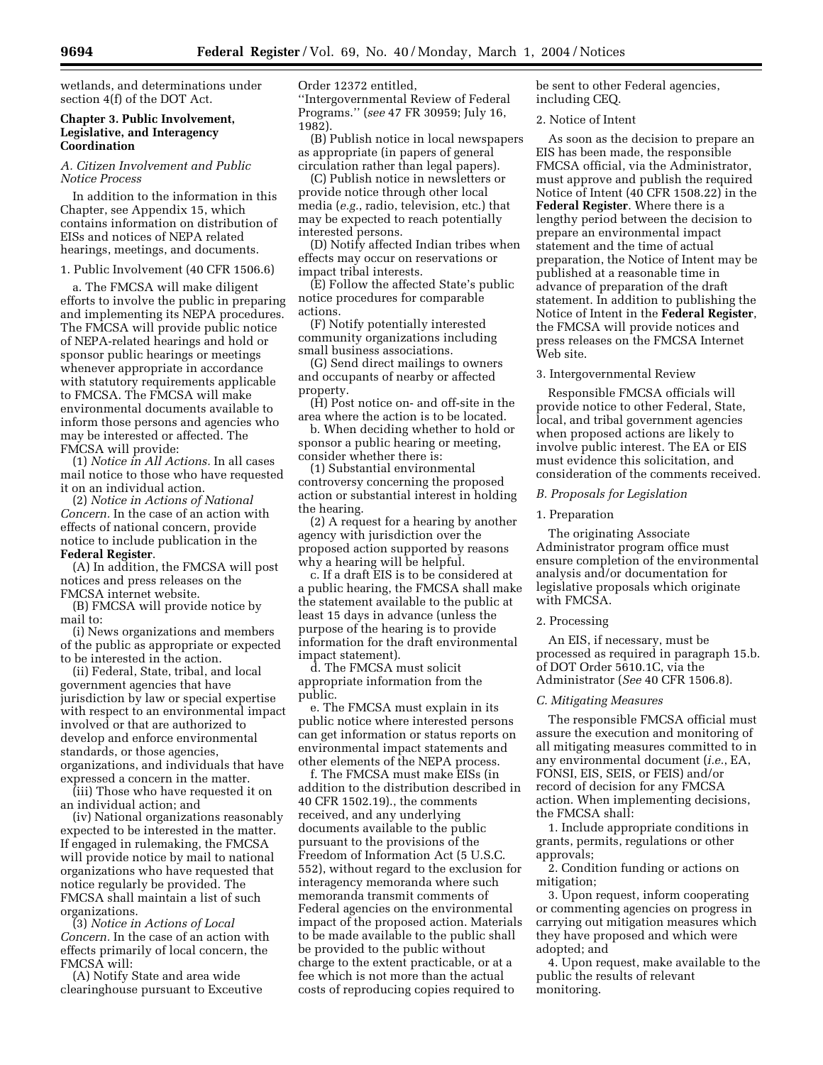wetlands, and determinations under section 4(f) of the DOT Act.

**Chapter 3. Public Involvement, Legislative, and Interagency Coordination**

*A. Citizen Involvement and Public Notice Process*

In addition to the information in this Chapter, see Appendix 15, which contains information on distribution of EISs and notices of NEPA related hearings, meetings, and documents.

1. Public Involvement (40 CFR 1506.6)

a. The FMCSA will make diligent efforts to involve the public in preparing and implementing its NEPA procedures. The FMCSA will provide public notice of NEPA-related hearings and hold or sponsor public hearings or meetings whenever appropriate in accordance with statutory requirements applicable to FMCSA. The FMCSA will make environmental documents available to inform those persons and agencies who may be interested or affected. The FMCSA will provide:

(1) *Notice in All Actions.* In all cases mail notice to those who have requested it on an individual action.

(2) *Notice in Actions of National Concern.* In the case of an action with effects of national concern, provide notice to include publication in the **Federal Register**.

(A) In addition, the FMCSA will post notices and press releases on the FMCSA internet website.

(B) FMCSA will provide notice by mail to:

(i) News organizations and members of the public as appropriate or expected to be interested in the action.

(ii) Federal, State, tribal, and local government agencies that have jurisdiction by law or special expertise with respect to an environmental impact involved or that are authorized to develop and enforce environmental standards, or those agencies, organizations, and individuals that have expressed a concern in the matter.

(iii) Those who have requested it on an individual action; and

(iv) National organizations reasonably expected to be interested in the matter. If engaged in rulemaking, the FMCSA will provide notice by mail to national organizations who have requested that notice regularly be provided. The FMCSA shall maintain a list of such organizations.

(3) *Notice in Actions of Local Concern.* In the case of an action with effects primarily of local concern, the FMCSA will:

(A) Notify State and area wide clearinghouse pursuant to Exceutive Order 12372 entitled, ''Intergovernmental Review of Federal Programs.'' (*see* 47 FR 30959; July 16, 1982).

(B) Publish notice in local newspapers as appropriate (in papers of general circulation rather than legal papers).

(C) Publish notice in newsletters or provide notice through other local media (*e.g.*, radio, television, etc.) that may be expected to reach potentially interested persons.

(D) Notify affected Indian tribes when effects may occur on reservations or impact tribal interests.

(E) Follow the affected State's public notice procedures for comparable actions.

(F) Notify potentially interested community organizations including small business associations.

(G) Send direct mailings to owners and occupants of nearby or affected property.

(H) Post notice on- and off-site in the area where the action is to be located.

b. When deciding whether to hold or sponsor a public hearing or meeting, consider whether there is:

(1) Substantial environmental controversy concerning the proposed action or substantial interest in holding the hearing.

(2) A request for a hearing by another agency with jurisdiction over the proposed action supported by reasons why a hearing will be helpful.

c. If a draft EIS is to be considered at a public hearing, the FMCSA shall make the statement available to the public at least 15 days in advance (unless the purpose of the hearing is to provide information for the draft environmental impact statement).

d. The FMCSA must solicit appropriate information from the public.

e. The FMCSA must explain in its public notice where interested persons can get information or status reports on environmental impact statements and other elements of the NEPA process.

f. The FMCSA must make EISs (in addition to the distribution described in 40 CFR 1502.19)., the comments received, and any underlying documents available to the public pursuant to the provisions of the Freedom of Information Act (5 U.S.C. 552), without regard to the exclusion for interagency memoranda where such memoranda transmit comments of Federal agencies on the environmental impact of the proposed action. Materials to be made available to the public shall be provided to the public without charge to the extent practicable, or at a fee which is not more than the actual costs of reproducing copies required to be sent to other Federal agencies, including CEQ.

2. Notice of Intent

As soon as the decision to prepare an EIS has been made, the responsible FMCSA official, via the Administrator, must approve and publish the required Notice of Intent (40 CFR 1508.22) in the **Federal Register**. Where there is a lengthy period between the decision to prepare an environmental impact statement and the time of actual preparation, the Notice of Intent may be published at a reasonable time in advance of preparation of the draft statement. In addition to publishing the Notice of Intent in the **Federal Register**, the FMCSA will provide notices and press releases on the FMCSA Internet Web site.

3. Intergovernmental Review

Responsible FMCSA officials will provide notice to other Federal, State, local, and tribal government agencies when proposed actions are likely to involve public interest. The EA or EIS must evidence this solicitation, and consideration of the comments received.

*B. Proposals for Legislation*

1. Preparation

The originating Associate Administrator program office must ensure completion of the environmental analysis and/or documentation for legislative proposals which originate with FMCSA.

2. Processing

An EIS, if necessary, must be processed as required in paragraph 15.b. of DOT Order 5610.1C, via the Administrator (*See* 40 CFR 1506.8).

*C. Mitigating Measures*

The responsible FMCSA official must assure the execution and monitoring of all mitigating measures committed to in any environmental document (*i.e.*, EA, FONSI, EIS, SEIS, or FEIS) and/or record of decision for any FMCSA action. When implementing decisions, the FMCSA shall:

1. Include appropriate conditions in grants, permits, regulations or other approvals;

2. Condition funding or actions on mitigation;

3. Upon request, inform cooperating or commenting agencies on progress in carrying out mitigation measures which they have proposed and which were adopted; and

4. Upon request, make available to the public the results of relevant monitoring.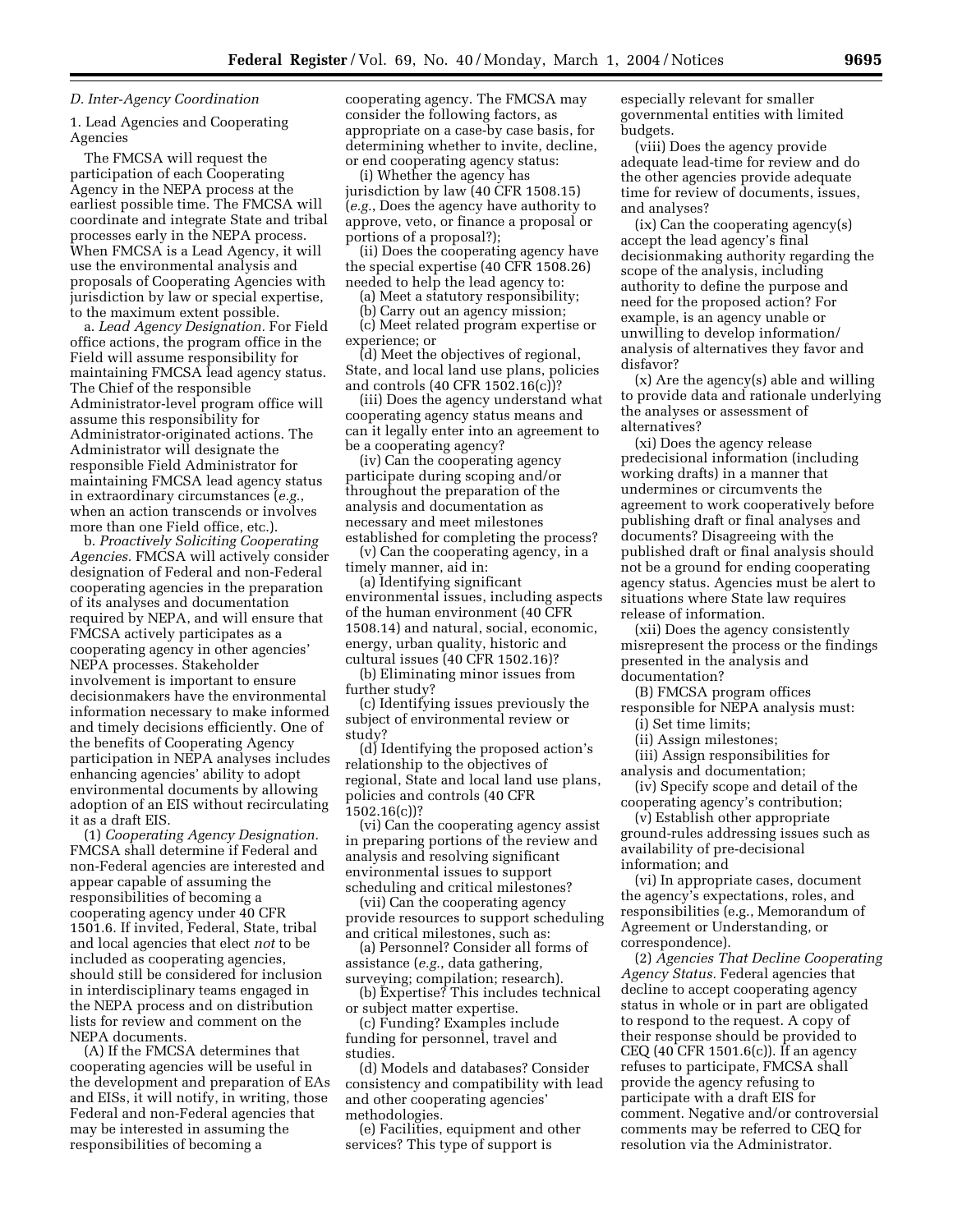*D. Inter-Agency Coordination*

1. Lead Agencies and Cooperating Agencies

The FMCSA will request the participation of each Cooperating Agency in the NEPA process at the earliest possible time. The FMCSA will coordinate and integrate State and tribal processes early in the NEPA process. When FMCSA is a Lead Agency, it will use the environmental analysis and proposals of Cooperating Agencies with jurisdiction by law or special expertise, to the maximum extent possible.

a. *Lead Agency Designation.* For Field office actions, the program office in the Field will assume responsibility for maintaining FMCSA lead agency status. The Chief of the responsible Administrator-level program office will assume this responsibility for Administrator-originated actions. The Administrator will designate the responsible Field Administrator for maintaining FMCSA lead agency status in extraordinary circumstances (*e.g.*, when an action transcends or involves more than one Field office, etc.).

b. *Proactively Soliciting Cooperating Agencies.* FMCSA will actively consider designation of Federal and non-Federal cooperating agencies in the preparation of its analyses and documentation required by NEPA, and will ensure that FMCSA actively participates as a cooperating agency in other agencies' NEPA processes. Stakeholder involvement is important to ensure decisionmakers have the environmental information necessary to make informed and timely decisions efficiently. One of the benefits of Cooperating Agency participation in NEPA analyses includes enhancing agencies' ability to adopt environmental documents by allowing adoption of an EIS without recirculating it as a draft EIS.

(1) *Cooperating Agency Designation.* FMCSA shall determine if Federal and non-Federal agencies are interested and appear capable of assuming the responsibilities of becoming a cooperating agency under 40 CFR 1501.6. If invited, Federal, State, tribal and local agencies that elect *not* to be included as cooperating agencies, should still be considered for inclusion in interdisciplinary teams engaged in the NEPA process and on distribution lists for review and comment on the NEPA documents.

(A) If the FMCSA determines that cooperating agencies will be useful in the development and preparation of EAs and EISs, it will notify, in writing, those Federal and non-Federal agencies that may be interested in assuming the responsibilities of becoming a cooperating agency. The FMCSA may consider the following factors, as appropriate on a case-by case basis, for determining whether to invite, decline, or end cooperating agency status:

(i) Whether the agency has jurisdiction by law (40 CFR 1508.15) (*e.g.*, Does the agency have authority to approve, veto, or finance a proposal or portions of a proposal?);

(ii) Does the cooperating agency have the special expertise (40 CFR 1508.26) needed to help the lead agency to:

(a) Meet a statutory responsibility;

(b) Carry out an agency mission;

(c) Meet related program expertise or experience; or

(d) Meet the objectives of regional, State, and local land use plans, policies and controls (40 CFR 1502.16(c))?

(iii) Does the agency understand what cooperating agency status means and can it legally enter into an agreement to be a cooperating agency?

(iv) Can the cooperating agency participate during scoping and/or throughout the preparation of the analysis and documentation as necessary and meet milestones established for completing the process?

(v) Can the cooperating agency, in a timely manner, aid in:

(a) Identifying significant environmental issues, including aspects of the human environment (40 CFR 1508.14) and natural, social, economic, energy, urban quality, historic and cultural issues (40 CFR 1502.16)?

(b) Eliminating minor issues from further study?

(c) Identifying issues previously the subject of environmental review or study?

(d) Identifying the proposed action's relationship to the objectives of regional, State and local land use plans, policies and controls (40 CFR 1502.16(c))?

(vi) Can the cooperating agency assist in preparing portions of the review and analysis and resolving significant environmental issues to support scheduling and critical milestones?

(vii) Can the cooperating agency provide resources to support scheduling and critical milestones, such as:

(a) Personnel? Consider all forms of assistance (*e.g.*, data gathering, surveying; compilation; research).

(b) Expertise? This includes technical or subject matter expertise.

(c) Funding? Examples include funding for personnel, travel and studies.

(d) Models and databases? Consider consistency and compatibility with lead and other cooperating agencies' methodologies.

(e) Facilities, equipment and other services? This type of support is especially relevant for smaller governmental entities with limited budgets.

(viii) Does the agency provide adequate lead-time for review and do the other agencies provide adequate time for review of documents, issues, and analyses?

(ix) Can the cooperating agency(s) accept the lead agency's final decisionmaking authority regarding the scope of the analysis, including authority to define the purpose and need for the proposed action? For example, is an agency unable or unwilling to develop information/analysis of alternatives they favor and disfavor?

(x) Are the agency(s) able and willing to provide data and rationale underlying the analyses or assessment of alternatives?

(xi) Does the agency release predecisional information (including working drafts) in a manner that undermines or circumvents the agreement to work cooperatively before publishing draft or final analyses and documents? Disagreeing with the published draft or final analysis should not be a ground for ending cooperating agency status. Agencies must be alert to situations where State law requires release of information.

(xii) Does the agency consistently misrepresent the process or the findings presented in the analysis and documentation?

(B) FMCSA program offices responsible for NEPA analysis must:

(i) Set time limits;

(ii) Assign milestones;

(iii) Assign responsibilities for analysis and documentation;

(iv) Specify scope and detail of the cooperating agency's contribution;

(v) Establish other appropriate ground-rules addressing issues such as availability of pre-decisional information; and

(vi) In appropriate cases, document the agency's expectations, roles, and responsibilities (e.g., Memorandum of Agreement or Understanding, or correspondence).

(2) *Agencies That Decline Cooperating Agency Status.* Federal agencies that decline to accept cooperating agency status in whole or in part are obligated to respond to the request. A copy of their response should be provided to CEQ (40 CFR 1501.6(c)). If an agency refuses to participate, FMCSA shall provide the agency refusing to participate with a draft EIS for comment. Negative and/or controversial comments may be referred to CEQ for resolution via the Administrator.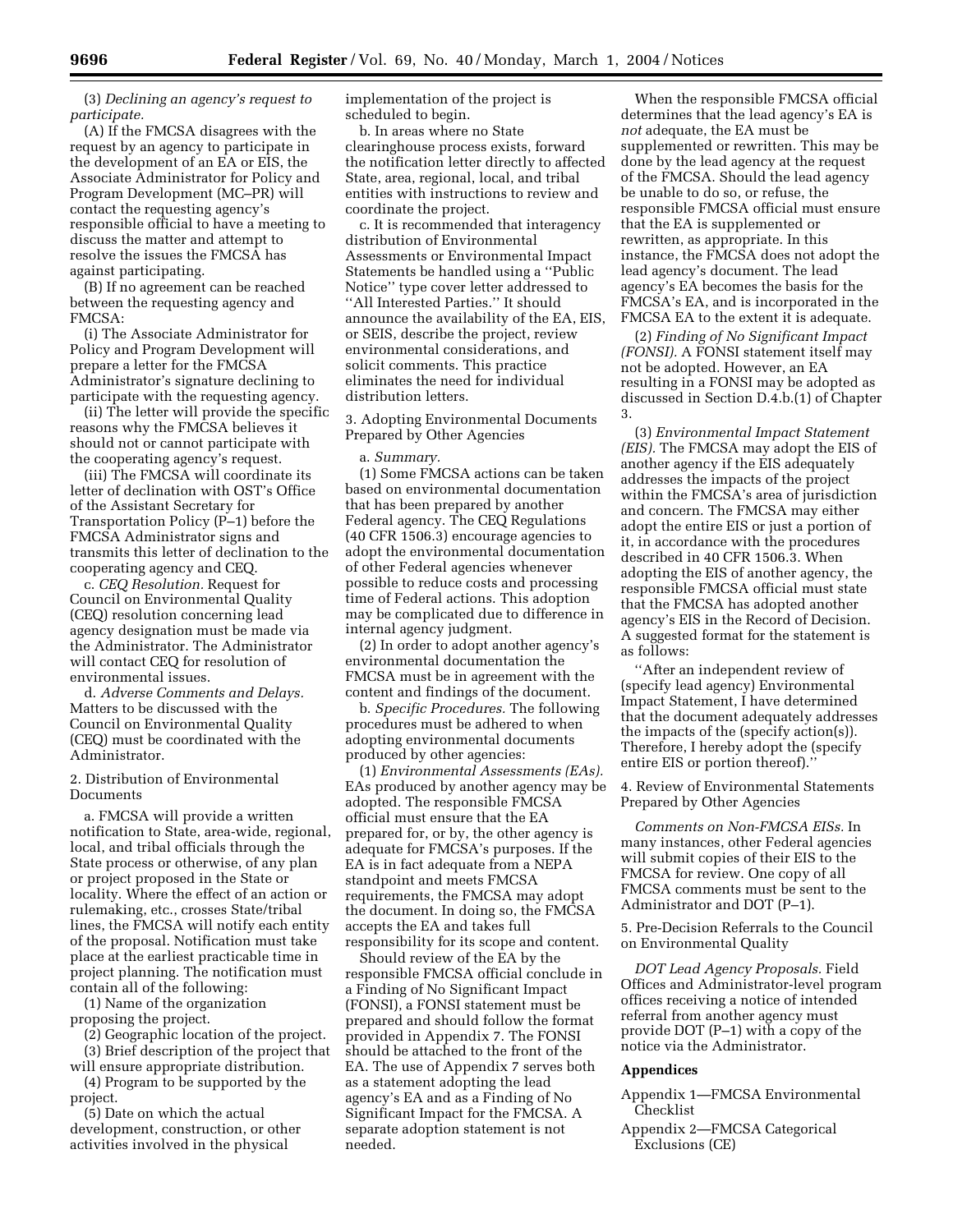(3) *Declining an agency's request to participate.*

(A) If the FMCSA disagrees with the request by an agency to participate in the development of an EA or EIS, the Associate Administrator for Policy and Program Development (MC–PR) will contact the requesting agency's responsible official to have a meeting to discuss the matter and attempt to resolve the issues the FMCSA has against participating.

(B) If no agreement can be reached between the requesting agency and FMCSA:

(i) The Associate Administrator for Policy and Program Development will prepare a letter for the FMCSA Administrator's signature declining to participate with the requesting agency.

(ii) The letter will provide the specific reasons why the FMCSA believes it should not or cannot participate with the cooperating agency's request.

(iii) The FMCSA will coordinate its letter of declination with OST's Office of the Assistant Secretary for Transportation Policy (P–1) before the FMCSA Administrator signs and transmits this letter of declination to the cooperating agency and CEQ.

c. *CEQ Resolution.* Request for Council on Environmental Quality (CEQ) resolution concerning lead agency designation must be made via the Administrator. The Administrator will contact CEQ for resolution of environmental issues.

d. *Adverse Comments and Delays.* Matters to be discussed with the Council on Environmental Quality (CEQ) must be coordinated with the Administrator.

2. Distribution of Environmental Documents

a. FMCSA will provide a written notification to State, area-wide, regional, local, and tribal officials through the State process or otherwise, of any plan or project proposed in the State or locality. Where the effect of an action or rulemaking, etc., crosses State/tribal lines, the FMCSA will notify each entity of the proposal. Notification must take place at the earliest practicable time in project planning. The notification must contain all of the following:

(1) Name of the organization proposing the project.

(2) Geographic location of the project.

(3) Brief description of the project that will ensure appropriate distribution.

(4) Program to be supported by the project.

(5) Date on which the actual development, construction, or other activities involved in the physical implementation of the project is scheduled to begin.

b. In areas where no State clearinghouse process exists, forward the notification letter directly to affected State, area, regional, local, and tribal entities with instructions to review and coordinate the project.

c. It is recommended that interagency distribution of Environmental Assessments or Environmental Impact Statements be handled using a ''Public Notice'' type cover letter addressed to ''All Interested Parties.'' It should announce the availability of the EA, EIS, or SEIS, describe the project, review environmental considerations, and solicit comments. This practice eliminates the need for individual distribution letters.

3. Adopting Environmental Documents Prepared by Other Agencies

a. *Summary.*

(1) Some FMCSA actions can be taken based on environmental documentation that has been prepared by another Federal agency. The CEQ Regulations (40 CFR 1506.3) encourage agencies to adopt the environmental documentation of other Federal agencies whenever possible to reduce costs and processing time of Federal actions. This adoption may be complicated due to difference in internal agency judgment.

(2) In order to adopt another agency's environmental documentation the FMCSA must be in agreement with the content and findings of the document.

b. *Specific Procedures.* The following procedures must be adhered to when adopting environmental documents produced by other agencies:

(1) *Environmental Assessments (EAs).* EAs produced by another agency may be adopted. The responsible FMCSA official must ensure that the EA prepared for, or by, the other agency is adequate for FMCSA's purposes. If the EA is in fact adequate from a NEPA standpoint and meets FMCSA requirements, the FMCSA may adopt the document. In doing so, the FMCSA accepts the EA and takes full responsibility for its scope and content.

Should review of the EA by the responsible FMCSA official conclude in a Finding of No Significant Impact (FONSI), a FONSI statement must be prepared and should follow the format provided in Appendix 7. The FONSI should be attached to the front of the EA. The use of Appendix 7 serves both as a statement adopting the lead agency's EA and as a Finding of No Significant Impact for the FMCSA. A separate adoption statement is not needed.

When the responsible FMCSA official determines that the lead agency's EA is *not* adequate, the EA must be supplemented or rewritten. This may be done by the lead agency at the request of the FMCSA. Should the lead agency be unable to do so, or refuse, the responsible FMCSA official must ensure that the EA is supplemented or rewritten, as appropriate. In this instance, the FMCSA does not adopt the lead agency's document. The lead agency's EA becomes the basis for the FMCSA's EA, and is incorporated in the FMCSA EA to the extent it is adequate.

(2) *Finding of No Significant Impact (FONSI).* A FONSI statement itself may not be adopted. However, an EA resulting in a FONSI may be adopted as discussed in Section D.4.b.(1) of Chapter 3.

(3) *Environmental Impact Statement (EIS).* The FMCSA may adopt the EIS of another agency if the EIS adequately addresses the impacts of the project within the FMCSA's area of jurisdiction and concern. The FMCSA may either adopt the entire EIS or just a portion of it, in accordance with the procedures described in 40 CFR 1506.3. When adopting the EIS of another agency, the responsible FMCSA official must state that the FMCSA has adopted another agency's EIS in the Record of Decision. A suggested format for the statement is as follows:

''After an independent review of (specify lead agency) Environmental Impact Statement, I have determined that the document adequately addresses the impacts of the (specify action(s)). Therefore, I hereby adopt the (specify entire EIS or portion thereof).''

4. Review of Environmental Statements Prepared by Other Agencies

*Comments on Non-FMCSA EISs.* In many instances, other Federal agencies will submit copies of their EIS to the FMCSA for review. One copy of all FMCSA comments must be sent to the Administrator and DOT (P–1).

5. Pre-Decision Referrals to the Council on Environmental Quality

*DOT Lead Agency Proposals.* Field Offices and Administrator-level program offices receiving a notice of intended referral from another agency must provide DOT (P–1) with a copy of the notice via the Administrator.

**Appendices**

Appendix 1—FMCSA Environmental Checklist

Appendix 2—FMCSA Categorical Exclusions (CE)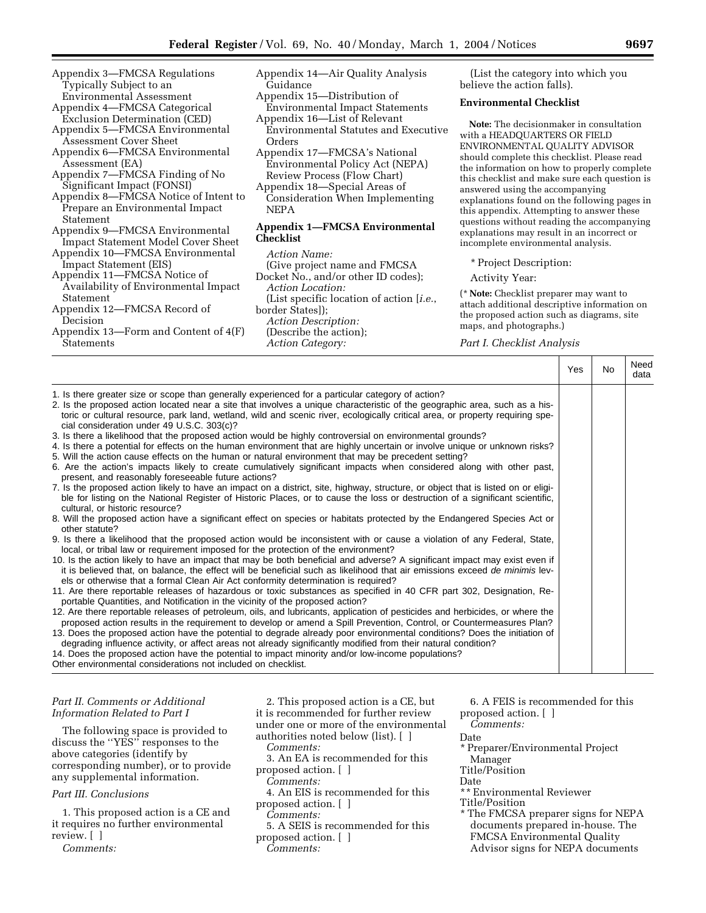Appendix 3—FMCSA Regulations Typically Subject to an Environmental Assessment
Appendix 4—FMCSA Categorical Exclusion Determination (CED)
Appendix 5—FMCSA Environmental Assessment Cover Sheet
Appendix 6—FMCSA Environmental Assessment (EA)
Appendix 7—FMCSA Finding of No Significant Impact (FONSI)
Appendix 8—FMCSA Notice of Intent to Prepare an Environmental Impact Statement
Appendix 9—FMCSA Environmental Impact Statement Model Cover Sheet
Appendix 10—FMCSA Environmental Impact Statement (EIS)
Appendix 11—FMCSA Notice of Availability of Environmental Impact Statement
Appendix 12—FMCSA Record of Decision
Appendix 13—Form and Content of 4(F) Statements
Appendix 14—Air Quality Analysis Guidance
Appendix 15—Distribution of Environmental Impact Statements
Appendix 16—List of Relevant Environmental Statutes and Executive Orders
Appendix 17—FMCSA's National Environmental Policy Act (NEPA) Review Process (Flow Chart)
Appendix 18—Special Areas of Consideration When Implementing NEPA

## Appendix 1—FMCSA Environmental Checklist

*Action Name:*
(Give project name and FMCSA Docket No., and/or other ID codes);
*Action Location:*
(List specific location of action [*i.e.*, border States]);
*Action Description:*
(Describe the action);
*Action Category:*
(List the category into which you believe the action falls).

**Environmental Checklist**

**Note:** The decisionmaker in consultation with a HEADQUARTERS OR FIELD ENVIRONMENTAL QUALITY ADVISOR should complete this checklist. Please read the information on how to properly complete this checklist and make sure each question is answered using the accompanying explanations found on the following pages in this appendix. Attempting to answer these questions without reading the accompanying explanations may result in an incorrect or incomplete environmental analysis.

* Project Description:

Activity Year:

(* **Note:** Checklist preparer may want to attach additional descriptive information on the proposed action such as diagrams, site maps, and photographs.)

*Part I. Checklist Analysis*

| | Yes | No | Need data |
|---|---|---|---|
| 1. Is there greater size or scope than generally experienced for a particular category of action? | | | |
| 2. Is the proposed action located near a site that involves a unique characteristic of the geographic area, such as a historic or cultural resource, park land, wetland, wild and scenic river, ecologically critical area, or property requiring special consideration under 49 U.S.C. 303(c)? | | | |
| 3. Is there a likelihood that the proposed action would be highly controversial on environmental grounds? | | | |
| 4. Is there a potential for effects on the human environment that are highly uncertain or involve unique or unknown risks? | | | |
| 5. Will the action cause effects on the human or natural environment that may be precedent setting? | | | |
| 6. Are the action's impacts likely to create cumulatively significant impacts when considered along with other past, present, and reasonably foreseeable future actions? | | | |
| 7. Is the proposed action likely to have an impact on a district, site, highway, structure, or object that is listed on or eligible for listing on the National Register of Historic Places, or to cause the loss or destruction of a significant scientific, cultural, or historic resource? | | | |
| 8. Will the proposed action have a significant effect on species or habitats protected by the Endangered Species Act or other statute? | | | |
| 9. Is there a likelihood that the proposed action would be inconsistent with or cause a violation of any Federal, State, local, or tribal law or requirement imposed for the protection of the environment? | | | |
| 10. Is the action likely to have an impact that may be both beneficial and adverse? A significant impact may exist even if it is believed that, on balance, the effect will be beneficial such as likelihood that air emissions exceed *de minimis* levels or otherwise that a formal Clean Air Act conformity determination is required? | | | |
| 11. Are there reportable releases of hazardous or toxic substances as specified in 40 CFR part 302, Designation, Reportable Quantities, and Notification in the vicinity of the proposed action? | | | |
| 12. Are there reportable releases of petroleum, oils, and lubricants, application of pesticides and herbicides, or where the proposed action results in the requirement to develop or amend a Spill Prevention, Control, or Countermeasures Plan? | | | |
| 13. Does the proposed action have the potential to degrade already poor environmental conditions? Does the initiation of degrading influence activity, or affect areas not already significantly modified from their natural condition? | | | |
| 14. Does the proposed action have the potential to impact minority and/or low-income populations? | | | |
| Other environmental considerations not included on checklist. | | | |

*Part II. Comments or Additional Information Related to Part I*

The following space is provided to discuss the "YES" responses to the above categories (identify by corresponding number), or to provide any supplemental information.

*Part III. Conclusions*

1. This proposed action is a CE and it requires no further environmental review. [ ]

*Comments:*

2. This proposed action is a CE, but it is recommended for further review under one or more of the environmental authorities noted below (list). [ ]

*Comments:*

3. An EA is recommended for this proposed action. [ ]

*Comments:*

4. An EIS is recommended for this proposed action. [ ]

*Comments:*

5. A SEIS is recommended for this proposed action. [ ]

*Comments:*

6. A FEIS is recommended for this proposed action. [ ]

*Comments:*

Date
* Preparer/Environmental Project Manager
Title/Position
Date
** Environmental Reviewer
Title/Position

* The FMCSA preparer signs for NEPA documents prepared in-house. The FMCSA Environmental Quality Advisor signs for NEPA documents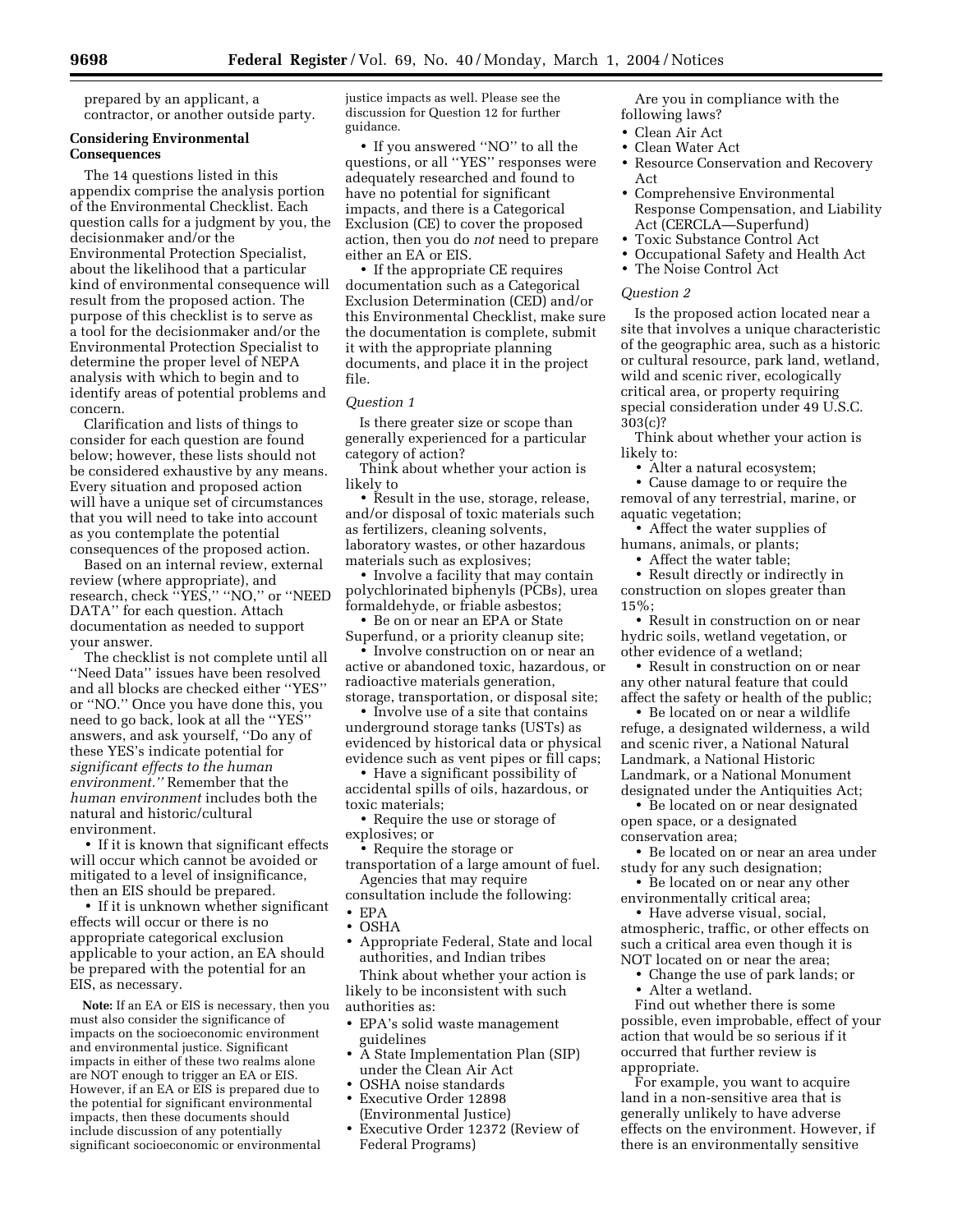prepared by an applicant, a contractor, or another outside party.

**Considering Environmental Consequences**

The 14 questions listed in this appendix comprise the analysis portion of the Environmental Checklist. Each question calls for a judgment by you, the decisionmaker and/or the Environmental Protection Specialist, about the likelihood that a particular kind of environmental consequence will result from the proposed action. The purpose of this checklist is to serve as a tool for the decisionmaker and/or the Environmental Protection Specialist to determine the proper level of NEPA analysis with which to begin and to identify areas of potential problems and concern.

Clarification and lists of things to consider for each question are found below; however, these lists should not be considered exhaustive by any means. Every situation and proposed action will have a unique set of circumstances that you will need to take into account as you contemplate the potential consequences of the proposed action.

Based on an internal review, external review (where appropriate), and research, check ''YES,'' ''NO,'' or ''NEED DATA'' for each question. Attach documentation as needed to support your answer.

The checklist is not complete until all ''Need Data'' issues have been resolved and all blocks are checked either ''YES'' or ''NO.'' Once you have done this, you need to go back, look at all the ''YES'' answers, and ask yourself, ''Do any of these YES's indicate potential for *significant effects to the human environment.''* Remember that the *human environment* includes both the natural and historic/cultural environment.

- If it is known that significant effects will occur which cannot be avoided or mitigated to a level of insignificance, then an EIS should be prepared.
- If it is unknown whether significant effects will occur or there is no appropriate categorical exclusion applicable to your action, an EA should be prepared with the potential for an EIS, as necessary.

**Note:** If an EA or EIS is necessary, then you must also consider the significance of impacts on the socioeconomic environment and environmental justice. Significant impacts in either of these two realms alone are NOT enough to trigger an EA or EIS. However, if an EA or EIS is prepared due to the potential for significant environmental impacts, then these documents should include discussion of any potentially significant socioeconomic or environmental justice impacts as well. Please see the discussion for Question 12 for further guidance.

- If you answered ''NO'' to all the questions, or all ''YES'' responses were adequately researched and found to have no potential for significant impacts, and there is a Categorical Exclusion (CE) to cover the proposed action, then you do *not* need to prepare either an EA or EIS.
- If the appropriate CE requires documentation such as a Categorical Exclusion Determination (CED) and/or this Environmental Checklist, make sure the documentation is complete, submit it with the appropriate planning documents, and place it in the project file.

*Question 1*

Is there greater size or scope than generally experienced for a particular category of action?

Think about whether your action is likely to

- Result in the use, storage, release, and/or disposal of toxic materials such as fertilizers, cleaning solvents, laboratory wastes, or other hazardous materials such as explosives;
- Involve a facility that may contain polychlorinated biphenyls (PCBs), urea formaldehyde, or friable asbestos;
- Be on or near an EPA or State Superfund, or a priority cleanup site;
- Involve construction on or near an active or abandoned toxic, hazardous, or radioactive materials generation, storage, transportation, or disposal site;
- Involve use of a site that contains underground storage tanks (USTs) as evidenced by historical data or physical evidence such as vent pipes or fill caps;
- Have a significant possibility of accidental spills of oils, hazardous, or toxic materials;
- Require the use or storage of explosives; or
- Require the storage or transportation of a large amount of fuel.

Agencies that may require consultation include the following:

- EPA
- OSHA
- Appropriate Federal, State and local authorities, and Indian tribes

Think about whether your action is likely to be inconsistent with such authorities as:

- EPA's solid waste management guidelines
- A State Implementation Plan (SIP) under the Clean Air Act
- OSHA noise standards
- Executive Order 12898 (Environmental Justice)
- Executive Order 12372 (Review of Federal Programs)

Are you in compliance with the following laws?

- Clean Air Act
- Clean Water Act
- Resource Conservation and Recovery Act
- Comprehensive Environmental Response Compensation, and Liability Act (CERCLA—Superfund)
- Toxic Substance Control Act
- Occupational Safety and Health Act
- The Noise Control Act

*Question 2*

Is the proposed action located near a site that involves a unique characteristic of the geographic area, such as a historic or cultural resource, park land, wetland, wild and scenic river, ecologically critical area, or property requiring special consideration under 49 U.S.C. 303(c)?

Think about whether your action is likely to:

- Alter a natural ecosystem;
- Cause damage to or require the removal of any terrestrial, marine, or aquatic vegetation;
- Affect the water supplies of humans, animals, or plants;
- Affect the water table;
- Result directly or indirectly in construction on slopes greater than 15%;
- Result in construction on or near hydric soils, wetland vegetation, or other evidence of a wetland;
- Result in construction on or near any other natural feature that could affect the safety or health of the public;
- Be located on or near a wildlife refuge, a designated wilderness, a wild and scenic river, a National Natural Landmark, a National Historic Landmark, or a National Monument designated under the Antiquities Act;
- Be located on or near designated open space, or a designated conservation area;
- Be located on or near an area under study for any such designation;
- Be located on or near any other environmentally critical area;
- Have adverse visual, social, atmospheric, traffic, or other effects on such a critical area even though it is NOT located on or near the area;
- Change the use of park lands; or
- Alter a wetland.

Find out whether there is some possible, even improbable, effect of your action that would be so serious if it occurred that further review is appropriate.

For example, you want to acquire land in a non-sensitive area that is generally unlikely to have adverse effects on the environment. However, if there is an environmentally sensitive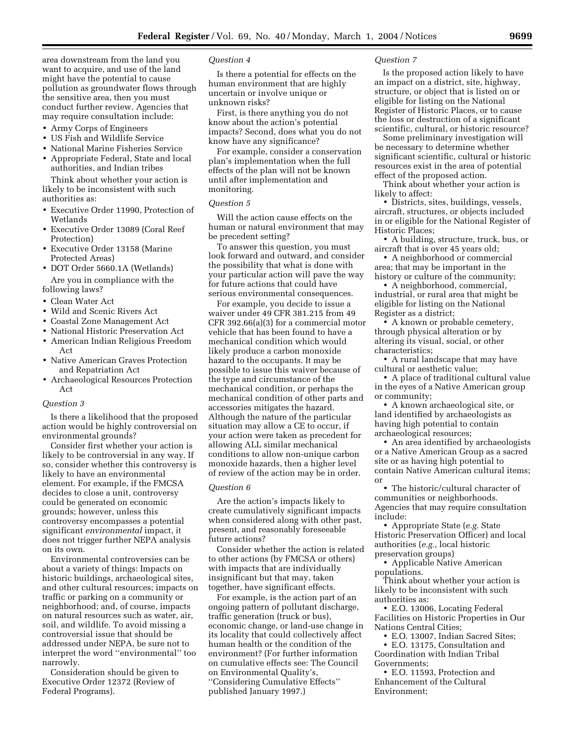area downstream from the land you want to acquire, and use of the land might have the potential to cause pollution as groundwater flows through the sensitive area, then you must conduct further review. Agencies that may require consultation include:

- Army Corps of Engineers
- US Fish and Wildlife Service
- National Marine Fisheries Service
- Appropriate Federal, State and local authorities, and Indian tribes

Think about whether your action is likely to be inconsistent with such authorities as:

- Executive Order 11990, Protection of Wetlands
- Executive Order 13089 (Coral Reef Protection)
- Executive Order 13158 (Marine Protected Areas)
- DOT Order 5660.1A (Wetlands)

Are you in compliance with the following laws?

- Clean Water Act
- Wild and Scenic Rivers Act
- Coastal Zone Management Act
- National Historic Preservation Act
- American Indian Religious Freedom Act
- Native American Graves Protection and Repatriation Act
- Archaeological Resources Protection Act

*Question 3*

Is there a likelihood that the proposed action would be highly controversial on environmental grounds?

Consider first whether your action is likely to be controversial in any way. If so, consider whether this controversy is likely to have an environmental element. For example, if the FMCSA decides to close a unit, controversy could be generated on economic grounds; however, unless this controversy encompasses a potential significant *environmental* impact, it does not trigger further NEPA analysis on its own.

Environmental controversies can be about a variety of things: Impacts on historic buildings, archaeological sites, and other cultural resources; impacts on traffic or parking on a community or neighborhood; and, of course, impacts on natural resources such as water, air, soil, and wildlife. To avoid missing a controversial issue that should be addressed under NEPA, be sure not to interpret the word ''environmental'' too narrowly.

Consideration should be given to Executive Order 12372 (Review of Federal Programs).

*Question 4*

Is there a potential for effects on the human environment that are highly uncertain or involve unique or unknown risks?

First, is there anything you do not know about the action's potential impacts? Second, does what you do not know have any significance?

For example, consider a conservation plan's implementation when the full effects of the plan will not be known until after implementation and monitoring.

*Question 5*

Will the action cause effects on the human or natural environment that may be precedent setting?

To answer this question, you must look forward and outward, and consider the possibility that what is done with your particular action will pave the way for future actions that could have serious environmental consequences.

For example, you decide to issue a waiver under 49 CFR 381.215 from 49 CFR 392.66(a)(3) for a commercial motor vehicle that has been found to have a mechanical condition which would likely produce a carbon monoxide hazard to the occupants. It may be possible to issue this waiver because of the type and circumstance of the mechanical condition, or perhaps the mechanical condition of other parts and accessories mitigates the hazard. Although the nature of the particular situation may allow a CE to occur, if your action were taken as precedent for allowing ALL similar mechanical conditions to allow non-unique carbon monoxide hazards, then a higher level of review of the action may be in order.

*Question 6*

Are the action's impacts likely to create cumulatively significant impacts when considered along with other past, present, and reasonably foreseeable future actions?

Consider whether the action is related to other actions (by FMCSA or others) with impacts that are individually insignificant but that may, taken together, have significant effects.

For example, is the action part of an ongoing pattern of pollutant discharge, traffic generation (truck or bus), economic change, or land-use change in its locality that could collectively affect human health or the condition of the environment? (For further information on cumulative effects see: The Council on Environmental Quality's, ''Considering Cumulative Effects'' published January 1997.)

*Question 7*

Is the proposed action likely to have an impact on a district, site, highway, structure, or object that is listed on or eligible for listing on the National Register of Historic Places, or to cause the loss or destruction of a significant scientific, cultural, or historic resource?

Some preliminary investigation will be necessary to determine whether significant scientific, cultural or historic resources exist in the area of potential effect of the proposed action.

Think about whether your action is likely to affect:

- Districts, sites, buildings, vessels, aircraft, structures, or objects included in or eligible for the National Register of Historic Places;
- A building, structure, truck, bus, or aircraft that is over 45 years old;
- A neighborhood or commercial area; that may be important in the history or culture of the community;
- A neighborhood, commercial, industrial, or rural area that might be eligible for listing on the National Register as a district;
- A known or probable cemetery, through physical alteration or by altering its visual, social, or other characteristics;
- A rural landscape that may have cultural or aesthetic value;
- A place of traditional cultural value in the eyes of a Native American group or community;
- A known archaeological site, or land identified by archaeologists as having high potential to contain archaeological resources;
- An area identified by archaeologists or a Native American Group as a sacred site or as having high potential to contain Native American cultural items; or
- The historic/cultural character of communities or neighborhoods.

Agencies that may require consultation include:

- Appropriate State (*e.g.* State Historic Preservation Officer) and local authorities (*e.g.*, local historic preservation groups)
- Applicable Native American populations.

Think about whether your action is likely to be inconsistent with such authorities as:

- E.O. 13006, Locating Federal Facilities on Historic Properties in Our Nations Central Cities;
- E.O. 13007, Indian Sacred Sites;
- E.O. 13175, Consultation and Coordination with Indian Tribal Governments;
- E.O. 11593, Protection and Enhancement of the Cultural Environment;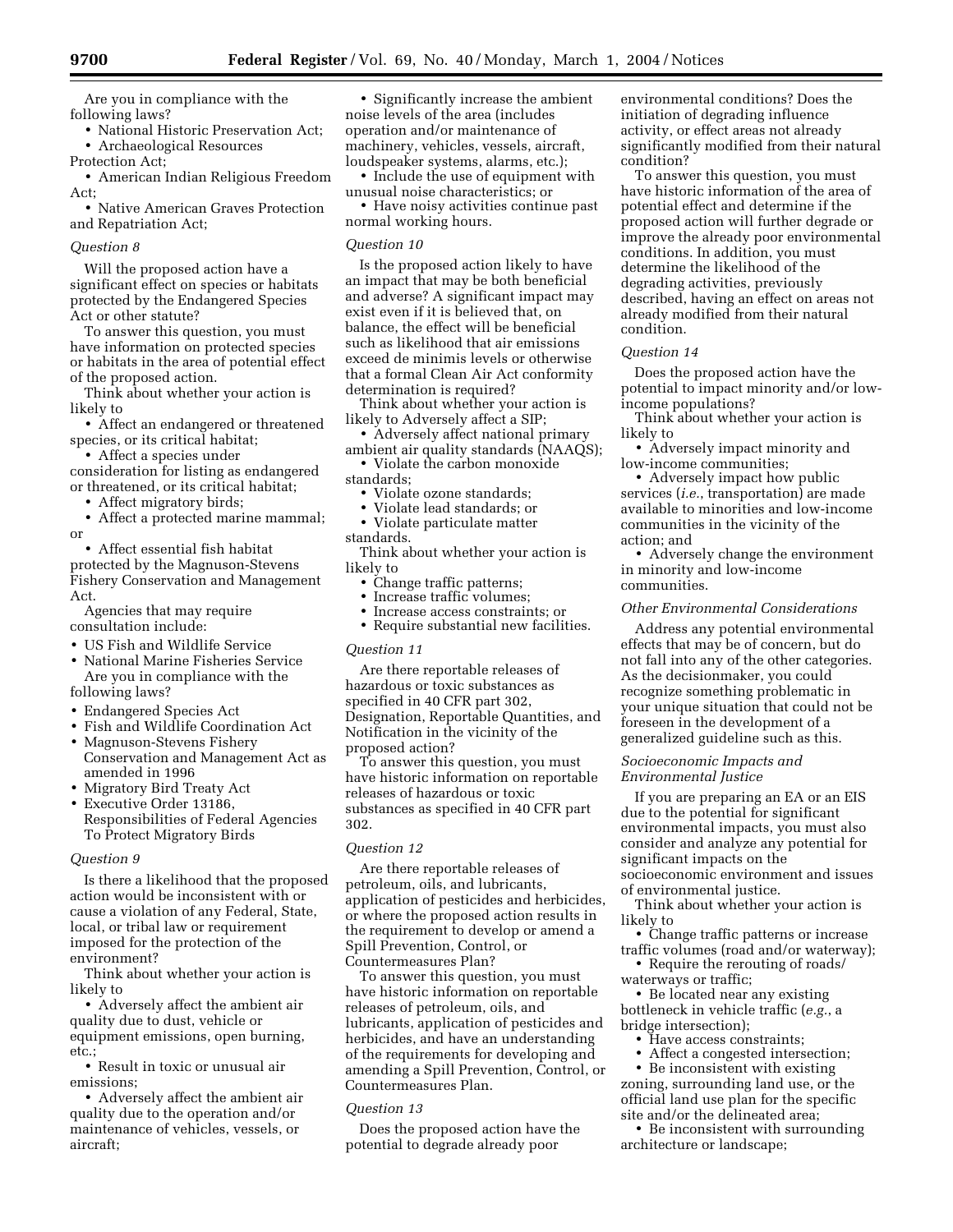Are you in compliance with the following laws?

- National Historic Preservation Act;
- Archaeological Resources Protection Act;
- American Indian Religious Freedom Act;
- Native American Graves Protection and Repatriation Act;

*Question 8*

Will the proposed action have a significant effect on species or habitats protected by the Endangered Species Act or other statute?

To answer this question, you must have information on protected species or habitats in the area of potential effect of the proposed action.

Think about whether your action is likely to

- Affect an endangered or threatened species, or its critical habitat;
- Affect a species under consideration for listing as endangered or threatened, or its critical habitat;
- Affect migratory birds;
- Affect a protected marine mammal; or
- Affect essential fish habitat protected by the Magnuson-Stevens Fishery Conservation and Management Act.

Agencies that may require consultation include:

- US Fish and Wildlife Service
- National Marine Fisheries Service

Are you in compliance with the following laws?

- Endangered Species Act
- Fish and Wildlife Coordination Act
- Magnuson-Stevens Fishery Conservation and Management Act as amended in 1996
- Migratory Bird Treaty Act
- Executive Order 13186, Responsibilities of Federal Agencies To Protect Migratory Birds

*Question 9*

Is there a likelihood that the proposed action would be inconsistent with or cause a violation of any Federal, State, local, or tribal law or requirement imposed for the protection of the environment?

Think about whether your action is likely to

- Adversely affect the ambient air quality due to dust, vehicle or equipment emissions, open burning, etc.;
- Result in toxic or unusual air emissions;
- Adversely affect the ambient air quality due to the operation and/or maintenance of vehicles, vessels, or aircraft;
- Significantly increase the ambient noise levels of the area (includes operation and/or maintenance of machinery, vehicles, vessels, aircraft, loudspeaker systems, alarms, etc.);
- Include the use of equipment with unusual noise characteristics; or
- Have noisy activities continue past normal working hours.

*Question 10*

Is the proposed action likely to have an impact that may be both beneficial and adverse? A significant impact may exist even if it is believed that, on balance, the effect will be beneficial such as likelihood that air emissions exceed de minimis levels or otherwise that a formal Clean Air Act conformity determination is required?

Think about whether your action is likely to Adversely affect a SIP;

- Adversely affect national primary ambient air quality standards (NAAQS);
- Violate the carbon monoxide standards;
- Violate ozone standards;
- Violate lead standards; or
- Violate particulate matter standards.

Think about whether your action is likely to

- Change traffic patterns;
- Increase traffic volumes;
- Increase access constraints; or
- Require substantial new facilities.

*Question 11*

Are there reportable releases of hazardous or toxic substances as specified in 40 CFR part 302, Designation, Reportable Quantities, and Notification in the vicinity of the proposed action?

To answer this question, you must have historic information on reportable releases of hazardous or toxic substances as specified in 40 CFR part 302.

*Question 12*

Are there reportable releases of petroleum, oils, and lubricants, application of pesticides and herbicides, or where the proposed action results in the requirement to develop or amend a Spill Prevention, Control, or Countermeasures Plan?

To answer this question, you must have historic information on reportable releases of petroleum, oils, and lubricants, application of pesticides and herbicides, and have an understanding of the requirements for developing and amending a Spill Prevention, Control, or Countermeasures Plan.

*Question 13*

Does the proposed action have the potential to degrade already poor environmental conditions? Does the initiation of degrading influence activity, or effect areas not already significantly modified from their natural condition?

To answer this question, you must have historic information of the area of potential effect and determine if the proposed action will further degrade or improve the already poor environmental conditions. In addition, you must determine the likelihood of the degrading activities, previously described, having an effect on areas not already modified from their natural condition.

*Question 14*

Does the proposed action have the potential to impact minority and/or low-income populations?

Think about whether your action is likely to

- Adversely impact minority and low-income communities;
- Adversely impact how public services (*i.e.*, transportation) are made available to minorities and low-income communities in the vicinity of the action; and
- Adversely change the environment in minority and low-income communities.

*Other Environmental Considerations*

Address any potential environmental effects that may be of concern, but do not fall into any of the other categories. As the decisionmaker, you could recognize something problematic in your unique situation that could not be foreseen in the development of a generalized guideline such as this.

*Socioeconomic Impacts and Environmental Justice*

If you are preparing an EA or an EIS due to the potential for significant environmental impacts, you must also consider and analyze any potential for significant impacts on the socioeconomic environment and issues of environmental justice.

Think about whether your action is likely to

- Change traffic patterns or increase traffic volumes (road and/or waterway);
- Require the rerouting of roads/waterways or traffic;
- Be located near any existing bottleneck in vehicle traffic (*e.g.*, a bridge intersection);
- Have access constraints;
- Affect a congested intersection;
- Be inconsistent with existing zoning, surrounding land use, or the official land use plan for the specific site and/or the delineated area;
- Be inconsistent with surrounding architecture or landscape;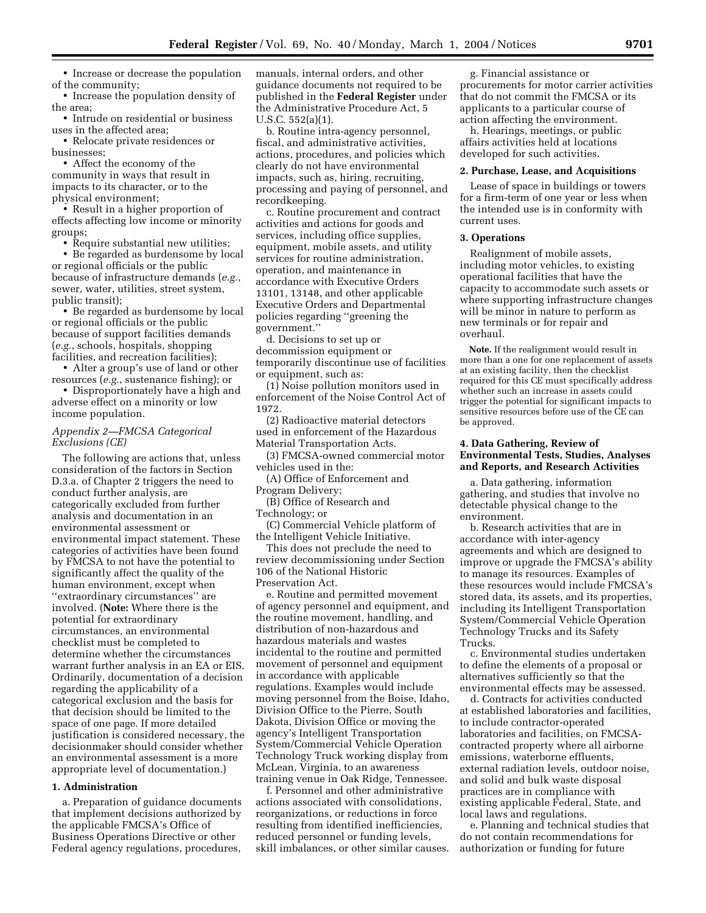- Increase or decrease the population of the community;
- Increase the population density of the area;
- Intrude on residential or business uses in the affected area;
- Relocate private residences or businesses;
- Affect the economy of the community in ways that result in impacts to its character, or to the physical environment;
- Result in a higher proportion of effects affecting low income or minority groups;
- Require substantial new utilities;
- Be regarded as burdensome by local or regional officials or the public because of infrastructure demands (*e.g.*, sewer, water, utilities, street system, public transit);
- Be regarded as burdensome by local or regional officials or the public because of support facilities demands (*e.g.*, schools, hospitals, shopping facilities, and recreation facilities);
- Alter a group's use of land or other resources (*e.g.*, sustenance fishing); or
- Disproportionately have a high and adverse effect on a minority or low income population.

### *Appendix 2—FMCSA Categorical Exclusions (CE)*

The following are actions that, unless consideration of the factors in Section D.3.a. of Chapter 2 triggers the need to conduct further analysis, are categorically excluded from further analysis and documentation in an environmental assessment or environmental impact statement. These categories of activities have been found by FMCSA to not have the potential to significantly affect the quality of the human environment, except when "extraordinary circumstances" are involved. (**Note:** Where there is the potential for extraordinary circumstances, an environmental checklist must be completed to determine whether the circumstances warrant further analysis in an EA or EIS. Ordinarily, documentation of a decision regarding the applicability of a categorical exclusion and the basis for that decision should be limited to the space of one page. If more detailed justification is considered necessary, the decisionmaker should consider whether an environmental assessment is a more appropriate level of documentation.)

#### 1. Administration

a. Preparation of guidance documents that implement decisions authorized by the applicable FMCSA's Office of Business Operations Directive or other Federal agency regulations, procedures, manuals, internal orders, and other guidance documents not required to be published in the **Federal Register** under the Administrative Procedure Act, 5 U.S.C. 552(a)(1).

b. Routine intra-agency personnel, fiscal, and administrative activities, actions, procedures, and policies which clearly do not have environmental impacts, such as, hiring, recruiting, processing and paying of personnel, and recordkeeping.

c. Routine procurement and contract activities and actions for goods and services, including office supplies, equipment, mobile assets, and utility services for routine administration, operation, and maintenance in accordance with Executive Orders 13101, 13148, and other applicable Executive Orders and Departmental policies regarding "greening the government."

d. Decisions to set up or decommission equipment or temporarily discontinue use of facilities or equipment, such as:

(1) Noise pollution monitors used in enforcement of the Noise Control Act of 1972.

(2) Radioactive material detectors used in enforcement of the Hazardous Material Transportation Acts.

(3) FMCSA-owned commercial motor vehicles used in the:

(A) Office of Enforcement and Program Delivery;

(B) Office of Research and Technology; or

(C) Commercial Vehicle platform of the Intelligent Vehicle Initiative.

This does not preclude the need to review decommissioning under Section 106 of the National Historic Preservation Act.

e. Routine and permitted movement of agency personnel and equipment, and the routine movement, handling, and distribution of non-hazardous and hazardous materials and wastes incidental to the routine and permitted movement of personnel and equipment in accordance with applicable regulations. Examples would include moving personnel from the Boise, Idaho, Division Office to the Pierre, South Dakota, Division Office or moving the agency's Intelligent Transportation System/Commercial Vehicle Operation Technology Truck working display from McLean, Virginia, to an awareness training venue in Oak Ridge, Tennessee.

f. Personnel and other administrative actions associated with consolidations, reorganizations, or reductions in force resulting from identified inefficiencies, reduced personnel or funding levels, skill imbalances, or other similar causes.

g. Financial assistance or procurements for motor carrier activities that do not commit the FMCSA or its applicants to a particular course of action affecting the environment.

h. Hearings, meetings, or public affairs activities held at locations developed for such activities.

#### 2. Purchase, Lease, and Acquisitions

Lease of space in buildings or towers for a firm-term of one year or less when the intended use is in conformity with current uses.

#### 3. Operations

Realignment of mobile assets, including motor vehicles, to existing operational facilities that have the capacity to accommodate such assets or where supporting infrastructure changes will be minor in nature to perform as new terminals or for repair and overhaul.

**Note.** If the realignment would result in more than a one for one replacement of assets at an existing facility, then the checklist required for this CE must specifically address whether such an increase in assets could trigger the potential for significant impacts to sensitive resources before use of the CE can be approved.

#### 4. Data Gathering, Review of Environmental Tests, Studies, Analyses and Reports, and Research Activities

a. Data gathering, information gathering, and studies that involve no detectable physical change to the environment.

b. Research activities that are in accordance with inter-agency agreements and which are designed to improve or upgrade the FMCSA's ability to manage its resources. Examples of these resources would include FMCSA's stored data, its assets, and its properties, including its Intelligent Transportation System/Commercial Vehicle Operation Technology Trucks and its Safety Trucks.

c. Environmental studies undertaken to define the elements of a proposal or alternatives sufficiently so that the environmental effects may be assessed.

d. Contracts for activities conducted at established laboratories and facilities, to include contractor-operated laboratories and facilities, on FMCSA-contracted property where all airborne emissions, waterborne effluents, external radiation levels, outdoor noise, and solid and bulk waste disposal practices are in compliance with existing applicable Federal, State, and local laws and regulations.

e. Planning and technical studies that do not contain recommendations for authorization or funding for future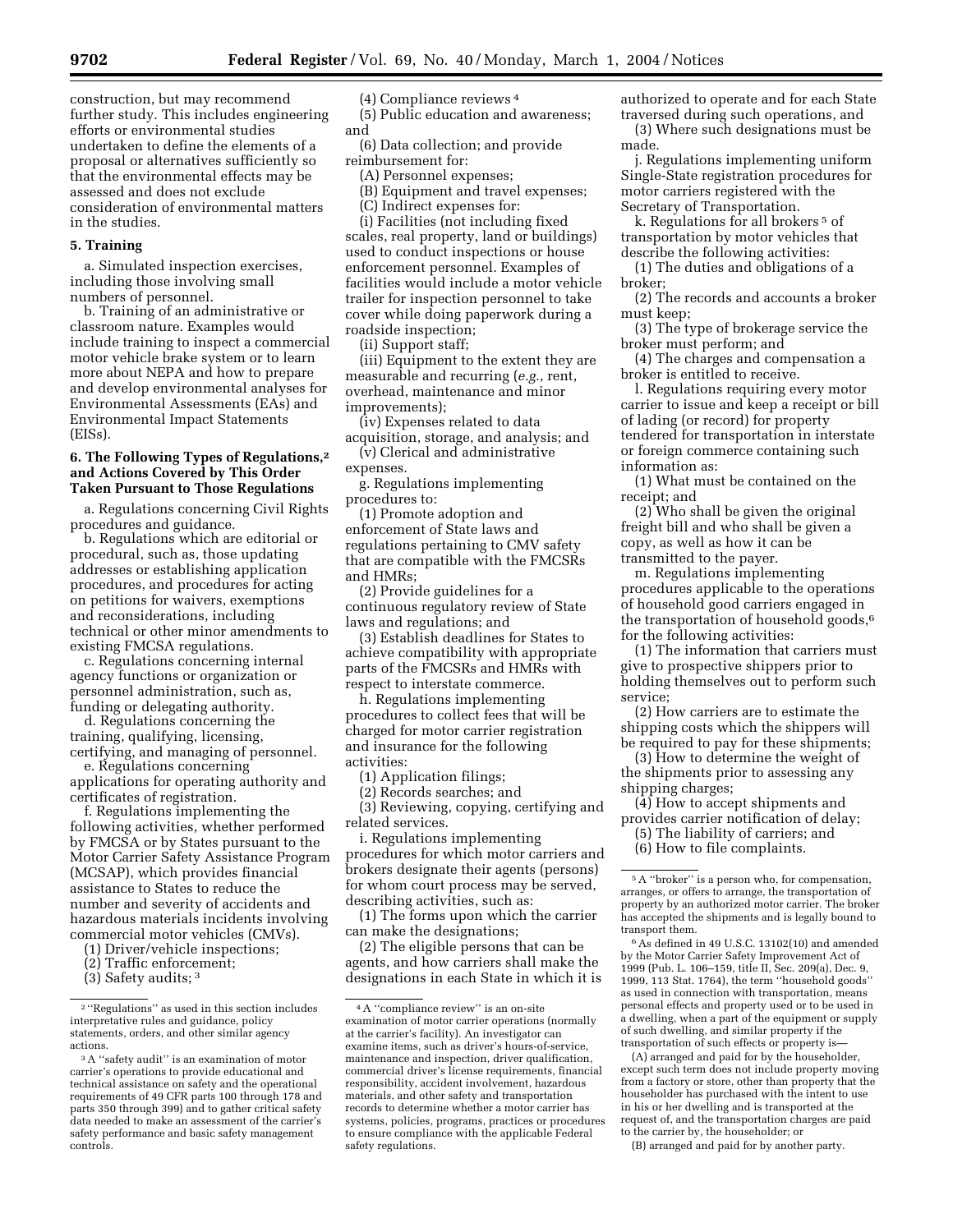construction, but may recommend further study. This includes engineering efforts or environmental studies undertaken to define the elements of a proposal or alternatives sufficiently so that the environmental effects may be assessed and does not exclude consideration of environmental matters in the studies.

**5. Training**

a. Simulated inspection exercises, including those involving small numbers of personnel.

b. Training of an administrative or classroom nature. Examples would include training to inspect a commercial motor vehicle brake system or to learn more about NEPA and how to prepare and develop environmental analyses for Environmental Assessments (EAs) and Environmental Impact Statements (EISs).

**6. The Following Types of Regulations,[2] and Actions Covered by This Order Taken Pursuant to Those Regulations**

a. Regulations concerning Civil Rights procedures and guidance.

b. Regulations which are editorial or procedural, such as, those updating addresses or establishing application procedures, and procedures for acting on petitions for waivers, exemptions and reconsiderations, including technical or other minor amendments to existing FMCSA regulations.

c. Regulations concerning internal agency functions or organization or personnel administration, such as, funding or delegating authority.

d. Regulations concerning the training, qualifying, licensing, certifying, and managing of personnel.

e. Regulations concerning applications for operating authority and certificates of registration.

f. Regulations implementing the following activities, whether performed by FMCSA or by States pursuant to the Motor Carrier Safety Assistance Program (MCSAP), which provides financial assistance to States to reduce the number and severity of accidents and hazardous materials incidents involving commercial motor vehicles (CMVs).

(1) Driver/vehicle inspections;

(2) Traffic enforcement;

(3) Safety audits; [3]

(4) Compliance reviews [4]

(5) Public education and awareness; and

(6) Data collection; and provide reimbursement for:

(A) Personnel expenses;

(B) Equipment and travel expenses;

(C) Indirect expenses for:

(i) Facilities (not including fixed scales, real property, land or buildings) used to conduct inspections or house enforcement personnel. Examples of facilities would include a motor vehicle trailer for inspection personnel to take cover while doing paperwork during a roadside inspection;

(ii) Support staff;

(iii) Equipment to the extent they are measurable and recurring (*e.g.*, rent, overhead, maintenance and minor improvements);

(iv) Expenses related to data acquisition, storage, and analysis; and

(v) Clerical and administrative expenses.

g. Regulations implementing procedures to:

(1) Promote adoption and enforcement of State laws and regulations pertaining to CMV safety that are compatible with the FMCSRs and HMRs;

(2) Provide guidelines for a continuous regulatory review of State laws and regulations; and

(3) Establish deadlines for States to achieve compatibility with appropriate parts of the FMCSRs and HMRs with respect to interstate commerce.

h. Regulations implementing procedures to collect fees that will be charged for motor carrier registration and insurance for the following activities:

(1) Application filings;

(2) Records searches; and

(3) Reviewing, copying, certifying and related services.

i. Regulations implementing procedures for which motor carriers and brokers designate their agents (persons) for whom court process may be served, describing activities, such as:

(1) The forms upon which the carrier can make the designations;

(2) The eligible persons that can be agents, and how carriers shall make the designations in each State in which it is authorized to operate and for each State traversed during such operations, and

(3) Where such designations must be made.

j. Regulations implementing uniform Single-State registration procedures for motor carriers registered with the Secretary of Transportation.

k. Regulations for all brokers [5] of transportation by motor vehicles that describe the following activities:

(1) The duties and obligations of a broker;

(2) The records and accounts a broker must keep;

(3) The type of brokerage service the broker must perform; and

(4) The charges and compensation a broker is entitled to receive.

l. Regulations requiring every motor carrier to issue and keep a receipt or bill of lading (or record) for property tendered for transportation in interstate or foreign commerce containing such information as:

(1) What must be contained on the receipt; and

(2) Who shall be given the original freight bill and who shall be given a copy, as well as how it can be transmitted to the payer.

m. Regulations implementing procedures applicable to the operations of household good carriers engaged in the transportation of household goods,[6] for the following activities:

(1) The information that carriers must give to prospective shippers prior to holding themselves out to perform such service;

(2) How carriers are to estimate the shipping costs which the shippers will be required to pay for these shipments;

(3) How to determine the weight of the shipments prior to assessing any shipping charges;

(4) How to accept shipments and provides carrier notification of delay;

(5) The liability of carriers; and

(6) How to file complaints.

---

[2] "Regulations" as used in this section includes interpretative rules and guidance, policy statements, orders, and other similar agency actions.

[3] A "safety audit" is an examination of motor carrier's operations to provide educational and technical assistance on safety and the operational requirements of 49 CFR parts 100 through 178 and parts 350 through 399) and to gather critical safety data needed to make an assessment of the carrier's safety performance and basic safety management controls.

[4] A "compliance review" is an on-site examination of motor carrier operations (normally at the carrier's facility). An investigator can examine items, such as driver's hours-of-service, maintenance and inspection, driver qualification, commercial driver's license requirements, financial responsibility, accident involvement, hazardous materials, and other safety and transportation records to determine whether a motor carrier has systems, policies, programs, practices or procedures to ensure compliance with the applicable Federal safety regulations.

[5] A "broker" is a person who, for compensation, arranges, or offers to arrange, the transportation of property by an authorized motor carrier. The broker has accepted the shipments and is legally bound to transport them.

[6] As defined in 49 U.S.C. 13102(10) and amended by the Motor Carrier Safety Improvement Act of 1999 (Pub. L. 106–159, title II, Sec. 209(a), Dec. 9, 1999, 113 Stat. 1764), the term "household goods" as used in connection with transportation, means personal effects and property used or to be used in a dwelling, when a part of the equipment or supply of such dwelling, and similar property if the transportation of such effects or property is—

(A) arranged and paid for by the householder, except such term does not include property moving from a factory or store, other than property that the householder has purchased with the intent to use in his or her dwelling and is transported at the request of, and the transportation charges are paid to the carrier by, the householder; or

(B) arranged and paid for by another party.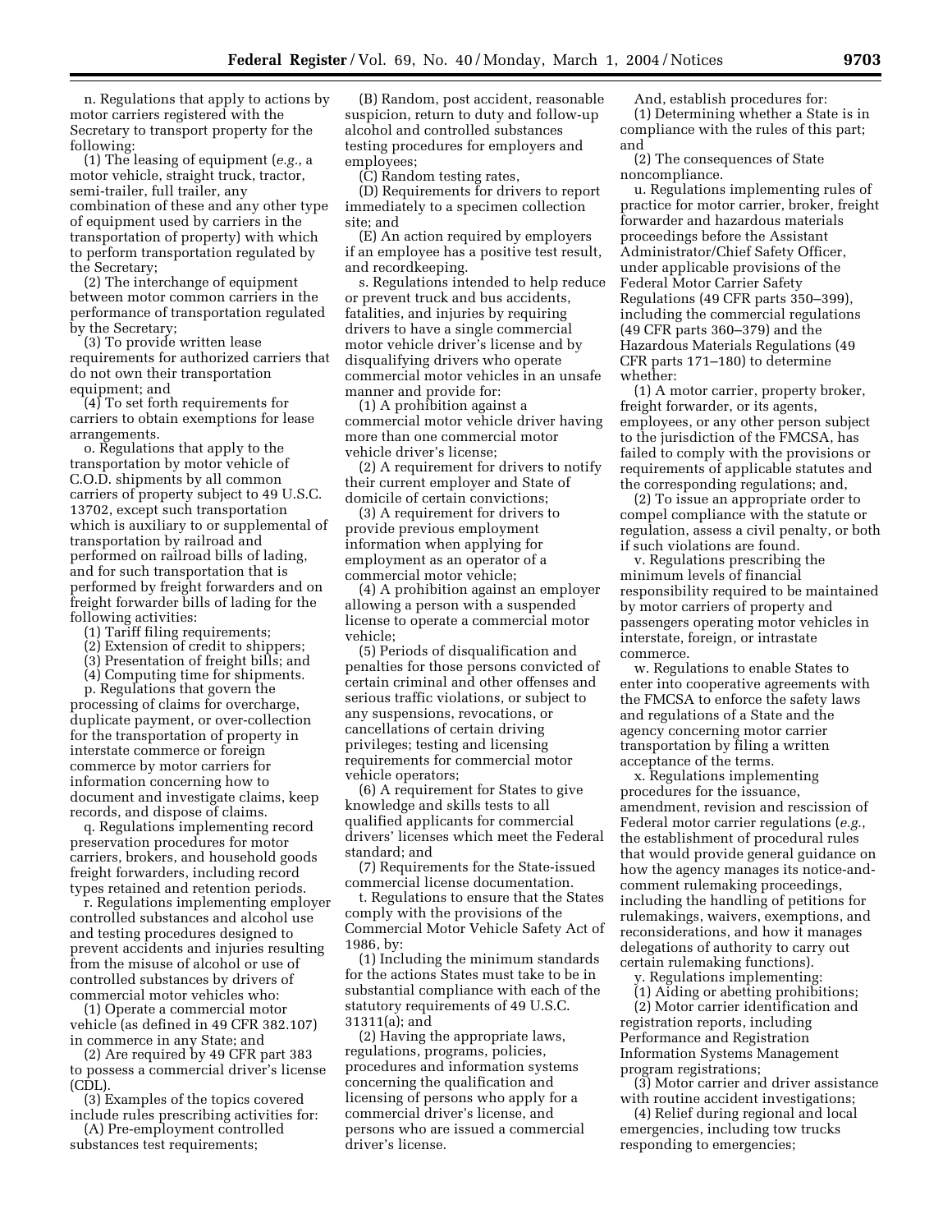n. Regulations that apply to actions by motor carriers registered with the Secretary to transport property for the following:

(1) The leasing of equipment (*e.g.*, a motor vehicle, straight truck, tractor, semi-trailer, full trailer, any combination of these and any other type of equipment used by carriers in the transportation of property) with which to perform transportation regulated by the Secretary;

(2) The interchange of equipment between motor common carriers in the performance of transportation regulated by the Secretary;

(3) To provide written lease requirements for authorized carriers that do not own their transportation equipment; and

(4) To set forth requirements for carriers to obtain exemptions for lease arrangements.

o. Regulations that apply to the transportation by motor vehicle of C.O.D. shipments by all common carriers of property subject to 49 U.S.C. 13702, except such transportation which is auxiliary to or supplemental of transportation by railroad and performed on railroad bills of lading, and for such transportation that is performed by freight forwarders and on freight forwarder bills of lading for the following activities:

(1) Tariff filing requirements;

(2) Extension of credit to shippers;

(3) Presentation of freight bills; and

(4) Computing time for shipments.

p. Regulations that govern the processing of claims for overcharge, duplicate payment, or over-collection for the transportation of property in interstate commerce or foreign commerce by motor carriers for information concerning how to document and investigate claims, keep records, and dispose of claims.

q. Regulations implementing record preservation procedures for motor carriers, brokers, and household goods freight forwarders, including record types retained and retention periods.

r. Regulations implementing employer controlled substances and alcohol use and testing procedures designed to prevent accidents and injuries resulting from the misuse of alcohol or use of controlled substances by drivers of commercial motor vehicles who:

(1) Operate a commercial motor vehicle (as defined in 49 CFR 382.107) in commerce in any State; and

(2) Are required by 49 CFR part 383 to possess a commercial driver's license (CDL).

(3) Examples of the topics covered include rules prescribing activities for:

(A) Pre-employment controlled substances test requirements;

(B) Random, post accident, reasonable suspicion, return to duty and follow-up alcohol and controlled substances testing procedures for employers and employees;

(C) Random testing rates,

(D) Requirements for drivers to report immediately to a specimen collection site; and

(E) An action required by employers if an employee has a positive test result, and recordkeeping.

s. Regulations intended to help reduce or prevent truck and bus accidents, fatalities, and injuries by requiring drivers to have a single commercial motor vehicle driver's license and by disqualifying drivers who operate commercial motor vehicles in an unsafe manner and provide for:

(1) A prohibition against a commercial motor vehicle driver having more than one commercial motor vehicle driver's license;

(2) A requirement for drivers to notify their current employer and State of domicile of certain convictions;

(3) A requirement for drivers to provide previous employment information when applying for employment as an operator of a commercial motor vehicle;

(4) A prohibition against an employer allowing a person with a suspended license to operate a commercial motor vehicle;

(5) Periods of disqualification and penalties for those persons convicted of certain criminal and other offenses and serious traffic violations, or subject to any suspensions, revocations, or cancellations of certain driving privileges; testing and licensing requirements for commercial motor vehicle operators;

(6) A requirement for States to give knowledge and skills tests to all qualified applicants for commercial drivers' licenses which meet the Federal standard; and

(7) Requirements for the State-issued commercial license documentation.

t. Regulations to ensure that the States comply with the provisions of the Commercial Motor Vehicle Safety Act of 1986, by:

(1) Including the minimum standards for the actions States must take to be in substantial compliance with each of the statutory requirements of 49 U.S.C. 31311(a); and

(2) Having the appropriate laws, regulations, programs, policies, procedures and information systems concerning the qualification and licensing of persons who apply for a commercial driver's license, and persons who are issued a commercial driver's license.

And, establish procedures for:

(1) Determining whether a State is in compliance with the rules of this part; and

(2) The consequences of State noncompliance.

u. Regulations implementing rules of practice for motor carrier, broker, freight forwarder and hazardous materials proceedings before the Assistant Administrator/Chief Safety Officer, under applicable provisions of the Federal Motor Carrier Safety Regulations (49 CFR parts 350–399), including the commercial regulations (49 CFR parts 360–379) and the Hazardous Materials Regulations (49 CFR parts 171–180) to determine whether:

(1) A motor carrier, property broker, freight forwarder, or its agents, employees, or any other person subject to the jurisdiction of the FMCSA, has failed to comply with the provisions or requirements of applicable statutes and the corresponding regulations; and,

(2) To issue an appropriate order to compel compliance with the statute or regulation, assess a civil penalty, or both if such violations are found.

v. Regulations prescribing the minimum levels of financial responsibility required to be maintained by motor carriers of property and passengers operating motor vehicles in interstate, foreign, or intrastate commerce.

w. Regulations to enable States to enter into cooperative agreements with the FMCSA to enforce the safety laws and regulations of a State and the agency concerning motor carrier transportation by filing a written acceptance of the terms.

x. Regulations implementing procedures for the issuance, amendment, revision and rescission of Federal motor carrier regulations (*e.g.*, the establishment of procedural rules that would provide general guidance on how the agency manages its notice-and-comment rulemaking proceedings, including the handling of petitions for rulemakings, waivers, exemptions, and reconsiderations, and how it manages delegations of authority to carry out certain rulemaking functions).

y. Regulations implementing:

(1) Aiding or abetting prohibitions;

(2) Motor carrier identification and registration reports, including Performance and Registration Information Systems Management program registrations;

(3) Motor carrier and driver assistance with routine accident investigations;

(4) Relief during regional and local emergencies, including tow trucks responding to emergencies;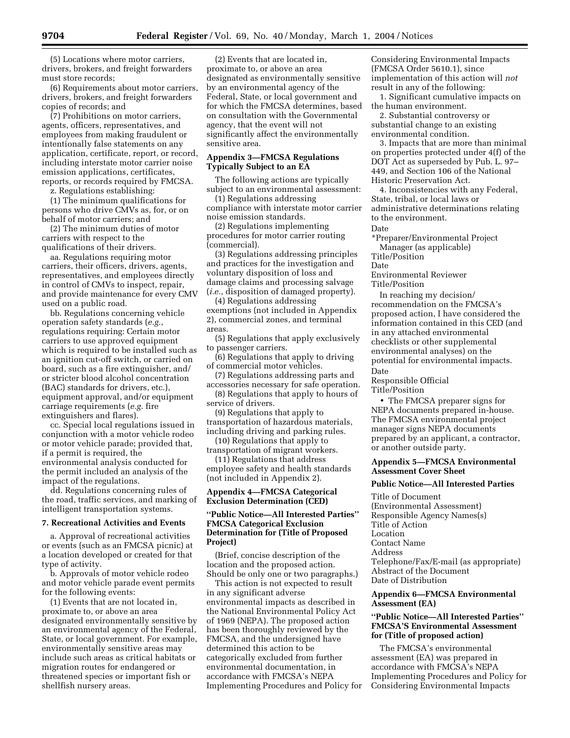(5) Locations where motor carriers, drivers, brokers, and freight forwarders must store records;

(6) Requirements about motor carriers, drivers, brokers, and freight forwarders copies of records; and

(7) Prohibitions on motor carriers, agents, officers, representatives, and employees from making fraudulent or intentionally false statements on any application, certificate, report, or record, including interstate motor carrier noise emission applications, certificates, reports, or records required by FMCSA.

z. Regulations establishing:

(1) The minimum qualifications for persons who drive CMVs as, for, or on behalf of motor carriers; and

(2) The minimum duties of motor carriers with respect to the qualifications of their drivers.

aa. Regulations requiring motor carriers, their officers, drivers, agents, representatives, and employees directly in control of CMVs to inspect, repair, and provide maintenance for every CMV used on a public road.

bb. Regulations concerning vehicle operation safety standards (*e.g.*, regulations requiring: Certain motor carriers to use approved equipment which is required to be installed such as an ignition cut-off switch, or carried on board, such as a fire extinguisher, and/or stricter blood alcohol concentration (BAC) standards for drivers, etc.), equipment approval, and/or equipment carriage requirements (*e.g.* fire extinguishers and flares).

cc. Special local regulations issued in conjunction with a motor vehicle rodeo or motor vehicle parade; provided that, if a permit is required, the environmental analysis conducted for the permit included an analysis of the impact of the regulations.

dd. Regulations concerning rules of the road, traffic services, and marking of intelligent transportation systems.

### 7. Recreational Activities and Events

a. Approval of recreational activities or events (such as an FMCSA picnic) at a location developed or created for that type of activity.

b. Approvals of motor vehicle rodeo and motor vehicle parade event permits for the following events:

(1) Events that are not located in, proximate to, or above an area designated environmentally sensitive by an environmental agency of the Federal, State, or local government. For example, environmentally sensitive areas may include such areas as critical habitats or migration routes for endangered or threatened species or important fish or shellfish nursery areas.

(2) Events that are located in, proximate to, or above an area designated as environmentally sensitive by an environmental agency of the Federal, State, or local government and for which the FMCSA determines, based on consultation with the Governmental agency, that the event will not significantly affect the environmentally sensitive area.

### Appendix 3—FMCSA Regulations Typically Subject to an EA

The following actions are typically subject to an environmental assessment:

(1) Regulations addressing compliance with interstate motor carrier noise emission standards.

(2) Regulations implementing procedures for motor carrier routing (commercial).

(3) Regulations addressing principles and practices for the investigation and voluntary disposition of loss and damage claims and processing salvage (*i.e.*, disposition of damaged property).

(4) Regulations addressing exemptions (not included in Appendix 2), commercial zones, and terminal areas.

(5) Regulations that apply exclusively to passenger carriers.

(6) Regulations that apply to driving of commercial motor vehicles.

(7) Regulations addressing parts and accessories necessary for safe operation.

(8) Regulations that apply to hours of service of drivers.

(9) Regulations that apply to transportation of hazardous materials, including driving and parking rules.

(10) Regulations that apply to transportation of migrant workers.

(11) Regulations that address employee safety and health standards (not included in Appendix 2).

### Appendix 4—FMCSA Categorical Exclusion Determination (CED)

#### "Public Notice—All Interested Parties" FMCSA Categorical Exclusion Determination for (Title of Proposed Project)

(Brief, concise description of the location and the proposed action. Should be only one or two paragraphs.)

This action is not expected to result in any significant adverse environmental impacts as described in the National Environmental Policy Act of 1969 (NEPA). The proposed action has been thoroughly reviewed by the FMCSA, and the undersigned have determined this action to be categorically excluded from further environmental documentation, in accordance with FMCSA's NEPA Implementing Procedures and Policy for Considering Environmental Impacts (FMCSA Order 5610.1), since implementation of this action will *not* result in any of the following:

1. Significant cumulative impacts on the human environment.

2. Substantial controversy or substantial change to an existing environmental condition.

3. Impacts that are more than minimal on properties protected under 4(f) of the DOT Act as superseded by Pub. L. 97–449, and Section 106 of the National Historic Preservation Act.

4. Inconsistencies with any Federal, State, tribal, or local laws or administrative determinations relating to the environment.

Date
*Preparer/Environmental Project Manager (as applicable)
Title/Position
Date
Environmental Reviewer
Title/Position

In reaching my decision/recommendation on the FMCSA's proposed action, I have considered the information contained in this CED (and in any attached environmental checklists or other supplemental environmental analyses) on the potential for environmental impacts.

Date
Responsible Official
Title/Position

• The FMCSA preparer signs for NEPA documents prepared in-house. The FMCSA environmental project manager signs NEPA documents prepared by an applicant, a contractor, or another outside party.

### Appendix 5—FMCSA Environmental Assessment Cover Sheet

#### Public Notice—All Interested Parties

Title of Document
(Environmental Assessment)
Responsible Agency Names(s)
Title of Action
Location
Contact Name
Address
Telephone/Fax/E-mail (as appropriate)
Abstract of the Document
Date of Distribution

### Appendix 6—FMCSA Environmental Assessment (EA)

#### "Public Notice—All Interested Parties" FMCSA'S Environmental Assessment for (Title of proposed action)

The FMCSA's environmental assessment (EA) was prepared in accordance with FMCSA's NEPA Implementing Procedures and Policy for Considering Environmental Impacts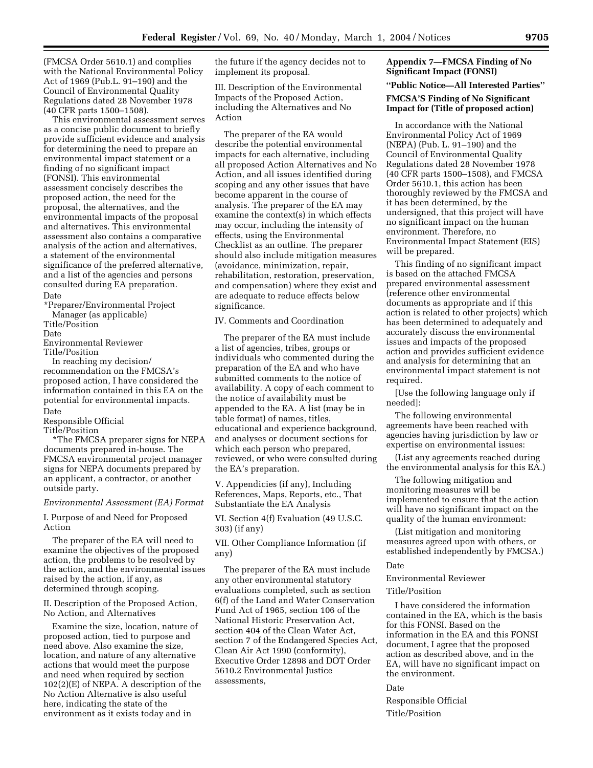(FMCSA Order 5610.1) and complies with the National Environmental Policy Act of 1969 (Pub.L. 91–190) and the Council of Environmental Quality Regulations dated 28 November 1978 (40 CFR parts 1500–1508).

This environmental assessment serves as a concise public document to briefly provide sufficient evidence and analysis for determining the need to prepare an environmental impact statement or a finding of no significant impact (FONSI). This environmental assessment concisely describes the proposed action, the need for the proposal, the alternatives, and the environmental impacts of the proposal and alternatives. This environmental assessment also contains a comparative analysis of the action and alternatives, a statement of the environmental significance of the preferred alternative, and a list of the agencies and persons consulted during EA preparation.

Date

*Preparer/Environmental Project Manager (as applicable)

Title/Position

Date

Environmental Reviewer

Title/Position

In reaching my decision/recommendation on the FMCSA's proposed action, I have considered the information contained in this EA on the potential for environmental impacts.

Date

Responsible Official

Title/Position

*The FMCSA preparer signs for NEPA documents prepared in-house. The FMCSA environmental project manager signs for NEPA documents prepared by an applicant, a contractor, or another outside party.

*Environmental Assessment (EA) Format*

I. Purpose of and Need for Proposed Action

The preparer of the EA will need to examine the objectives of the proposed action, the problems to be resolved by the action, and the environmental issues raised by the action, if any, as determined through scoping.

II. Description of the Proposed Action, No Action, and Alternatives

Examine the size, location, nature of proposed action, tied to purpose and need above. Also examine the size, location, and nature of any alternative actions that would meet the purpose and need when required by section 102(2)(E) of NEPA. A description of the No Action Alternative is also useful here, indicating the state of the environment as it exists today and in the future if the agency decides not to implement its proposal.

III. Description of the Environmental Impacts of the Proposed Action, including the Alternatives and No Action

The preparer of the EA would describe the potential environmental impacts for each alternative, including all proposed Action Alternatives and No Action, and all issues identified during scoping and any other issues that have become apparent in the course of analysis. The preparer of the EA may examine the context(s) in which effects may occur, including the intensity of effects, using the Environmental Checklist as an outline. The preparer should also include mitigation measures (avoidance, minimization, repair, rehabilitation, restoration, preservation, and compensation) where they exist and are adequate to reduce effects below significance.

IV. Comments and Coordination

The preparer of the EA must include a list of agencies, tribes, groups or individuals who commented during the preparation of the EA and who have submitted comments to the notice of availability. A copy of each comment to the notice of availability must be appended to the EA. A list (may be in table format) of names, titles, educational and experience background, and analyses or document sections for which each person who prepared, reviewed, or who were consulted during the EA's preparation.

V. Appendicies (if any), Including References, Maps, Reports, etc., That Substantiate the EA Analysis

VI. Section 4(f) Evaluation (49 U.S.C. 303) (if any)

VII. Other Compliance Information (if any)

The preparer of the EA must include any other environmental statutory evaluations completed, such as section 6(f) of the Land and Water Conservation Fund Act of 1965, section 106 of the National Historic Preservation Act, section 404 of the Clean Water Act, section 7 of the Endangered Species Act, Clean Air Act 1990 (conformity), Executive Order 12898 and DOT Order 5610.2 Environmental Justice assessments,

**Appendix 7—FMCSA Finding of No Significant Impact (FONSI)**

**''Public Notice—All Interested Parties''**

**FMCSA'S Finding of No Significant Impact for (Title of proposed action)**

In accordance with the National Environmental Policy Act of 1969 (NEPA) (Pub. L. 91–190) and the Council of Environmental Quality Regulations dated 28 November 1978 (40 CFR parts 1500–1508), and FMCSA Order 5610.1, this action has been thoroughly reviewed by the FMCSA and it has been determined, by the undersigned, that this project will have no significant impact on the human environment. Therefore, no Environmental Impact Statement (EIS) will be prepared.

This finding of no significant impact is based on the attached FMCSA prepared environmental assessment (reference other environmental documents as appropriate and if this action is related to other projects) which has been determined to adequately and accurately discuss the environmental issues and impacts of the proposed action and provides sufficient evidence and analysis for determining that an environmental impact statement is not required.

[Use the following language only if needed]:

The following environmental agreements have been reached with agencies having jurisdiction by law or expertise on environmental issues:

(List any agreements reached during the environmental analysis for this EA.)

The following mitigation and monitoring measures will be implemented to ensure that the action will have no significant impact on the quality of the human environment:

(List mitigation and monitoring measures agreed upon with others, or established independently by FMCSA.)

Date

Environmental Reviewer

Title/Position

I have considered the information contained in the EA, which is the basis for this FONSI. Based on the information in the EA and this FONSI document, I agree that the proposed action as described above, and in the EA, will have no significant impact on the environment.

Date

Responsible Official

Title/Position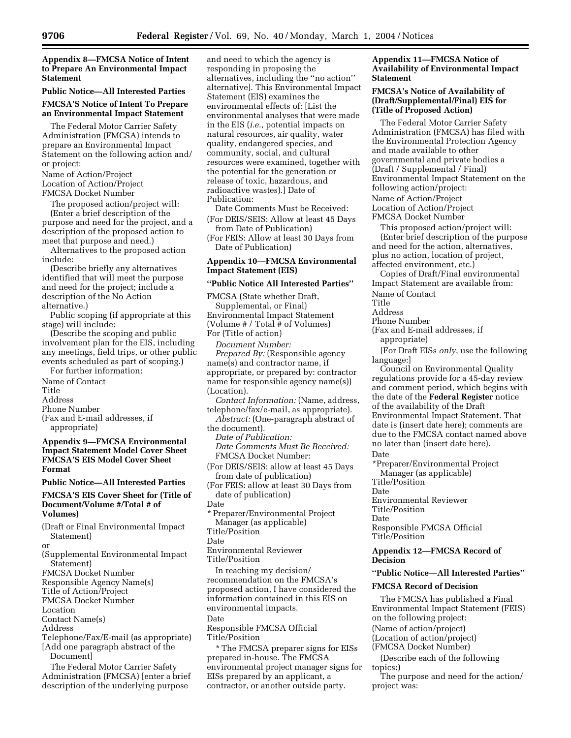## Appendix 8—FMCSA Notice of Intent to Prepare An Environmental Impact Statement

### Public Notice—All Interested Parties

### FMCSA'S Notice of Intent To Prepare an Environmental Impact Statement

The Federal Motor Carrier Safety Administration (FMCSA) intends to prepare an Environmental Impact Statement on the following action and/or project:

Name of Action/Project
Location of Action/Project
FMCSA Docket Number

The proposed action/project will:

(Enter a brief description of the purpose and need for the project, and a description of the proposed action to meet that purpose and need.)

Alternatives to the proposed action include:

(Describe briefly any alternatives identified that will meet the purpose and need for the project; include a description of the No Action alternative.)

Public scoping (if appropriate at this stage) will include:

(Describe the scoping and public involvement plan for the EIS, including any meetings, field trips, or other public events scheduled as part of scoping.)

For further information:

Name of Contact
Title
Address
Phone Number
(Fax and E-mail addresses, if appropriate)

## Appendix 9—FMCSA Environmental Impact Statement Model Cover Sheet FMCSA'S EIS Model Cover Sheet Format

### Public Notice—All Interested Parties

### FMCSA'S EIS Cover Sheet for (Title of Document/Volume #/Total # of Volumes)

(Draft or Final Environmental Impact Statement)

or

(Supplemental Environmental Impact Statement)
FMCSA Docket Number
Responsible Agency Name(s)
Title of Action/Project
FMCSA Docket Number
Location
Contact Name(s)
Address
Telephone/Fax/E-mail (as appropriate)
[Add one paragraph abstract of the Document]

The Federal Motor Carrier Safety Administration (FMCSA) [enter a brief description of the underlying purpose and need to which the agency is responding in proposing the alternatives, including the ''no action'' alternative]. This Environmental Impact Statement (EIS) examines the environmental effects of: [List the environmental analyses that were made in the EIS (*i.e.*, potential impacts on natural resources, air quality, water quality, endangered species, and community, social, and cultural resources were examined, together with the potential for the generation or release of toxic, hazardous, and radioactive wastes).] Date of Publication:

Date Comments Must be Received:
(For DEIS/SEIS: Allow at least 45 Days from Date of Publication)
(For FEIS: Allow at least 30 Days from Date of Publication)

## Appendix 10—FMCSA Environmental Impact Statement (EIS)

### ''Public Notice All Interested Parties''

FMCSA (State whether Draft, Supplemental, or Final)
Environmental Impact Statement (Volume # / Total # of Volumes)
For (Title of action)

*Document Number:*

*Prepared By:* (Responsible agency name(s) and contractor name, if appropriate, or prepared by: contractor name for responsible agency name(s)) (Location).

*Contact Information:* (Name, address, telephone/fax/e-mail, as appropriate).

*Abstract:* (One-paragraph abstract of the document).

*Date of Publication:*

*Date Comments Must Be Received:*
FMCSA Docket Number:

(For DEIS/SEIS: allow at least 45 Days from date of publication)
(For FEIS: allow at least 30 Days from date of publication)

Date
\* Preparer/Environmental Project Manager (as applicable)
Title/Position
Date
Environmental Reviewer
Title/Position

In reaching my decision/recommendation on the FMCSA's proposed action, I have considered the information contained in this EIS on environmental impacts.

Date
Responsible FMCSA Official
Title/Position

\* The FMCSA preparer signs for EISs prepared in-house. The FMCSA environmental project manager signs for EISs prepared by an applicant, a contractor, or another outside party.

## Appendix 11—FMCSA Notice of Availability of Environmental Impact Statement

### FMCSA's Notice of Availability of (Draft/Supplemental/Final) EIS for (Title of Proposed Action)

The Federal Motor Carrier Safety Administration (FMCSA) has filed with the Environmental Protection Agency and made available to other governmental and private bodies a (Draft / Supplemental / Final) Environmental Impact Statement on the following action/project:

Name of Action/Project
Location of Action/Project
FMCSA Docket Number

This proposed action/project will:

(Enter brief description of the purpose and need for the action, alternatives, plus no action, location of project, affected environment, etc.)

Copies of Draft/Final environmental Impact Statement are available from:

Name of Contact
Title
Address
Phone Number
(Fax and E-mail addresses, if appropriate)

[For Draft EISs *only*, use the following language:]

Council on Environmental Quality regulations provide for a 45-day review and comment period, which begins with the date of the **Federal Register** notice of the availability of the Draft Environmental Impact Statement. That date is (insert date here); comments are due to the FMCSA contact named above no later than (insert date here).

Date
\*Preparer/Environmental Project Manager (as applicable)
Title/Position
Date
Environmental Reviewer
Title/Position
Date
Responsible FMCSA Official
Title/Position

## Appendix 12—FMCSA Record of Decision

### ''Public Notice—All Interested Parties''

### FMCSA Record of Decision

The FMCSA has published a Final Environmental Impact Statement (FEIS) on the following project:

(Name of action/project)
(Location of action/project)
(FMCSA Docket Number)

(Describe each of the following topics:)

The purpose and need for the action/project was: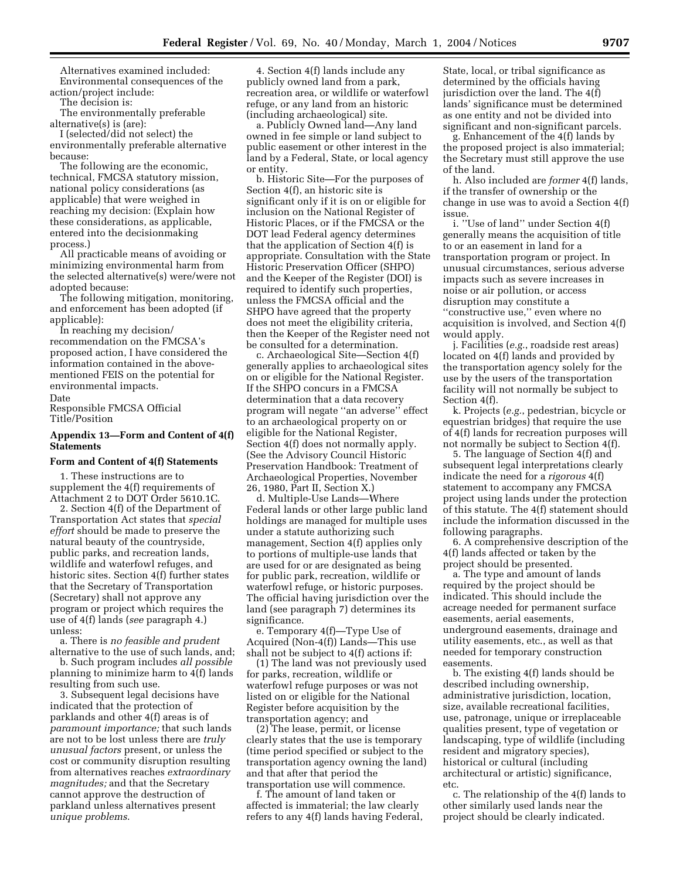Alternatives examined included:

Environmental consequences of the action/project include:

The decision is:

The environmentally preferable alternative(s) is (are):

I (selected/did not select) the environmentally preferable alternative because:

The following are the economic, technical, FMCSA statutory mission, national policy considerations (as applicable) that were weighed in reaching my decision: (Explain how these considerations, as applicable, entered into the decisionmaking process.)

All practicable means of avoiding or minimizing environmental harm from the selected alternative(s) were/were not adopted because:

The following mitigation, monitoring, and enforcement has been adopted (if applicable):

In reaching my decision/recommendation on the FMCSA's proposed action, I have considered the information contained in the above-mentioned FEIS on the potential for environmental impacts.

Date

Responsible FMCSA Official

Title/Position

## Appendix 13—Form and Content of 4(f) Statements

### Form and Content of 4(f) Statements

1. These instructions are to supplement the 4(f) requirements of Attachment 2 to DOT Order 5610.1C.

2. Section 4(f) of the Department of Transportation Act states that *special effort* should be made to preserve the natural beauty of the countryside, public parks, and recreation lands, wildlife and waterfowl refuges, and historic sites. Section 4(f) further states that the Secretary of Transportation (Secretary) shall not approve any program or project which requires the use of 4(f) lands (*see* paragraph 4.) unless:

a. There is *no feasible and prudent* alternative to the use of such lands, and;

b. Such program includes *all possible* planning to minimize harm to 4(f) lands resulting from such use.

3. Subsequent legal decisions have indicated that the protection of parklands and other 4(f) areas is of *paramount importance;* that such lands are not to be lost unless there are *truly unusual factors* present, or unless the cost or community disruption resulting from alternatives reaches *extraordinary magnitudes;* and that the Secretary cannot approve the destruction of parkland unless alternatives present *unique problems*.

4. Section 4(f) lands include any publicly owned land from a park, recreation area, or wildlife or waterfowl refuge, or any land from an historic (including archaeological) site.

a. Publicly Owned land—Any land owned in fee simple or land subject to public easement or other interest in the land by a Federal, State, or local agency or entity.

b. Historic Site—For the purposes of Section 4(f), an historic site is significant only if it is on or eligible for inclusion on the National Register of Historic Places, or if the FMCSA or the DOT lead Federal agency determines that the application of Section 4(f) is appropriate. Consultation with the State Historic Preservation Officer (SHPO) and the Keeper of the Register (DOI) is required to identify such properties, unless the FMCSA official and the SHPO have agreed that the property does not meet the eligibility criteria, then the Keeper of the Register need not be consulted for a determination.

c. Archaeological Site—Section 4(f) generally applies to archaeological sites on or eligible for the National Register. If the SHPO concurs in a FMCSA determination that a data recovery program will negate "an adverse" effect to an archaeological property on or eligible for the National Register, Section 4(f) does not normally apply. (See the Advisory Council Historic Preservation Handbook: Treatment of Archaeological Properties, November 26, 1980, Part II, Section X.)

d. Multiple-Use Lands—Where Federal lands or other large public land holdings are managed for multiple uses under a statute authorizing such management, Section 4(f) applies only to portions of multiple-use lands that are used for or are designated as being for public park, recreation, wildlife or waterfowl refuge, or historic purposes. The official having jurisdiction over the land (see paragraph 7) determines its significance.

e. Temporary 4(f)—Type Use of Acquired (Non-4(f)) Lands—This use shall not be subject to 4(f) actions if:

(1) The land was not previously used for parks, recreation, wildlife or waterfowl refuge purposes or was not listed on or eligible for the National Register before acquisition by the transportation agency; and

(2) The lease, permit, or license clearly states that the use is temporary (time period specified or subject to the transportation agency owning the land) and that after that period the transportation use will commence.

f. The amount of land taken or affected is immaterial; the law clearly refers to any 4(f) lands having Federal, State, local, or tribal significance as determined by the officials having jurisdiction over the land. The 4(f) lands' significance must be determined as one entity and not be divided into significant and non-significant parcels.

g. Enhancement of the 4(f) lands by the proposed project is also immaterial; the Secretary must still approve the use of the land.

h. Also included are *former* 4(f) lands, if the transfer of ownership or the change in use was to avoid a Section 4(f) issue.

i. "Use of land" under Section 4(f) generally means the acquisition of title to or an easement in land for a transportation program or project. In unusual circumstances, serious adverse impacts such as severe increases in noise or air pollution, or access disruption may constitute a "constructive use," even where no acquisition is involved, and Section 4(f) would apply.

j. Facilities (*e.g.*, roadside rest areas) located on 4(f) lands and provided by the transportation agency solely for the use by the users of the transportation facility will not normally be subject to Section 4(f).

k. Projects (*e.g.*, pedestrian, bicycle or equestrian bridges) that require the use of 4(f) lands for recreation purposes will not normally be subject to Section 4(f).

5. The language of Section 4(f) and subsequent legal interpretations clearly indicate the need for a *rigorous* 4(f) statement to accompany any FMCSA project using lands under the protection of this statute. The 4(f) statement should include the information discussed in the following paragraphs.

6. A comprehensive description of the 4(f) lands affected or taken by the project should be presented.

a. The type and amount of lands required by the project should be indicated. This should include the acreage needed for permanent surface easements, aerial easements, underground easements, drainage and utility easements, etc., as well as that needed for temporary construction easements.

b. The existing 4(f) lands should be described including ownership, administrative jurisdiction, location, size, available recreational facilities, use, patronage, unique or irreplaceable qualities present, type of vegetation or landscaping, type of wildlife (including resident and migratory species), historical or cultural (including architectural or artistic) significance, etc.

c. The relationship of the 4(f) lands to other similarly used lands near the project should be clearly indicated.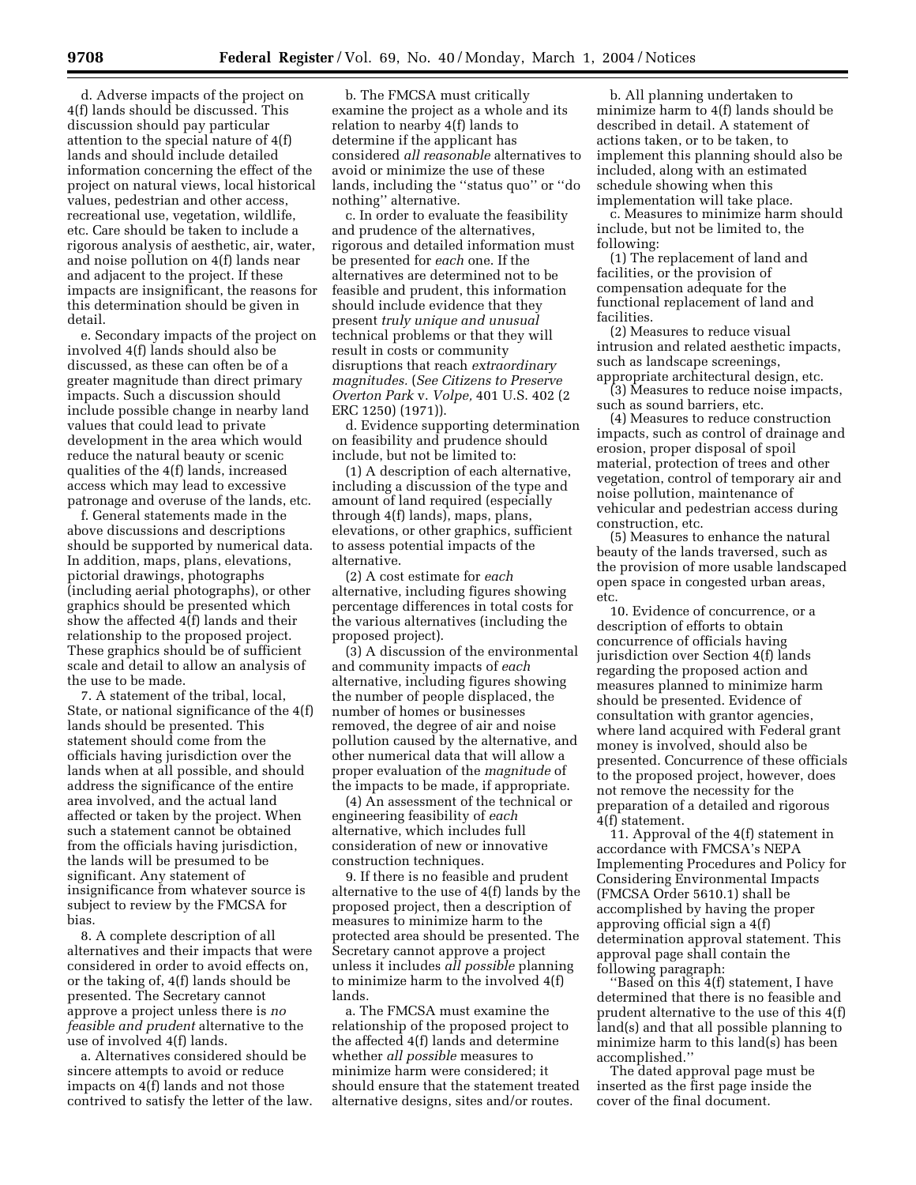d. Adverse impacts of the project on 4(f) lands should be discussed. This discussion should pay particular attention to the special nature of 4(f) lands and should include detailed information concerning the effect of the project on natural views, local historical values, pedestrian and other access, recreational use, vegetation, wildlife, etc. Care should be taken to include a rigorous analysis of aesthetic, air, water, and noise pollution on 4(f) lands near and adjacent to the project. If these impacts are insignificant, the reasons for this determination should be given in detail.

e. Secondary impacts of the project on involved 4(f) lands should also be discussed, as these can often be of a greater magnitude than direct primary impacts. Such a discussion should include possible change in nearby land values that could lead to private development in the area which would reduce the natural beauty or scenic qualities of the 4(f) lands, increased access which may lead to excessive patronage and overuse of the lands, etc.

f. General statements made in the above discussions and descriptions should be supported by numerical data. In addition, maps, plans, elevations, pictorial drawings, photographs (including aerial photographs), or other graphics should be presented which show the affected 4(f) lands and their relationship to the proposed project. These graphics should be of sufficient scale and detail to allow an analysis of the use to be made.

7. A statement of the tribal, local, State, or national significance of the 4(f) lands should be presented. This statement should come from the officials having jurisdiction over the lands when at all possible, and should address the significance of the entire area involved, and the actual land affected or taken by the project. When such a statement cannot be obtained from the officials having jurisdiction, the lands will be presumed to be significant. Any statement of insignificance from whatever source is subject to review by the FMCSA for bias.

8. A complete description of all alternatives and their impacts that were considered in order to avoid effects on, or the taking of, 4(f) lands should be presented. The Secretary cannot approve a project unless there is *no feasible and prudent* alternative to the use of involved 4(f) lands.

a. Alternatives considered should be sincere attempts to avoid or reduce impacts on 4(f) lands and not those contrived to satisfy the letter of the law.

b. The FMCSA must critically examine the project as a whole and its relation to nearby 4(f) lands to determine if the applicant has considered *all reasonable* alternatives to avoid or minimize the use of these lands, including the "status quo" or "do nothing" alternative.

c. In order to evaluate the feasibility and prudence of the alternatives, rigorous and detailed information must be presented for *each* one. If the alternatives are determined not to be feasible and prudent, this information should include evidence that they present *truly unique and unusual* technical problems or that they will result in costs or community disruptions that reach *extraordinary magnitudes.* (*See Citizens to Preserve Overton Park* v. *Volpe,* 401 U.S. 402 (2 ERC 1250) (1971)).

d. Evidence supporting determination on feasibility and prudence should include, but not be limited to:

(1) A description of each alternative, including a discussion of the type and amount of land required (especially through 4(f) lands), maps, plans, elevations, or other graphics, sufficient to assess potential impacts of the alternative.

(2) A cost estimate for *each* alternative, including figures showing percentage differences in total costs for the various alternatives (including the proposed project).

(3) A discussion of the environmental and community impacts of *each* alternative, including figures showing the number of people displaced, the number of homes or businesses removed, the degree of air and noise pollution caused by the alternative, and other numerical data that will allow a proper evaluation of the *magnitude* of the impacts to be made, if appropriate.

(4) An assessment of the technical or engineering feasibility of *each* alternative, which includes full consideration of new or innovative construction techniques.

9. If there is no feasible and prudent alternative to the use of 4(f) lands by the proposed project, then a description of measures to minimize harm to the protected area should be presented. The Secretary cannot approve a project unless it includes *all possible* planning to minimize harm to the involved 4(f) lands.

a. The FMCSA must examine the relationship of the proposed project to the affected 4(f) lands and determine whether *all possible* measures to minimize harm were considered; it should ensure that the statement treated alternative designs, sites and/or routes.

b. All planning undertaken to minimize harm to 4(f) lands should be described in detail. A statement of actions taken, or to be taken, to implement this planning should also be included, along with an estimated schedule showing when this implementation will take place.

c. Measures to minimize harm should include, but not be limited to, the following:

(1) The replacement of land and facilities, or the provision of compensation adequate for the functional replacement of land and facilities.

(2) Measures to reduce visual intrusion and related aesthetic impacts, such as landscape screenings, appropriate architectural design, etc.

(3) Measures to reduce noise impacts, such as sound barriers, etc.

(4) Measures to reduce construction impacts, such as control of drainage and erosion, proper disposal of spoil material, protection of trees and other vegetation, control of temporary air and noise pollution, maintenance of vehicular and pedestrian access during construction, etc.

(5) Measures to enhance the natural beauty of the lands traversed, such as the provision of more usable landscaped open space in congested urban areas, etc.

10. Evidence of concurrence, or a description of efforts to obtain concurrence of officials having jurisdiction over Section 4(f) lands regarding the proposed action and measures planned to minimize harm should be presented. Evidence of consultation with grantor agencies, where land acquired with Federal grant money is involved, should also be presented. Concurrence of these officials to the proposed project, however, does not remove the necessity for the preparation of a detailed and rigorous 4(f) statement.

11. Approval of the 4(f) statement in accordance with FMCSA's NEPA Implementing Procedures and Policy for Considering Environmental Impacts (FMCSA Order 5610.1) shall be accomplished by having the proper approving official sign a 4(f) determination approval statement. This approval page shall contain the following paragraph:

"Based on this 4(f) statement, I have determined that there is no feasible and prudent alternative to the use of this 4(f) land(s) and that all possible planning to minimize harm to this land(s) has been accomplished."

The dated approval page must be inserted as the first page inside the cover of the final document.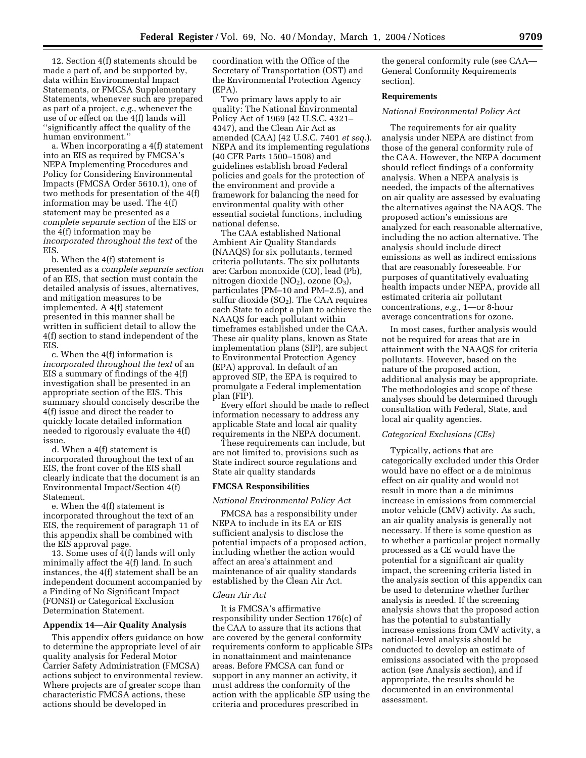12. Section 4(f) statements should be made a part of, and be supported by, data within Environmental Impact Statements, or FMCSA Supplementary Statements, whenever such are prepared as part of a project, *e.g.*, whenever the use of or effect on the 4(f) lands will ''significantly affect the quality of the human environment.''

a. When incorporating a 4(f) statement into an EIS as required by FMCSA's NEPA Implementing Procedures and Policy for Considering Environmental Impacts (FMCSA Order 5610.1), one of two methods for presentation of the 4(f) information may be used. The 4(f) statement may be presented as a *complete separate section* of the EIS or the 4(f) information may be *incorporated throughout the text* of the EIS.

b. When the 4(f) statement is presented as a *complete separate section* of an EIS, that section must contain the detailed analysis of issues, alternatives, and mitigation measures to be implemented. A 4(f) statement presented in this manner shall be written in sufficient detail to allow the 4(f) section to stand independent of the EIS.

c. When the 4(f) information is *incorporated throughout the text* of an EIS a summary of findings of the 4(f) investigation shall be presented in an appropriate section of the EIS. This summary should concisely describe the 4(f) issue and direct the reader to quickly locate detailed information needed to rigorously evaluate the 4(f) issue.

d. When a 4(f) statement is incorporated throughout the text of an EIS, the front cover of the EIS shall clearly indicate that the document is an Environmental Impact/Section 4(f) Statement.

e. When the 4(f) statement is incorporated throughout the text of an EIS, the requirement of paragraph 11 of this appendix shall be combined with the EIS approval page.

13. Some uses of 4(f) lands will only minimally affect the 4(f) land. In such instances, the 4(f) statement shall be an independent document accompanied by a Finding of No Significant Impact (FONSI) or Categorical Exclusion Determination Statement.

## Appendix 14—Air Quality Analysis

This appendix offers guidance on how to determine the appropriate level of air quality analysis for Federal Motor Carrier Safety Administration (FMCSA) actions subject to environmental review. Where projects are of greater scope than characteristic FMCSA actions, these actions should be developed in coordination with the Office of the Secretary of Transportation (OST) and the Environmental Protection Agency (EPA).

Two primary laws apply to air quality: The National Environmental Policy Act of 1969 (42 U.S.C. 4321–4347), and the Clean Air Act as amended (CAA) (42 U.S.C. 7401 *et seq.*). NEPA and its implementing regulations (40 CFR Parts 1500–1508) and guidelines establish broad Federal policies and goals for the protection of the environment and provide a framework for balancing the need for environmental quality with other essential societal functions, including national defense.

The CAA established National Ambient Air Quality Standards (NAAQS) for six pollutants, termed criteria pollutants. The six pollutants are: Carbon monoxide (CO), lead (Pb), nitrogen dioxide ($NO_2$), ozone ($O_3$), particulates (PM–10 and PM–2.5), and sulfur dioxide ($SO_2$). The CAA requires each State to adopt a plan to achieve the NAAQS for each pollutant within timeframes established under the CAA. These air quality plans, known as State implementation plans (SIP), are subject to Environmental Protection Agency (EPA) approval. In default of an approved SIP, the EPA is required to promulgate a Federal implementation plan (FIP).

Every effort should be made to reflect information necessary to address any applicable State and local air quality requirements in the NEPA document.

These requirements can include, but are not limited to, provisions such as State indirect source regulations and State air quality standards

### FMCSA Responsibilities

*National Environmental Policy Act*

FMCSA has a responsibility under NEPA to include in its EA or EIS sufficient analysis to disclose the potential impacts of a proposed action, including whether the action would affect an area's attainment and maintenance of air quality standards established by the Clean Air Act.

*Clean Air Act*

It is FMCSA's affirmative responsibility under Section 176(c) of the CAA to assure that its actions that are covered by the general conformity requirements conform to applicable SIPs in nonattainment and maintenance areas. Before FMCSA can fund or support in any manner an activity, it must address the conformity of the action with the applicable SIP using the criteria and procedures prescribed in the general conformity rule (see CAA—General Conformity Requirements section).

### Requirements

*National Environmental Policy Act*

The requirements for air quality analysis under NEPA are distinct from those of the general conformity rule of the CAA. However, the NEPA document should reflect findings of a conformity analysis. When a NEPA analysis is needed, the impacts of the alternatives on air quality are assessed by evaluating the alternatives against the NAAQS. The proposed action's emissions are analyzed for each reasonable alternative, including the no action alternative. The analysis should include direct emissions as well as indirect emissions that are reasonably foreseeable. For purposes of quantitatively evaluating health impacts under NEPA, provide all estimated criteria air pollutant concentrations, *e.g.*, 1—or 8-hour average concentrations for ozone.

In most cases, further analysis would not be required for areas that are in attainment with the NAAQS for criteria pollutants. However, based on the nature of the proposed action, additional analysis may be appropriate. The methodologies and scope of these analyses should be determined through consultation with Federal, State, and local air quality agencies.

*Categorical Exclusions (CEs)*

Typically, actions that are categorically excluded under this Order would have no effect or a de minimus effect on air quality and would not result in more than a de minimus increase in emissions from commercial motor vehicle (CMV) activity. As such, an air quality analysis is generally not necessary. If there is some question as to whether a particular project normally processed as a CE would have the potential for a significant air quality impact, the screening criteria listed in the analysis section of this appendix can be used to determine whether further analysis is needed. If the screening analysis shows that the proposed action has the potential to substantially increase emissions from CMV activity, a national-level analysis should be conducted to develop an estimate of emissions associated with the proposed action (see Analysis section), and if appropriate, the results should be documented in an environmental assessment.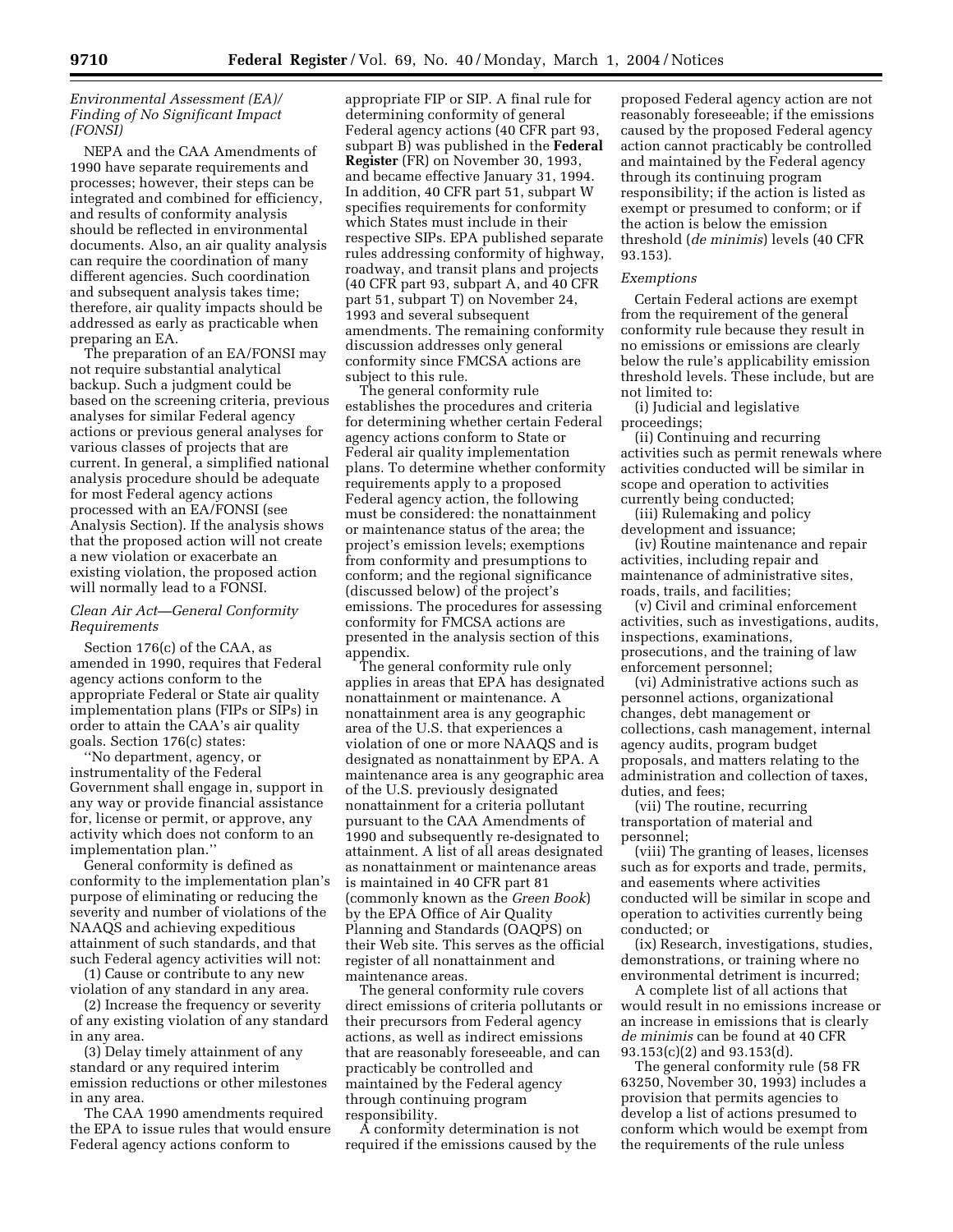*Environmental Assessment (EA)/ Finding of No Significant Impact (FONSI)*

NEPA and the CAA Amendments of 1990 have separate requirements and processes; however, their steps can be integrated and combined for efficiency, and results of conformity analysis should be reflected in environmental documents. Also, an air quality analysis can require the coordination of many different agencies. Such coordination and subsequent analysis takes time; therefore, air quality impacts should be addressed as early as practicable when preparing an EA.

The preparation of an EA/FONSI may not require substantial analytical backup. Such a judgment could be based on the screening criteria, previous analyses for similar Federal agency actions or previous general analyses for various classes of projects that are current. In general, a simplified national analysis procedure should be adequate for most Federal agency actions processed with an EA/FONSI (see Analysis Section). If the analysis shows that the proposed action will not create a new violation or exacerbate an existing violation, the proposed action will normally lead to a FONSI.

*Clean Air Act—General Conformity Requirements*

Section 176(c) of the CAA, as amended in 1990, requires that Federal agency actions conform to the appropriate Federal or State air quality implementation plans (FIPs or SIPs) in order to attain the CAA's air quality goals. Section 176(c) states:

''No department, agency, or instrumentality of the Federal Government shall engage in, support in any way or provide financial assistance for, license or permit, or approve, any activity which does not conform to an implementation plan.''

General conformity is defined as conformity to the implementation plan's purpose of eliminating or reducing the severity and number of violations of the NAAQS and achieving expeditious attainment of such standards, and that such Federal agency activities will not:

(1) Cause or contribute to any new violation of any standard in any area.

(2) Increase the frequency or severity of any existing violation of any standard in any area.

(3) Delay timely attainment of any standard or any required interim emission reductions or other milestones in any area.

The CAA 1990 amendments required the EPA to issue rules that would ensure Federal agency actions conform to appropriate FIP or SIP. A final rule for determining conformity of general Federal agency actions (40 CFR part 93, subpart B) was published in the **Federal Register** (FR) on November 30, 1993, and became effective January 31, 1994. In addition, 40 CFR part 51, subpart W specifies requirements for conformity which States must include in their respective SIPs. EPA published separate rules addressing conformity of highway, roadway, and transit plans and projects (40 CFR part 93, subpart A, and 40 CFR part 51, subpart T) on November 24, 1993 and several subsequent amendments. The remaining conformity discussion addresses only general conformity since FMCSA actions are subject to this rule.

The general conformity rule establishes the procedures and criteria for determining whether certain Federal agency actions conform to State or Federal air quality implementation plans. To determine whether conformity requirements apply to a proposed Federal agency action, the following must be considered: the nonattainment or maintenance status of the area; the project's emission levels; exemptions from conformity and presumptions to conform; and the regional significance (discussed below) of the project's emissions. The procedures for assessing conformity for FMCSA actions are presented in the analysis section of this appendix.

The general conformity rule only applies in areas that EPA has designated nonattainment or maintenance. A nonattainment area is any geographic area of the U.S. that experiences a violation of one or more NAAQS and is designated as nonattainment by EPA. A maintenance area is any geographic area of the U.S. previously designated nonattainment for a criteria pollutant pursuant to the CAA Amendments of 1990 and subsequently re-designated to attainment. A list of all areas designated as nonattainment or maintenance areas is maintained in 40 CFR part 81 (commonly known as the *Green Book*) by the EPA Office of Air Quality Planning and Standards (OAQPS) on their Web site. This serves as the official register of all nonattainment and maintenance areas.

The general conformity rule covers direct emissions of criteria pollutants or their precursors from Federal agency actions, as well as indirect emissions that are reasonably foreseeable, and can practicably be controlled and maintained by the Federal agency through continuing program responsibility.

A conformity determination is not required if the emissions caused by the proposed Federal agency action are not reasonably foreseeable; if the emissions caused by the proposed Federal agency action cannot practicably be controlled and maintained by the Federal agency through its continuing program responsibility; if the action is listed as exempt or presumed to conform; or if the action is below the emission threshold (*de minimis*) levels (40 CFR 93.153).

*Exemptions*

Certain Federal actions are exempt from the requirement of the general conformity rule because they result in no emissions or emissions are clearly below the rule's applicability emission threshold levels. These include, but are not limited to:

(i) Judicial and legislative proceedings;

(ii) Continuing and recurring activities such as permit renewals where activities conducted will be similar in scope and operation to activities currently being conducted;

(iii) Rulemaking and policy development and issuance;

(iv) Routine maintenance and repair activities, including repair and maintenance of administrative sites, roads, trails, and facilities;

(v) Civil and criminal enforcement activities, such as investigations, audits, inspections, examinations, prosecutions, and the training of law enforcement personnel;

(vi) Administrative actions such as personnel actions, organizational changes, debt management or collections, cash management, internal agency audits, program budget proposals, and matters relating to the administration and collection of taxes, duties, and fees;

(vii) The routine, recurring transportation of material and personnel;

(viii) The granting of leases, licenses such as for exports and trade, permits, and easements where activities conducted will be similar in scope and operation to activities currently being conducted; or

(ix) Research, investigations, studies, demonstrations, or training where no environmental detriment is incurred;

A complete list of all actions that would result in no emissions increase or an increase in emissions that is clearly *de minimis* can be found at 40 CFR 93.153(c)(2) and 93.153(d).

The general conformity rule (58 FR 63250, November 30, 1993) includes a provision that permits agencies to develop a list of actions presumed to conform which would be exempt from the requirements of the rule unless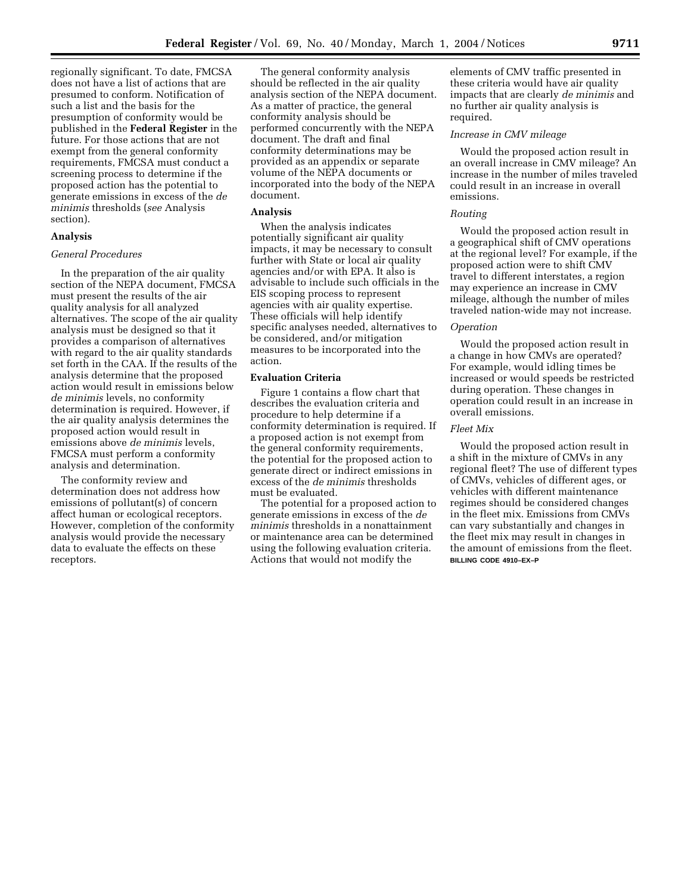regionally significant. To date, FMCSA does not have a list of actions that are presumed to conform. Notification of such a list and the basis for the presumption of conformity would be published in the **Federal Register** in the future. For those actions that are not exempt from the general conformity requirements, FMCSA must conduct a screening process to determine if the proposed action has the potential to generate emissions in excess of the *de minimis* thresholds (*see* Analysis section).

**Analysis**

*General Procedures*

In the preparation of the air quality section of the NEPA document, FMCSA must present the results of the air quality analysis for all analyzed alternatives. The scope of the air quality analysis must be designed so that it provides a comparison of alternatives with regard to the air quality standards set forth in the CAA. If the results of the analysis determine that the proposed action would result in emissions below *de minimis* levels, no conformity determination is required. However, if the air quality analysis determines the proposed action would result in emissions above *de minimis* levels, FMCSA must perform a conformity analysis and determination.

The conformity review and determination does not address how emissions of pollutant(s) of concern affect human or ecological receptors. However, completion of the conformity analysis would provide the necessary data to evaluate the effects on these receptors.

The general conformity analysis should be reflected in the air quality analysis section of the NEPA document. As a matter of practice, the general conformity analysis should be performed concurrently with the NEPA document. The draft and final conformity determinations may be provided as an appendix or separate volume of the NEPA documents or incorporated into the body of the NEPA document.

**Analysis**

When the analysis indicates potentially significant air quality impacts, it may be necessary to consult further with State or local air quality agencies and/or with EPA. It also is advisable to include such officials in the EIS scoping process to represent agencies with air quality expertise. These officials will help identify specific analyses needed, alternatives to be considered, and/or mitigation measures to be incorporated into the action.

**Evaluation Criteria**

Figure 1 contains a flow chart that describes the evaluation criteria and procedure to help determine if a conformity determination is required. If a proposed action is not exempt from the general conformity requirements, the potential for the proposed action to generate direct or indirect emissions in excess of the *de minimis* thresholds must be evaluated.

The potential for a proposed action to generate emissions in excess of the *de minimis* thresholds in a nonattainment or maintenance area can be determined using the following evaluation criteria. Actions that would not modify the elements of CMV traffic presented in these criteria would have air quality impacts that are clearly *de minimis* and no further air quality analysis is required.

*Increase in CMV mileage*

Would the proposed action result in an overall increase in CMV mileage? An increase in the number of miles traveled could result in an increase in overall emissions.

*Routing*

Would the proposed action result in a geographical shift of CMV operations at the regional level? For example, if the proposed action were to shift CMV travel to different interstates, a region may experience an increase in CMV mileage, although the number of miles traveled nation-wide may not increase.

*Operation*

Would the proposed action result in a change in how CMVs are operated? For example, would idling times be increased or would speeds be restricted during operation. These changes in operation could result in an increase in overall emissions.

*Fleet Mix*

Would the proposed action result in a shift in the mixture of CMVs in any regional fleet? The use of different types of CMVs, vehicles of different ages, or vehicles with different maintenance regimes should be considered changes in the fleet mix. Emissions from CMVs can vary substantially and changes in the fleet mix may result in changes in the amount of emissions from the fleet.

BILLING CODE 4910–EX–P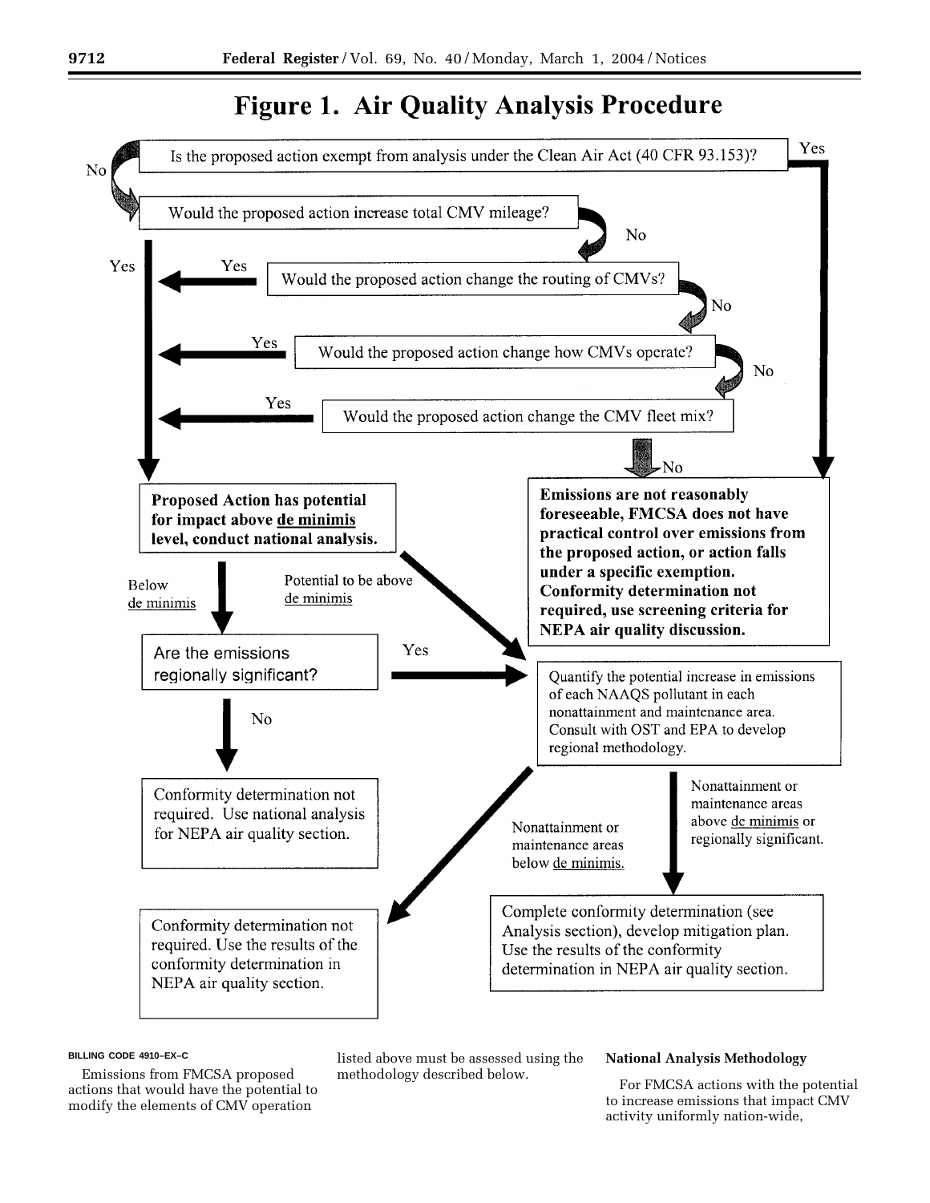# Figure 1. Air Quality Analysis Procedure

Is the proposed action exempt from analysis under the Clean Air Act (40 CFR 93.153)?

Yes

No

Would the proposed action increase total CMV mileage?

No

Yes

Yes

Would the proposed action change the routing of CMVs?

No

Yes

Would the proposed action change how CMVs operate?

No

Yes

Would the proposed action change the CMV fleet mix?

No

**Proposed Action has potential for impact above de minimis level, conduct national analysis.**

**Emissions are not reasonably foreseeable, FMCSA does not have practical control over emissions from the proposed action, or action falls under a specific exemption. Conformity determination not required, use screening criteria for NEPA air quality discussion.**

Below de minimis

Potential to be above de minimis

Are the emissions regionally significant?

Yes

Quantify the potential increase in emissions of each NAAQS pollutant in each nonattainment and maintenance area. Consult with OST and EPA to develop regional methodology.

No

Conformity determination not required. Use national analysis for NEPA air quality section.

Nonattainment or maintenance areas below de minimis.

Nonattainment or maintenance areas above de minimis or regionally significant.

Conformity determination not required. Use the results of the conformity determination in NEPA air quality section.

Complete conformity determination (see Analysis section), develop mitigation plan. Use the results of the conformity determination in NEPA air quality section.

BILLING CODE 4910–EX–C

Emissions from FMCSA proposed actions that would have the potential to modify the elements of CMV operation listed above must be assessed using the methodology described below.

### National Analysis Methodology

For FMCSA actions with the potential to increase emissions that impact CMV activity uniformly nation-wide,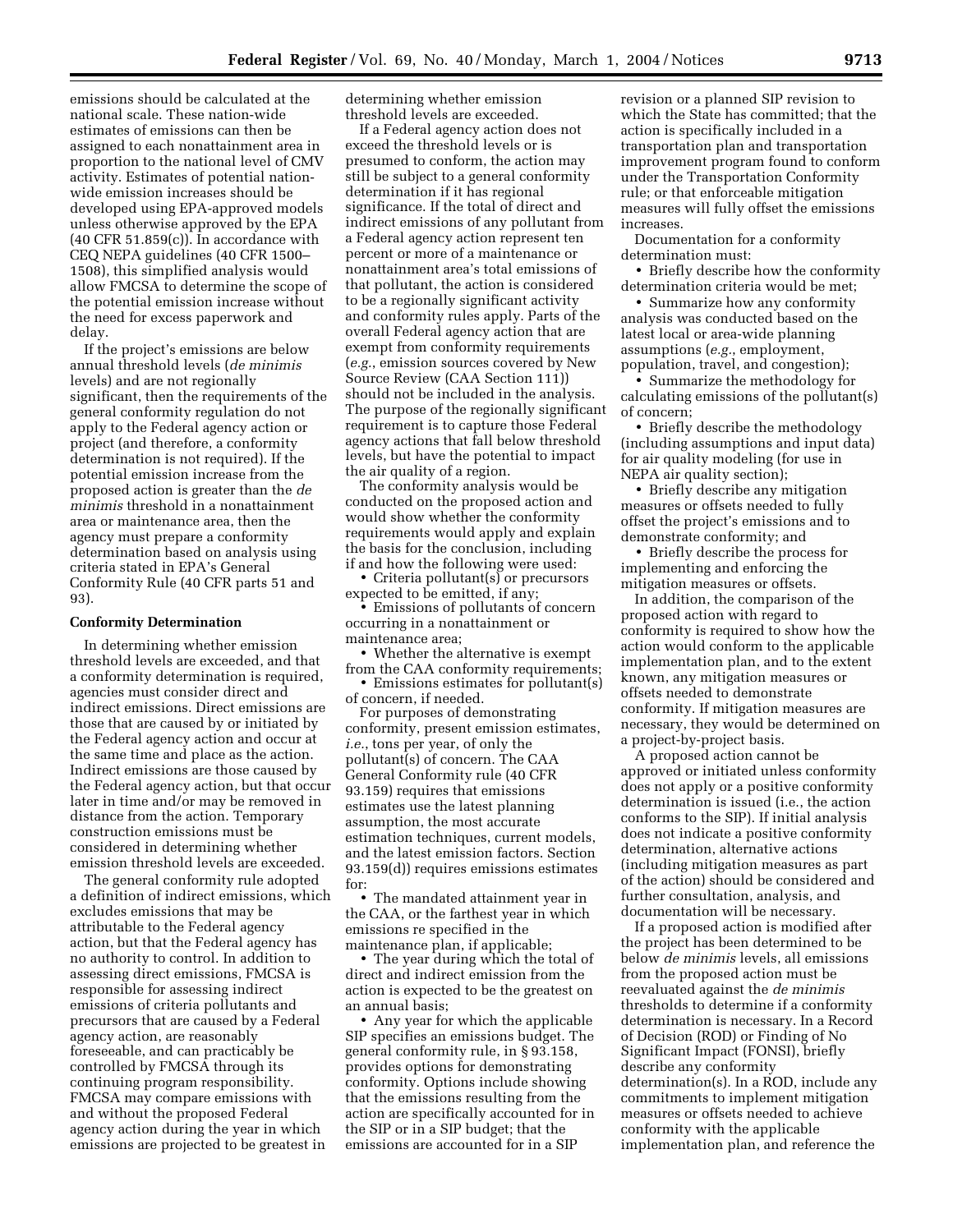emissions should be calculated at the national scale. These nation-wide estimates of emissions can then be assigned to each nonattainment area in proportion to the national level of CMV activity. Estimates of potential nation-wide emission increases should be developed using EPA-approved models unless otherwise approved by the EPA (40 CFR 51.859(c)). In accordance with CEQ NEPA guidelines (40 CFR 1500–1508), this simplified analysis would allow FMCSA to determine the scope of the potential emission increase without the need for excess paperwork and delay.

If the project's emissions are below annual threshold levels (*de minimis* levels) and are not regionally significant, then the requirements of the general conformity regulation do not apply to the Federal agency action or project (and therefore, a conformity determination is not required). If the potential emission increase from the proposed action is greater than the *de minimis* threshold in a nonattainment area or maintenance area, then the agency must prepare a conformity determination based on analysis using criteria stated in EPA's General Conformity Rule (40 CFR parts 51 and 93).

**Conformity Determination**

In determining whether emission threshold levels are exceeded, and that a conformity determination is required, agencies must consider direct and indirect emissions. Direct emissions are those that are caused by or initiated by the Federal agency action and occur at the same time and place as the action. Indirect emissions are those caused by the Federal agency action, but that occur later in time and/or may be removed in distance from the action. Temporary construction emissions must be considered in determining whether emission threshold levels are exceeded.

The general conformity rule adopted a definition of indirect emissions, which excludes emissions that may be attributable to the Federal agency action, but that the Federal agency has no authority to control. In addition to assessing direct emissions, FMCSA is responsible for assessing indirect emissions of criteria pollutants and precursors that are caused by a Federal agency action, are reasonably foreseeable, and can practicably be controlled by FMCSA through its continuing program responsibility. FMCSA may compare emissions with and without the proposed Federal agency action during the year in which emissions are projected to be greatest in determining whether emission threshold levels are exceeded.

If a Federal agency action does not exceed the threshold levels or is presumed to conform, the action may still be subject to a general conformity determination if it has regional significance. If the total of direct and indirect emissions of any pollutant from a Federal agency action represent ten percent or more of a maintenance or nonattainment area's total emissions of that pollutant, the action is considered to be a regionally significant activity and conformity rules apply. Parts of the overall Federal agency action that are exempt from conformity requirements (*e.g.*, emission sources covered by New Source Review (CAA Section 111)) should not be included in the analysis. The purpose of the regionally significant requirement is to capture those Federal agency actions that fall below threshold levels, but have the potential to impact the air quality of a region.

The conformity analysis would be conducted on the proposed action and would show whether the conformity requirements would apply and explain the basis for the conclusion, including if and how the following were used:

- Criteria pollutant(s) or precursors expected to be emitted, if any;
- Emissions of pollutants of concern occurring in a nonattainment or maintenance area;
- Whether the alternative is exempt from the CAA conformity requirements;
- Emissions estimates for pollutant(s) of concern, if needed.

For purposes of demonstrating conformity, present emission estimates, *i.e.*, tons per year, of only the pollutant(s) of concern. The CAA General Conformity rule (40 CFR 93.159) requires that emissions estimates use the latest planning assumption, the most accurate estimation techniques, current models, and the latest emission factors. Section 93.159(d)) requires emissions estimates for:

- The mandated attainment year in the CAA, or the farthest year in which emissions re specified in the maintenance plan, if applicable;
- The year during which the total of direct and indirect emission from the action is expected to be the greatest on an annual basis;
- Any year for which the applicable SIP specifies an emissions budget. The general conformity rule, in § 93.158, provides options for demonstrating conformity. Options include showing that the emissions resulting from the action are specifically accounted for in the SIP or in a SIP budget; that the emissions are accounted for in a SIP revision or a planned SIP revision to which the State has committed; that the action is specifically included in a transportation plan and transportation improvement program found to conform under the Transportation Conformity rule; or that enforceable mitigation measures will fully offset the emissions increases.

Documentation for a conformity determination must:

- Briefly describe how the conformity determination criteria would be met;
- Summarize how any conformity analysis was conducted based on the latest local or area-wide planning assumptions (*e.g.*, employment, population, travel, and congestion);
- Summarize the methodology for calculating emissions of the pollutant(s) of concern;
- Briefly describe the methodology (including assumptions and input data) for air quality modeling (for use in NEPA air quality section);
- Briefly describe any mitigation measures or offsets needed to fully offset the project's emissions and to demonstrate conformity; and
- Briefly describe the process for implementing and enforcing the mitigation measures or offsets.

In addition, the comparison of the proposed action with regard to conformity is required to show how the action would conform to the applicable implementation plan, and to the extent known, any mitigation measures or offsets needed to demonstrate conformity. If mitigation measures are necessary, they would be determined on a project-by-project basis.

A proposed action cannot be approved or initiated unless conformity does not apply or a positive conformity determination is issued (i.e., the action conforms to the SIP). If initial analysis does not indicate a positive conformity determination, alternative actions (including mitigation measures as part of the action) should be considered and further consultation, analysis, and documentation will be necessary.

If a proposed action is modified after the project has been determined to be below *de minimis* levels, all emissions from the proposed action must be reevaluated against the *de minimis* thresholds to determine if a conformity determination is necessary. In a Record of Decision (ROD) or Finding of No Significant Impact (FONSI), briefly describe any conformity determination(s). In a ROD, include any commitments to implement mitigation measures or offsets needed to achieve conformity with the applicable implementation plan, and reference the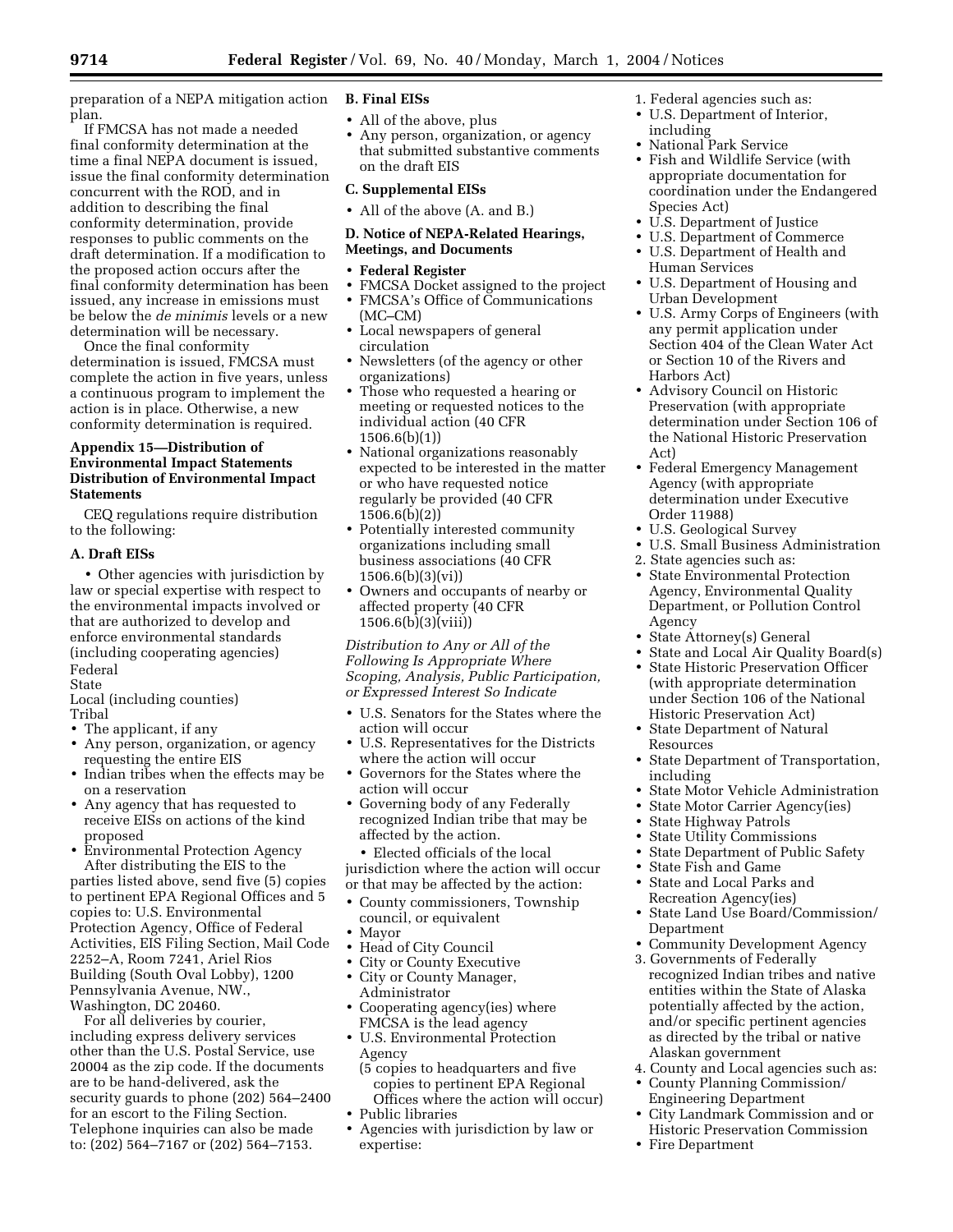preparation of a NEPA mitigation action plan.

If FMCSA has not made a needed final conformity determination at the time a final NEPA document is issued, issue the final conformity determination concurrent with the ROD, and in addition to describing the final conformity determination, provide responses to public comments on the draft determination. If a modification to the proposed action occurs after the final conformity determination has been issued, any increase in emissions must be below the *de minimis* levels or a new determination will be necessary.

Once the final conformity determination is issued, FMCSA must complete the action in five years, unless a continuous program to implement the action is in place. Otherwise, a new conformity determination is required.

## Appendix 15—Distribution of Environmental Impact Statements Distribution of Environmental Impact Statements

CEQ regulations require distribution to the following:

### A. Draft EISs

- Other agencies with jurisdiction by law or special expertise with respect to the environmental impacts involved or that are authorized to develop and enforce environmental standards (including cooperating agencies)

Federal
State
Local (including counties)
Tribal

- The applicant, if any
- Any person, organization, or agency requesting the entire EIS
- Indian tribes when the effects may be on a reservation
- Any agency that has requested to receive EISs on actions of the kind proposed
- Environmental Protection Agency

After distributing the EIS to the parties listed above, send five (5) copies to pertinent EPA Regional Offices and 5 copies to: U.S. Environmental Protection Agency, Office of Federal Activities, EIS Filing Section, Mail Code 2252–A, Room 7241, Ariel Rios Building (South Oval Lobby), 1200 Pennsylvania Avenue, NW., Washington, DC 20460.

For all deliveries by courier, including express delivery services other than the U.S. Postal Service, use 20004 as the zip code. If the documents are to be hand-delivered, ask the security guards to phone (202) 564–2400 for an escort to the Filing Section. Telephone inquiries can also be made to: (202) 564–7167 or (202) 564–7153.

### B. Final EISs

- All of the above, plus
- Any person, organization, or agency that submitted substantive comments on the draft EIS

### C. Supplemental EISs

- All of the above (A. and B.)

### D. Notice of NEPA-Related Hearings, Meetings, and Documents

- **Federal Register**
- FMCSA Docket assigned to the project
- FMCSA's Office of Communications (MC–CM)
- Local newspapers of general circulation
- Newsletters (of the agency or other organizations)
- Those who requested a hearing or meeting or requested notices to the individual action (40 CFR 1506.6(b)(1))
- National organizations reasonably expected to be interested in the matter or who have requested notice regularly be provided (40 CFR 1506.6(b)(2))
- Potentially interested community organizations including small business associations (40 CFR 1506.6(b)(3)(vi))
- Owners and occupants of nearby or affected property (40 CFR 1506.6(b)(3)(viii))

*Distribution to Any or All of the Following Is Appropriate Where Scoping, Analysis, Public Participation, or Expressed Interest So Indicate*

- U.S. Senators for the States where the action will occur
- U.S. Representatives for the Districts where the action will occur
- Governors for the States where the action will occur
- Governing body of any Federally recognized Indian tribe that may be affected by the action.
- Elected officials of the local jurisdiction where the action will occur or that may be affected by the action:
- County commissioners, Township council, or equivalent
- Mayor
- Head of City Council
- City or County Executive
- City or County Manager, Administrator
- Cooperating agency(ies) where FMCSA is the lead agency
- U.S. Environmental Protection Agency
  (5 copies to headquarters and five copies to pertinent EPA Regional Offices where the action will occur)
- Public libraries
- Agencies with jurisdiction by law or expertise:

1. Federal agencies such as:
- U.S. Department of Interior, including
- National Park Service
- Fish and Wildlife Service (with appropriate documentation for coordination under the Endangered Species Act)
- U.S. Department of Justice
- U.S. Department of Commerce
- U.S. Department of Health and Human Services
- U.S. Department of Housing and Urban Development
- U.S. Army Corps of Engineers (with any permit application under Section 404 of the Clean Water Act or Section 10 of the Rivers and Harbors Act)
- Advisory Council on Historic Preservation (with appropriate determination under Section 106 of the National Historic Preservation Act)
- Federal Emergency Management Agency (with appropriate determination under Executive Order 11988)
- U.S. Geological Survey
- U.S. Small Business Administration

2. State agencies such as:
- State Environmental Protection Agency, Environmental Quality Department, or Pollution Control Agency
- State Attorney(s) General
- State and Local Air Quality Board(s)
- State Historic Preservation Officer (with appropriate determination under Section 106 of the National Historic Preservation Act)
- State Department of Natural Resources
- State Department of Transportation, including
- State Motor Vehicle Administration
- State Motor Carrier Agency(ies)
- State Highway Patrols
- State Utility Commissions
- State Department of Public Safety
- State Fish and Game
- State and Local Parks and Recreation Agency(ies)
- State Land Use Board/Commission/Department
- Community Development Agency

3. Governments of Federally recognized Indian tribes and native entities within the State of Alaska potentially affected by the action, and/or specific pertinent agencies as directed by the tribal or native Alaskan government

4. County and Local agencies such as:
- County Planning Commission/Engineering Department
- City Landmark Commission and or Historic Preservation Commission
- Fire Department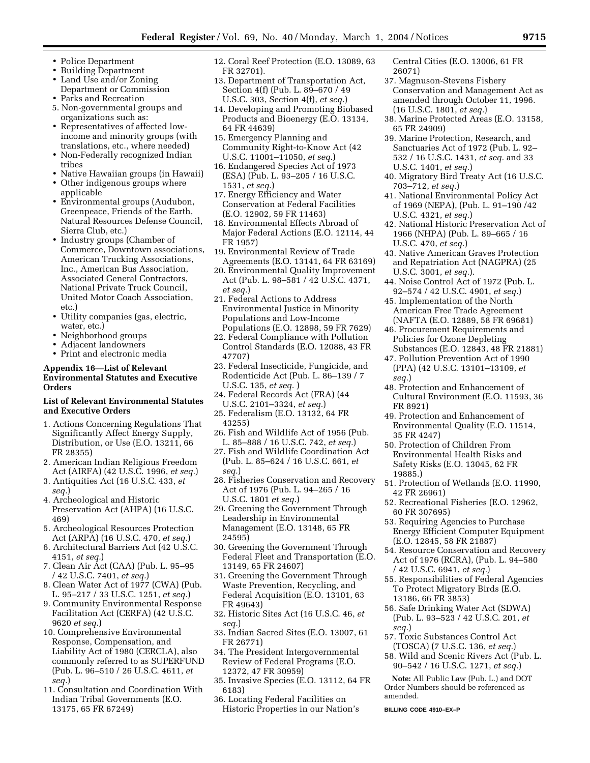- Police Department
- Building Department
- Land Use and/or Zoning Department or Commission
- Parks and Recreation

5. Non-governmental groups and organizations such as:

- Representatives of affected low-income and minority groups (with translations, etc., where needed)
- Non-Federally recognized Indian tribes
- Native Hawaiian groups (in Hawaii)
- Other indigenous groups where applicable
- Environmental groups (Audubon, Greenpeace, Friends of the Earth, Natural Resources Defense Council, Sierra Club, etc.)
- Industry groups (Chamber of Commerce, Downtown associations, American Trucking Associations, Inc., American Bus Association, Associated General Contractors, National Private Truck Council, United Motor Coach Association, etc.)
- Utility companies (gas, electric, water, etc.)
- Neighborhood groups
- Adjacent landowners
- Print and electronic media

## Appendix 16—List of Relevant Environmental Statutes and Executive Orders

### List of Relevant Environmental Statutes and Executive Orders

1. Actions Concerning Regulations That Significantly Affect Energy Supply, Distribution, or Use (E.O. 13211, 66 FR 28355)
2. American Indian Religious Freedom Act (AIRFA) (42 U.S.C. 1996, *et seq.*)
3. Antiquities Act (16 U.S.C. 433, *et seq.*)
4. Archeological and Historic Preservation Act (AHPA) (16 U.S.C. 469)
5. Archeological Resources Protection Act (ARPA) (16 U.S.C. 470, *et seq.*)
6. Architectural Barriers Act (42 U.S.C. 4151, *et seq.*)
7. Clean Air Act (CAA) (Pub. L. 95–95 / 42 U.S.C. 7401, *et seq.*)
8. Clean Water Act of 1977 (CWA) (Pub. L. 95–217 / 33 U.S.C. 1251, *et seq.*)
9. Community Environmental Response Facilitation Act (CERFA) (42 U.S.C. 9620 *et seq.*)
10. Comprehensive Environmental Response, Compensation, and Liability Act of 1980 (CERCLA), also commonly referred to as SUPERFUND (Pub. L. 96–510 / 26 U.S.C. 4611, *et seq.*)
11. Consultation and Coordination With Indian Tribal Governments (E.O. 13175, 65 FR 67249)
12. Coral Reef Protection (E.O. 13089, 63 FR 32701).
13. Department of Transportation Act, Section 4(f) (Pub. L. 89–670 / 49 U.S.C. 303, Section 4(f), *et seq.*)
14. Developing and Promoting Biobased Products and Bioenergy (E.O. 13134, 64 FR 44639)
15. Emergency Planning and Community Right-to-Know Act (42 U.S.C. 11001–11050, *et seq.*)
16. Endangered Species Act of 1973 (ESA) (Pub. L. 93–205 / 16 U.S.C. 1531, *et seq.*)
17. Energy Efficiency and Water Conservation at Federal Facilities (E.O. 12902, 59 FR 11463)
18. Environmental Effects Abroad of Major Federal Actions (E.O. 12114, 44 FR 1957)
19. Environmental Review of Trade Agreements (E.O. 13141, 64 FR 63169)
20. Environmental Quality Improvement Act (Pub. L. 98–581 / 42 U.S.C. 4371, *et seq.*)
21. Federal Actions to Address Environmental Justice in Minority Populations and Low-Income Populations (E.O. 12898, 59 FR 7629)
22. Federal Compliance with Pollution Control Standards (E.O. 12088, 43 FR 47707)
23. Federal Insecticide, Fungicide, and Rodenticide Act (Pub. L. 86–139 / 7 U.S.C. 135, *et seq.* )
24. Federal Records Act (FRA) (44 U.S.C. 2101–3324, *et seq.*)
25. Federalism (E.O. 13132, 64 FR 43255)
26. Fish and Wildlife Act of 1956 (Pub. L. 85–888 / 16 U.S.C. 742, *et seq.*)
27. Fish and Wildlife Coordination Act (Pub. L. 85–624 / 16 U.S.C. 661, *et seq.*)
28. Fisheries Conservation and Recovery Act of 1976 (Pub. L. 94–265 / 16 U.S.C. 1801 *et seq.*)
29. Greening the Government Through Leadership in Environmental Management (E.O. 13148, 65 FR 24595)
30. Greening the Government Through Federal Fleet and Transportation (E.O. 13149, 65 FR 24607)
31. Greening the Government Through Waste Prevention, Recycling, and Federal Acquisition (E.O. 13101, 63 FR 49643)
32. Historic Sites Act (16 U.S.C. 46, *et seq.*)
33. Indian Sacred Sites (E.O. 13007, 61 FR 26771)
34. The President Intergovernmental Review of Federal Programs (E.O. 12372, 47 FR 30959)
35. Invasive Species (E.O. 13112, 64 FR 6183)
36. Locating Federal Facilities on Historic Properties in our Nation's Central Cities (E.O. 13006, 61 FR 26071)
37. Magnuson-Stevens Fishery Conservation and Management Act as amended through October 11, 1996. (16 U.S.C. 1801, *et seq.*)
38. Marine Protected Areas (E.O. 13158, 65 FR 24909)
39. Marine Protection, Research, and Sanctuaries Act of 1972 (Pub. L. 92–532 / 16 U.S.C. 1431, *et seq.* and 33 U.S.C. 1401, *et seq.*)
40. Migratory Bird Treaty Act (16 U.S.C. 703–712, *et seq.*)
41. National Environmental Policy Act of 1969 (NEPA), (Pub. L. 91–190 /42 U.S.C. 4321, *et seq.*)
42. National Historic Preservation Act of 1966 (NHPA) (Pub. L. 89–665 / 16 U.S.C. 470, *et seq.*)
43. Native American Graves Protection and Repatriation Act (NAGPRA) (25 U.S.C. 3001, *et seq.*).
44. Noise Control Act of 1972 (Pub. L. 92–574 / 42 U.S.C. 4901, *et seq.*)
45. Implementation of the North American Free Trade Agreement (NAFTA (E.O. 12889, 58 FR 69681)
46. Procurement Requirements and Policies for Ozone Depleting Substances (E.O. 12843, 48 FR 21881)
47. Pollution Prevention Act of 1990 (PPA) (42 U.S.C. 13101–13109, *et seq.*)
48. Protection and Enhancement of Cultural Environment (E.O. 11593, 36 FR 8921)
49. Protection and Enhancement of Environmental Quality (E.O. 11514, 35 FR 4247)
50. Protection of Children From Environmental Health Risks and Safety Risks (E.O. 13045, 62 FR 19885.)
51. Protection of Wetlands (E.O. 11990, 42 FR 26961)
52. Recreational Fisheries (E.O. 12962, 60 FR 307695)
53. Requiring Agencies to Purchase Energy Efficient Computer Equipment (E.O. 12845, 58 FR 21887)
54. Resource Conservation and Recovery Act of 1976 (RCRA), (Pub. L. 94–580 / 42 U.S.C. 6941, *et seq.*)
55. Responsibilities of Federal Agencies To Protect Migratory Birds (E.O. 13186, 66 FR 3853)
56. Safe Drinking Water Act (SDWA) (Pub. L. 93–523 / 42 U.S.C. 201, *et seq.*)
57. Toxic Substances Control Act (TOSCA) (7 U.S.C. 136, *et seq.*)
58. Wild and Scenic Rivers Act (Pub. L. 90–542 / 16 U.S.C. 1271, *et seq.*)

**Note:** All Public Law (Pub. L.) and DOT Order Numbers should be referenced as amended.

BILLING CODE 4910–EX–P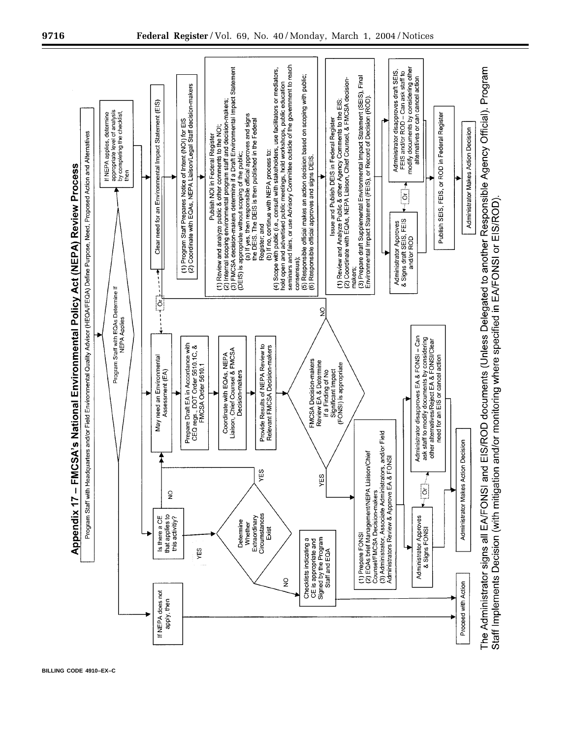## Appendix 17 – FMCSA's National Environmental Policy Act (NEPA) Review Process

Program Staff with Headquarters and/or Field Environmental Quality Advisor (HEQA/FEQA) Define Purpose, Need, Proposed Action and Alternatives

Program Staff with EQAs Determine If NEPA Applies

If NEPA does not apply, then

Proceed with Action

If NEPA applies, determine appropriate level of analysis by completing the checklist, then

Is there a CE that applies to this activity?

YES

NO

Determine Whether Extraordinary Circumstances Exist

NO

YES

Checklists indicating a CE is appropriate and Signed by the Program Staff and EQA

May need an Environmental Assessment (EA)

Prepare Draft EA in Accordance with CEQ regs., DOT Order 5610.1C, & FMCSA Order 5610.1

Coordinate with EQAs, NEPA Liaison, Chief Counsel & FMCSA Decision-makers

Provide Results of NEPA Review to Relevant FMCSA Decision-makers

FMCSA Decision-makers Review EA & Determine if a Finding of No Significant Impact (FONSI) is appropriate

YES

NO

(1) Prepare FONSI
(2) EQAs brief Management/NEPA Liaison/Chief Counsel/FMCSA Decision-makers
(3) Administrator, Associate Administrators, and/or Field Administrators Review & Approve EA & FONSI

Administrator Approves & Signs FONSI

Or

Administrator disapproves EA & FONSI – Can ask staff to modify documents by considering other alternatives/Reject EA & FONSI/Clear need for an EIS or cancel action

Administrator Makes Action Decision

Or

Clear need for an Environmental Impact Statement (EIS)

(1) Program Staff Prepares Notice of Intent (NOI) for EIS
(2) Coordinate with EQAs, NEPA Liaison/Legal Staff decision-makers

Publish NOI in Federal Register
(1) Review and analyze public & other comments to the NOI;
(2) Internal scoping environmental program staff and decision-makers;
(3) FMCSA decision-makers determine if a Draft Environmental Impact Statement (DEIS) is appropriate without scoping of the public;
(a) If yes, then responsible official approves and signs the DEIS. The DEIS is then published in the Federal Register; and
(b) If no, continue with NEPA process to:
(4) Scope with public (i.e., consult with stakeholders, use facilitators or mediators, hold open and advertised public meetings, hold workshops, public education seminars and fairs, or use Advisory Committee outside of the government to reach consensus);
(5) Responsible official makes an action decision based on scoping with public;
(6) Responsible official approves and signs DEIS.

Issue and Publish DEIS in Federal Register
(1) Review and Analyze Public & other Agency Comments to the EIS;
(2) Coordinate with EQAs, NEPA Liaison, Chief Counsel, & FMCSA decision-makers;
(3) Prepare draft Supplemental Environmental Impact Statement (SEIS), Final Environmental Impact Statement (FEIS), or Record of Decision (ROD).

Administrator Approves & Signs draft SEIS, FEIS and/or ROD

Or

Administrator disapproves draft SEIS, FEIS and/or ROD – Can ask staff to modify documents by considering other alternatives or can cancel action

Publish SEIS, FEIS, or ROD in Federal Register

Administrator Makes Action Decision

The Administrator signs all EA/FONSI and EIS/ROD documents (Unless Delegated to another Responsible Agency Official). Program Staff Implements Decision (with mitigation and/or monitoring where specified in EA/FONSI or EIS/ROD).

BILLING CODE 4910–EX–C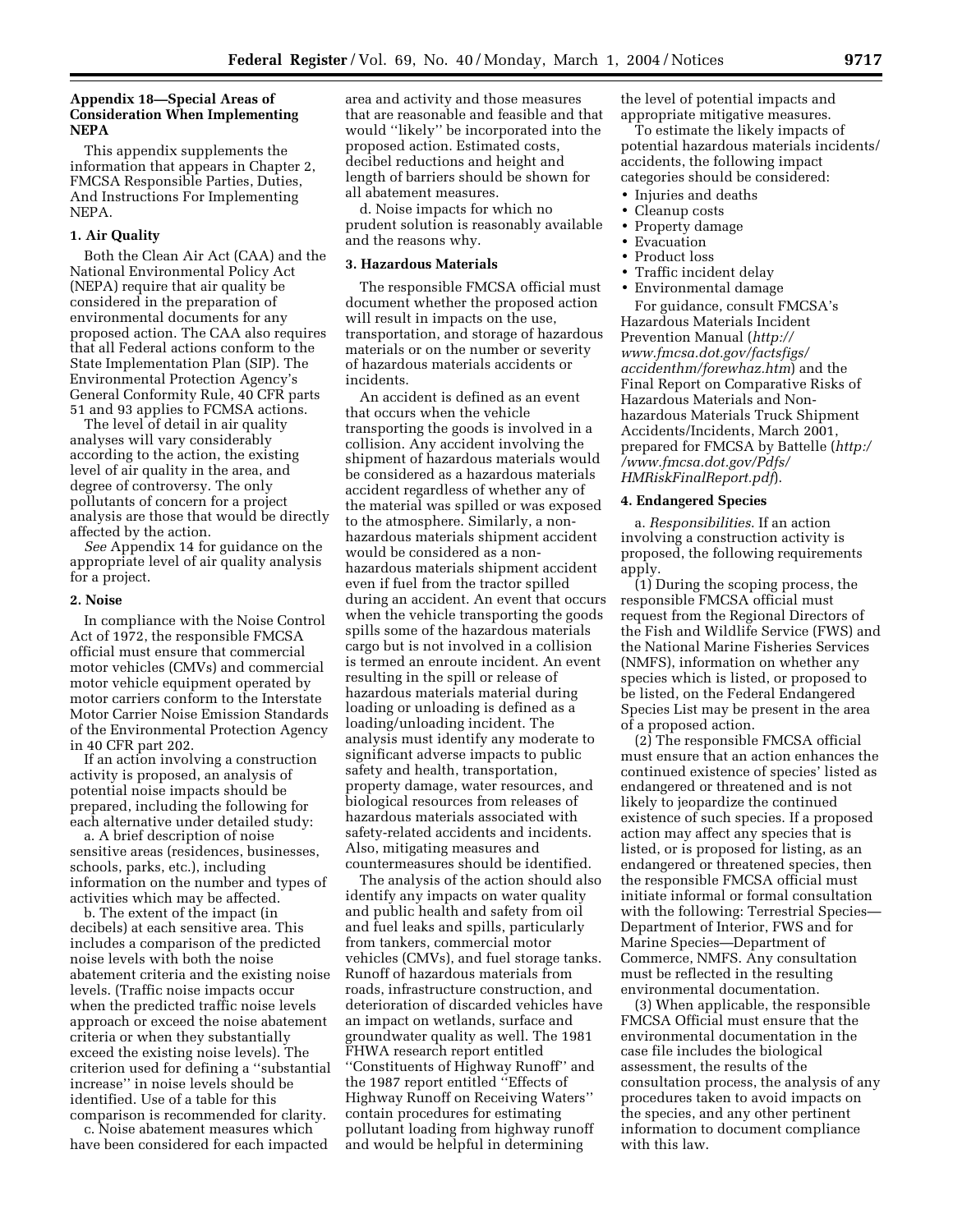### Appendix 18—Special Areas of Consideration When Implementing NEPA

This appendix supplements the information that appears in Chapter 2, FMCSA Responsible Parties, Duties, And Instructions For Implementing NEPA.

#### 1. Air Quality

Both the Clean Air Act (CAA) and the National Environmental Policy Act (NEPA) require that air quality be considered in the preparation of environmental documents for any proposed action. The CAA also requires that all Federal actions conform to the State Implementation Plan (SIP). The Environmental Protection Agency's General Conformity Rule, 40 CFR parts 51 and 93 applies to FCMSA actions.

The level of detail in air quality analyses will vary considerably according to the action, the existing level of air quality in the area, and degree of controversy. The only pollutants of concern for a project analysis are those that would be directly affected by the action.

*See* Appendix 14 for guidance on the appropriate level of air quality analysis for a project.

#### 2. Noise

In compliance with the Noise Control Act of 1972, the responsible FMCSA official must ensure that commercial motor vehicles (CMVs) and commercial motor vehicle equipment operated by motor carriers conform to the Interstate Motor Carrier Noise Emission Standards of the Environmental Protection Agency in 40 CFR part 202.

If an action involving a construction activity is proposed, an analysis of potential noise impacts should be prepared, including the following for each alternative under detailed study:

a. A brief description of noise sensitive areas (residences, businesses, schools, parks, etc.), including information on the number and types of activities which may be affected.

b. The extent of the impact (in decibels) at each sensitive area. This includes a comparison of the predicted noise levels with both the noise abatement criteria and the existing noise levels. (Traffic noise impacts occur when the predicted traffic noise levels approach or exceed the noise abatement criteria or when they substantially exceed the existing noise levels). The criterion used for defining a ''substantial increase'' in noise levels should be identified. Use of a table for this comparison is recommended for clarity.

c. Noise abatement measures which have been considered for each impacted area and activity and those measures that are reasonable and feasible and that would ''likely'' be incorporated into the proposed action. Estimated costs, decibel reductions and height and length of barriers should be shown for all abatement measures.

d. Noise impacts for which no prudent solution is reasonably available and the reasons why.

#### 3. Hazardous Materials

The responsible FMCSA official must document whether the proposed action will result in impacts on the use, transportation, and storage of hazardous materials or on the number or severity of hazardous materials accidents or incidents.

An accident is defined as an event that occurs when the vehicle transporting the goods is involved in a collision. Any accident involving the shipment of hazardous materials would be considered as a hazardous materials accident regardless of whether any of the material was spilled or was exposed to the atmosphere. Similarly, a non-hazardous materials shipment accident would be considered as a non-hazardous materials shipment accident even if fuel from the tractor spilled during an accident. An event that occurs when the vehicle transporting the goods spills some of the hazardous materials cargo but is not involved in a collision is termed an enroute incident. An event resulting in the spill or release of hazardous materials material during loading or unloading is defined as a loading/unloading incident. The analysis must identify any moderate to significant adverse impacts to public safety and health, transportation, property damage, water resources, and biological resources from releases of hazardous materials associated with safety-related accidents and incidents. Also, mitigating measures and countermeasures should be identified.

The analysis of the action should also identify any impacts on water quality and public health and safety from oil and fuel leaks and spills, particularly from tankers, commercial motor vehicles (CMVs), and fuel storage tanks. Runoff of hazardous materials from roads, infrastructure construction, and deterioration of discarded vehicles have an impact on wetlands, surface and groundwater quality as well. The 1981 FHWA research report entitled ''Constituents of Highway Runoff'' and the 1987 report entitled ''Effects of Highway Runoff on Receiving Waters'' contain procedures for estimating pollutant loading from highway runoff and would be helpful in determining the level of potential impacts and appropriate mitigative measures.

To estimate the likely impacts of potential hazardous materials incidents/accidents, the following impact categories should be considered:

- Injuries and deaths
- Cleanup costs
- Property damage
- Evacuation
- Product loss
- Traffic incident delay
- Environmental damage

For guidance, consult FMCSA's Hazardous Materials Incident Prevention Manual (*http://www.fmcsa.dot.gov/factsfigs/accidenthm/forewhaz.htm*) and the Final Report on Comparative Risks of Hazardous Materials and Non-hazardous Materials Truck Shipment Accidents/Incidents, March 2001, prepared for FMCSA by Battelle (*http://www.fmcsa.dot.gov/Pdfs/HMRiskFinalReport.pdf*).

#### 4. Endangered Species

a. *Responsibilities*. If an action involving a construction activity is proposed, the following requirements apply.

(1) During the scoping process, the responsible FMCSA official must request from the Regional Directors of the Fish and Wildlife Service (FWS) and the National Marine Fisheries Services (NMFS), information on whether any species which is listed, or proposed to be listed, on the Federal Endangered Species List may be present in the area of a proposed action.

(2) The responsible FMCSA official must ensure that an action enhances the continued existence of species' listed as endangered or threatened and is not likely to jeopardize the continued existence of such species. If a proposed action may affect any species that is listed, or is proposed for listing, as an endangered or threatened species, then the responsible FMCSA official must initiate informal or formal consultation with the following: Terrestrial Species—Department of Interior, FWS and for Marine Species—Department of Commerce, NMFS. Any consultation must be reflected in the resulting environmental documentation.

(3) When applicable, the responsible FMCSA Official must ensure that the environmental documentation in the case file includes the biological assessment, the results of the consultation process, the analysis of any procedures taken to avoid impacts on the species, and any other pertinent information to document compliance with this law.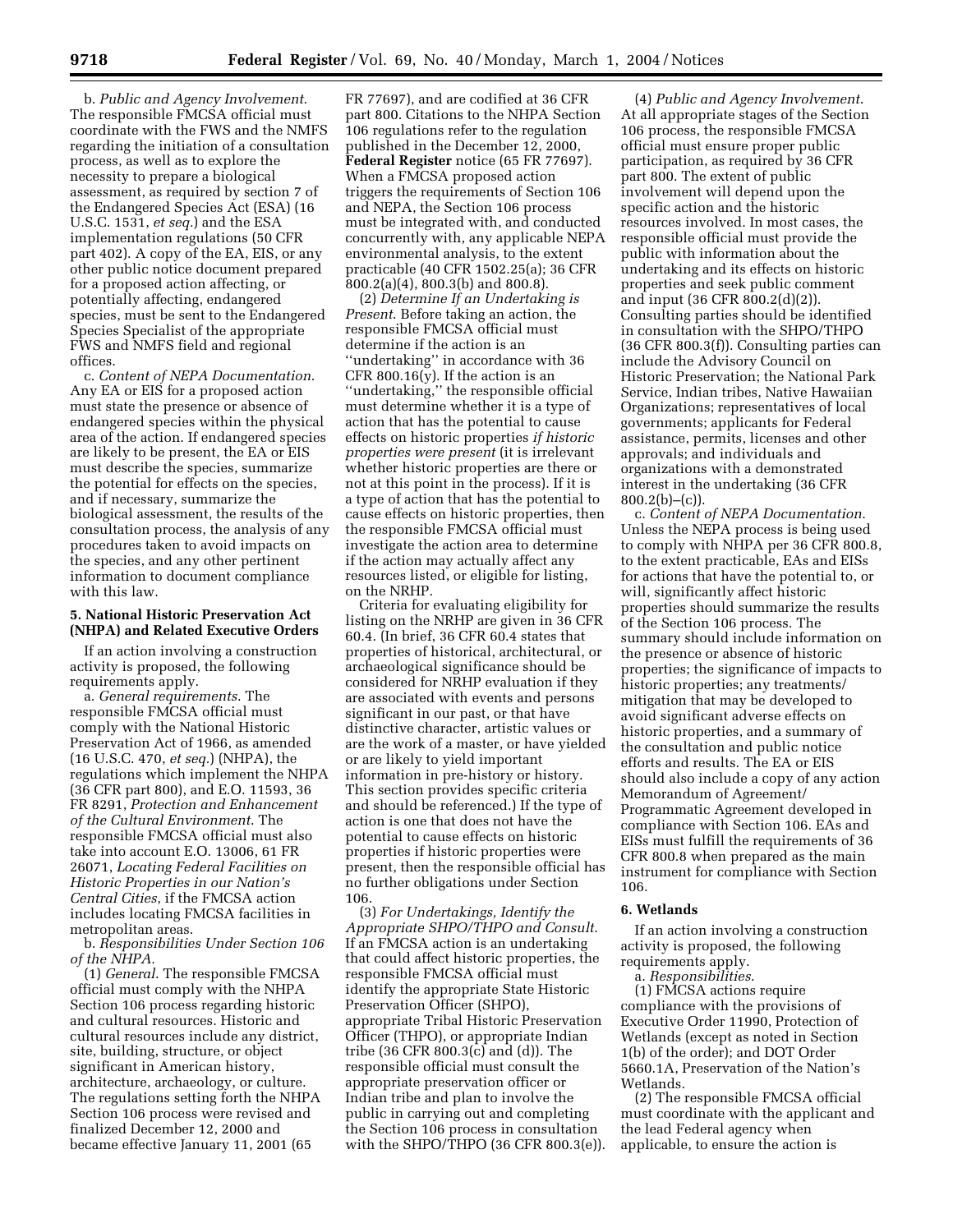b. *Public and Agency Involvement.* The responsible FMCSA official must coordinate with the FWS and the NMFS regarding the initiation of a consultation process, as well as to explore the necessity to prepare a biological assessment, as required by section 7 of the Endangered Species Act (ESA) (16 U.S.C. 1531, *et seq.*) and the ESA implementation regulations (50 CFR part 402). A copy of the EA, EIS, or any other public notice document prepared for a proposed action affecting, or potentially affecting, endangered species, must be sent to the Endangered Species Specialist of the appropriate FWS and NMFS field and regional offices.

c. *Content of NEPA Documentation.* Any EA or EIS for a proposed action must state the presence or absence of endangered species within the physical area of the action. If endangered species are likely to be present, the EA or EIS must describe the species, summarize the potential for effects on the species, and if necessary, summarize the biological assessment, the results of the consultation process, the analysis of any procedures taken to avoid impacts on the species, and any other pertinent information to document compliance with this law.

**5. National Historic Preservation Act (NHPA) and Related Executive Orders**

If an action involving a construction activity is proposed, the following requirements apply.

a. *General requirements.* The responsible FMCSA official must comply with the National Historic Preservation Act of 1966, as amended (16 U.S.C. 470, *et seq.*) (NHPA), the regulations which implement the NHPA (36 CFR part 800), and E.O. 11593, 36 FR 8291, *Protection and Enhancement of the Cultural Environment.* The responsible FMCSA official must also take into account E.O. 13006, 61 FR 26071, *Locating Federal Facilities on Historic Properties in our Nation's Central Cities*, if the FMCSA action includes locating FMCSA facilities in metropolitan areas.

b. *Responsibilities Under Section 106 of the NHPA.*

(1) *General.* The responsible FMCSA official must comply with the NHPA Section 106 process regarding historic and cultural resources. Historic and cultural resources include any district, site, building, structure, or object significant in American history, architecture, archaeology, or culture. The regulations setting forth the NHPA Section 106 process were revised and finalized December 12, 2000 and became effective January 11, 2001 (65 FR 77697), and are codified at 36 CFR part 800. Citations to the NHPA Section 106 regulations refer to the regulation published in the December 12, 2000, **Federal Register** notice (65 FR 77697). When a FMCSA proposed action triggers the requirements of Section 106 and NEPA, the Section 106 process must be integrated with, and conducted concurrently with, any applicable NEPA environmental analysis, to the extent practicable (40 CFR 1502.25(a); 36 CFR 800.2(a)(4), 800.3(b) and 800.8).

(2) *Determine If an Undertaking is Present.* Before taking an action, the responsible FMCSA official must determine if the action is an ''undertaking'' in accordance with 36 CFR 800.16(y). If the action is an ''undertaking,'' the responsible official must determine whether it is a type of action that has the potential to cause effects on historic properties *if historic properties were present* (it is irrelevant whether historic properties are there or not at this point in the process). If it is a type of action that has the potential to cause effects on historic properties, then the responsible FMCSA official must investigate the action area to determine if the action may actually affect any resources listed, or eligible for listing, on the NRHP.

Criteria for evaluating eligibility for listing on the NRHP are given in 36 CFR 60.4. (In brief, 36 CFR 60.4 states that properties of historical, architectural, or archaeological significance should be considered for NRHP evaluation if they are associated with events and persons significant in our past, or that have distinctive character, artistic values or are the work of a master, or have yielded or are likely to yield important information in pre-history or history. This section provides specific criteria and should be referenced.) If the type of action is one that does not have the potential to cause effects on historic properties if historic properties were present, then the responsible official has no further obligations under Section 106.

(3) *For Undertakings, Identify the Appropriate SHPO/THPO and Consult.* If an FMCSA action is an undertaking that could affect historic properties, the responsible FMCSA official must identify the appropriate State Historic Preservation Officer (SHPO), appropriate Tribal Historic Preservation Officer (THPO), or appropriate Indian tribe (36 CFR 800.3(c) and (d)). The responsible official must consult the appropriate preservation officer or Indian tribe and plan to involve the public in carrying out and completing the Section 106 process in consultation with the SHPO/THPO (36 CFR 800.3(e)).

(4) *Public and Agency Involvement.* At all appropriate stages of the Section 106 process, the responsible FMCSA official must ensure proper public participation, as required by 36 CFR part 800. The extent of public involvement will depend upon the specific action and the historic resources involved. In most cases, the responsible official must provide the public with information about the undertaking and its effects on historic properties and seek public comment and input (36 CFR 800.2(d)(2)). Consulting parties should be identified in consultation with the SHPO/THPO (36 CFR 800.3(f)). Consulting parties can include the Advisory Council on Historic Preservation; the National Park Service, Indian tribes, Native Hawaiian Organizations; representatives of local governments; applicants for Federal assistance, permits, licenses and other approvals; and individuals and organizations with a demonstrated interest in the undertaking (36 CFR 800.2(b)–(c)).

c. *Content of NEPA Documentation.* Unless the NEPA process is being used to comply with NHPA per 36 CFR 800.8, to the extent practicable, EAs and EISs for actions that have the potential to, or will, significantly affect historic properties should summarize the results of the Section 106 process. The summary should include information on the presence or absence of historic properties; the significance of impacts to historic properties; any treatments/mitigation that may be developed to avoid significant adverse effects on historic properties, and a summary of the consultation and public notice efforts and results. The EA or EIS should also include a copy of any action Memorandum of Agreement/Programmatic Agreement developed in compliance with Section 106. EAs and EISs must fulfill the requirements of 36 CFR 800.8 when prepared as the main instrument for compliance with Section 106.

**6. Wetlands**

If an action involving a construction activity is proposed, the following requirements apply.

a. *Responsibilities.*

(1) FMCSA actions require compliance with the provisions of Executive Order 11990, Protection of Wetlands (except as noted in Section 1(b) of the order); and DOT Order 5660.1A, Preservation of the Nation's Wetlands.

(2) The responsible FMCSA official must coordinate with the applicant and the lead Federal agency when applicable, to ensure the action is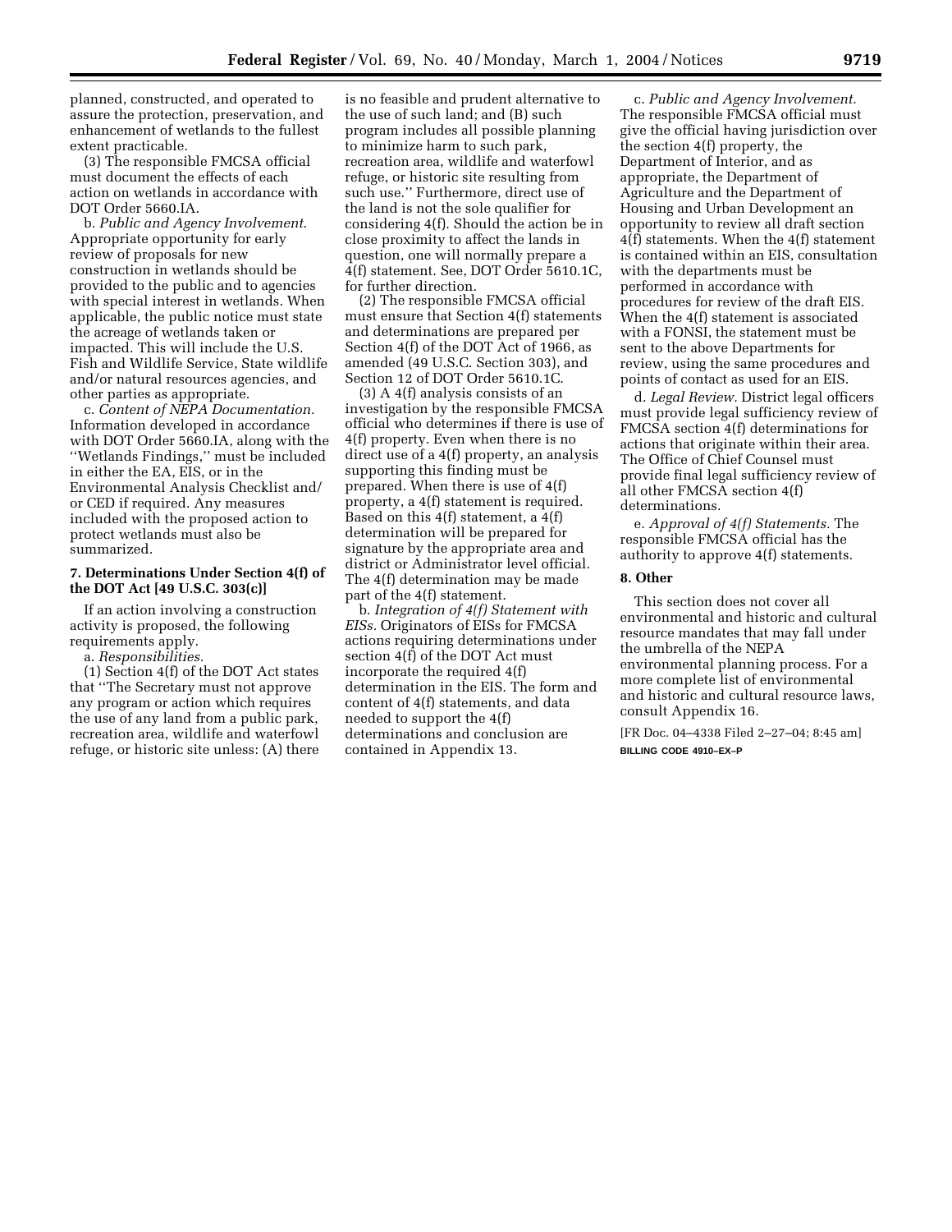planned, constructed, and operated to assure the protection, preservation, and enhancement of wetlands to the fullest extent practicable.

(3) The responsible FMCSA official must document the effects of each action on wetlands in accordance with DOT Order 5660.IA.

b. *Public and Agency Involvement*. Appropriate opportunity for early review of proposals for new construction in wetlands should be provided to the public and to agencies with special interest in wetlands. When applicable, the public notice must state the acreage of wetlands taken or impacted. This will include the U.S. Fish and Wildlife Service, State wildlife and/or natural resources agencies, and other parties as appropriate.

c. *Content of NEPA Documentation.* Information developed in accordance with DOT Order 5660.IA, along with the ''Wetlands Findings,'' must be included in either the EA, EIS, or in the Environmental Analysis Checklist and/or CED if required. Any measures included with the proposed action to protect wetlands must also be summarized.

**7. Determinations Under Section 4(f) of the DOT Act [49 U.S.C. 303(c)]**

If an action involving a construction activity is proposed, the following requirements apply.

a. *Responsibilities.*

(1) Section 4(f) of the DOT Act states that ''The Secretary must not approve any program or action which requires the use of any land from a public park, recreation area, wildlife and waterfowl refuge, or historic site unless: (A) there is no feasible and prudent alternative to the use of such land; and (B) such program includes all possible planning to minimize harm to such park, recreation area, wildlife and waterfowl refuge, or historic site resulting from such use.'' Furthermore, direct use of the land is not the sole qualifier for considering 4(f). Should the action be in close proximity to affect the lands in question, one will normally prepare a 4(f) statement. See, DOT Order 5610.1C, for further direction.

(2) The responsible FMCSA official must ensure that Section 4(f) statements and determinations are prepared per Section 4(f) of the DOT Act of 1966, as amended (49 U.S.C. Section 303), and Section 12 of DOT Order 5610.1C.

(3) A 4(f) analysis consists of an investigation by the responsible FMCSA official who determines if there is use of 4(f) property. Even when there is no direct use of a 4(f) property, an analysis supporting this finding must be prepared. When there is use of 4(f) property, a 4(f) statement is required. Based on this 4(f) statement, a 4(f) determination will be prepared for signature by the appropriate area and district or Administrator level official. The 4(f) determination may be made part of the 4(f) statement.

b. *Integration of 4(f) Statement with EISs.* Originators of EISs for FMCSA actions requiring determinations under section 4(f) of the DOT Act must incorporate the required 4(f) determination in the EIS. The form and content of 4(f) statements, and data needed to support the 4(f) determinations and conclusion are contained in Appendix 13.

c. *Public and Agency Involvement.* The responsible FMCSA official must give the official having jurisdiction over the section 4(f) property, the Department of Interior, and as appropriate, the Department of Agriculture and the Department of Housing and Urban Development an opportunity to review all draft section 4(f) statements. When the 4(f) statement is contained within an EIS, consultation with the departments must be performed in accordance with procedures for review of the draft EIS. When the 4(f) statement is associated with a FONSI, the statement must be sent to the above Departments for review, using the same procedures and points of contact as used for an EIS.

d. *Legal Review.* District legal officers must provide legal sufficiency review of FMCSA section 4(f) determinations for actions that originate within their area. The Office of Chief Counsel must provide final legal sufficiency review of all other FMCSA section 4(f) determinations.

e. *Approval of 4(f) Statements.* The responsible FMCSA official has the authority to approve 4(f) statements.

**8. Other**

This section does not cover all environmental and historic and cultural resource mandates that may fall under the umbrella of the NEPA environmental planning process. For a more complete list of environmental and historic and cultural resource laws, consult Appendix 16.

[FR Doc. 04–4338 Filed 2–27–04; 8:45 am]

**BILLING CODE 4910–EX–P**